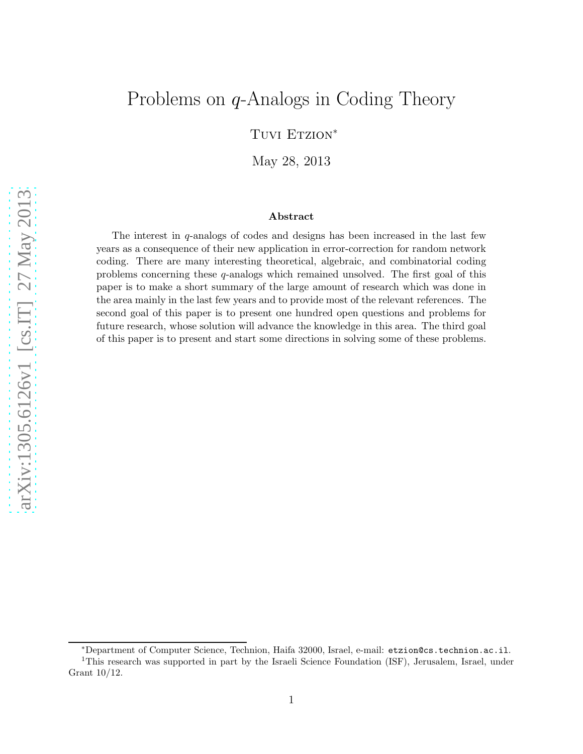# Problems on $q$-Analogs in Coding Theory

Tuvi Etzion[*]

May 28, 2013

### Abstract

The interest in $q$-analogs of codes and designs has been increased in the last few years as a consequence of their new application in error-correction for random network coding. There are many interesting theoretical, algebraic, and combinatorial coding problems concerning these $q$-analogs which remained unsolved. The first goal of this paper is to make a short summary of the large amount of research which was done in the area mainly in the last few years and to provide most of the relevant references. The second goal of this paper is to present one hundred open questions and problems for future research, whose solution will advance the knowledge in this area. The third goal of this paper is to present and start some directions in solving some of these problems.

---

[*]Department of Computer Science, Technion, Haifa 32000, Israel, e-mail: `etzion@cs.technion.ac.il`.

[1]This research was supported in part by the Israeli Science Foundation (ISF), Jerusalem, Israel, under Grant 10/12.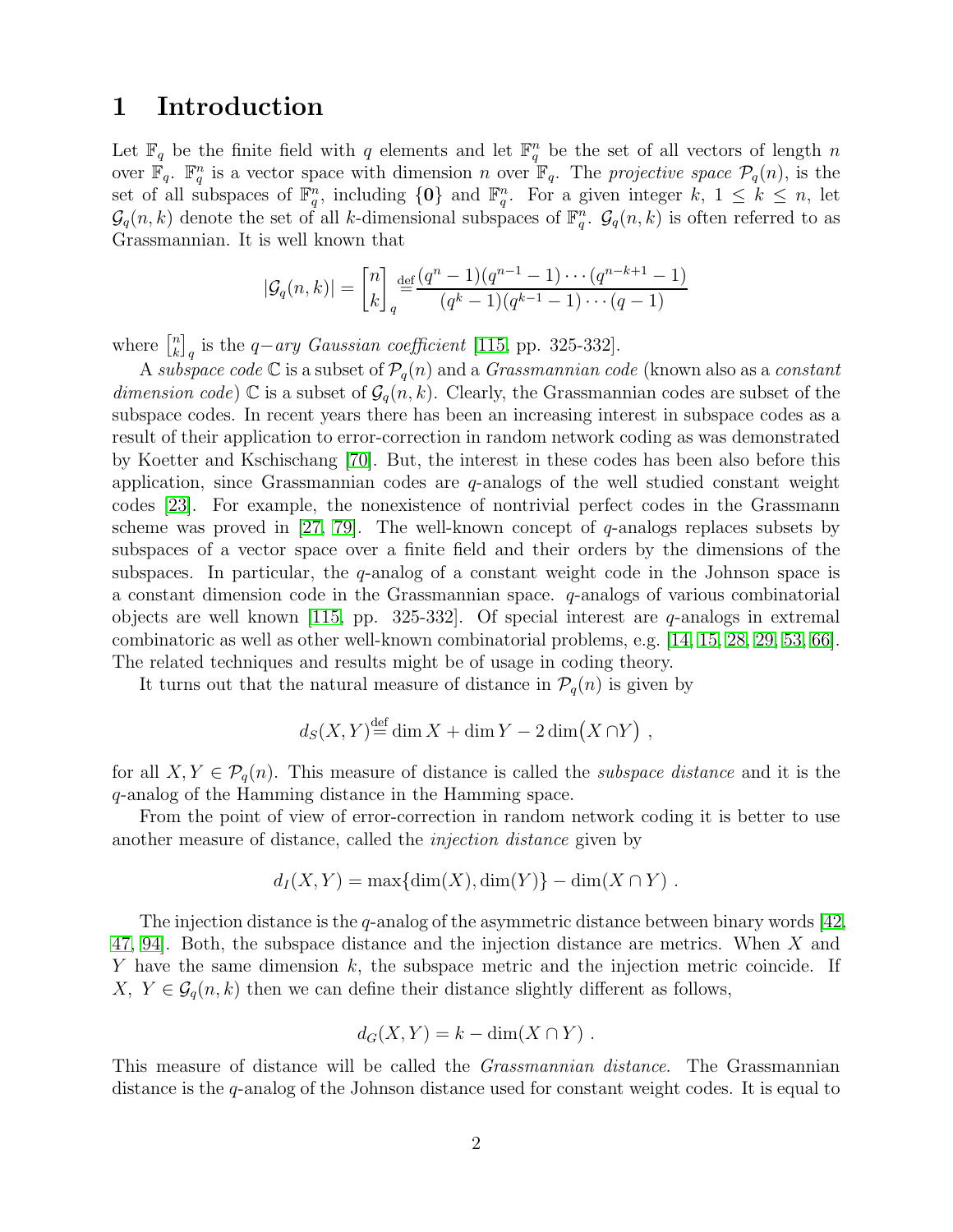# 1 Introduction

Let $\mathbb{F}_q$ be the finite field with $q$ elements and let $\mathbb{F}_q^n$ be the set of all vectors of length $n$ over $\mathbb{F}_q$. $\mathbb{F}_q^n$ is a vector space with dimension $n$ over $\mathbb{F}_q$. The *projective space* $\mathcal{P}_q(n)$, is the set of all subspaces of $\mathbb{F}_q^n$, including $\{\mathbf{0}\}$ and $\mathbb{F}_q^n$. For a given integer $k$, $1 \leq k \leq n$, let $\mathcal{G}_q(n,k)$ denote the set of all $k$-dimensional subspaces of $\mathbb{F}_q^n$. $\mathcal{G}_q(n,k)$ is often referred to as Grassmannian. It is well known that

$$|\mathcal{G}_q(n,k)| = \begin{bmatrix} n \\ k \end{bmatrix}_q \stackrel{\text{def}}{=} \frac{(q^n-1)(q^{n-1}-1)\cdots(q^{n-k+1}-1)}{(q^k-1)(q^{k-1}-1)\cdots(q-1)}$$

where $\begin{bmatrix} n \\ k \end{bmatrix}_q$ is the *$q-$ary Gaussian coefficient* [115, pp. 325-332].

A *subspace code* $\mathbb{C}$ is a subset of $\mathcal{P}_q(n)$ and a *Grassmannian code* (known also as a *constant dimension code*) $\mathbb{C}$ is a subset of $\mathcal{G}_q(n,k)$. Clearly, the Grassmannian codes are subset of the subspace codes. In recent years there has been an increasing interest in subspace codes as a result of their application to error-correction in random network coding as was demonstrated by Koetter and Kschischang [70]. But, the interest in these codes has been also before this application, since Grassmannian codes are $q$-analogs of the well studied constant weight codes [23]. For example, the nonexistence of nontrivial perfect codes in the Grassmann scheme was proved in [27, 79]. The well-known concept of $q$-analogs replaces subsets by subspaces of a vector space over a finite field and their orders by the dimensions of the subspaces. In particular, the $q$-analog of a constant weight code in the Johnson space is a constant dimension code in the Grassmannian space. $q$-analogs of various combinatorial objects are well known [115, pp. 325-332]. Of special interest are $q$-analogs in extremal combinatoric as well as other well-known combinatorial problems, e.g. [14, 15, 28, 29, 53, 66]. The related techniques and results might be of usage in coding theory.

It turns out that the natural measure of distance in $\mathcal{P}_q(n)$ is given by

$$d_S(X,Y) \stackrel{\text{def}}{=} \dim X + \dim Y - 2\dim\bigl(X \cap Y\bigr) \ ,$$

for all $X, Y \in \mathcal{P}_q(n)$. This measure of distance is called the *subspace distance* and it is the $q$-analog of the Hamming distance in the Hamming space.

From the point of view of error-correction in random network coding it is better to use another measure of distance, called the *injection distance* given by

$$d_I(X,Y) = \max\{\dim(X), \dim(Y)\} - \dim(X \cap Y) \ .$$

The injection distance is the $q$-analog of the asymmetric distance between binary words [42, 47, 94]. Both, the subspace distance and the injection distance are metrics. When $X$ and $Y$ have the same dimension $k$, the subspace metric and the injection metric coincide. If $X,\ Y \in \mathcal{G}_q(n,k)$ then we can define their distance slightly different as follows,

$$d_G(X,Y) = k - \dim(X \cap Y) \ .$$

This measure of distance will be called the *Grassmannian distance*. The Grassmannian distance is the $q$-analog of the Johnson distance used for constant weight codes. It is equal to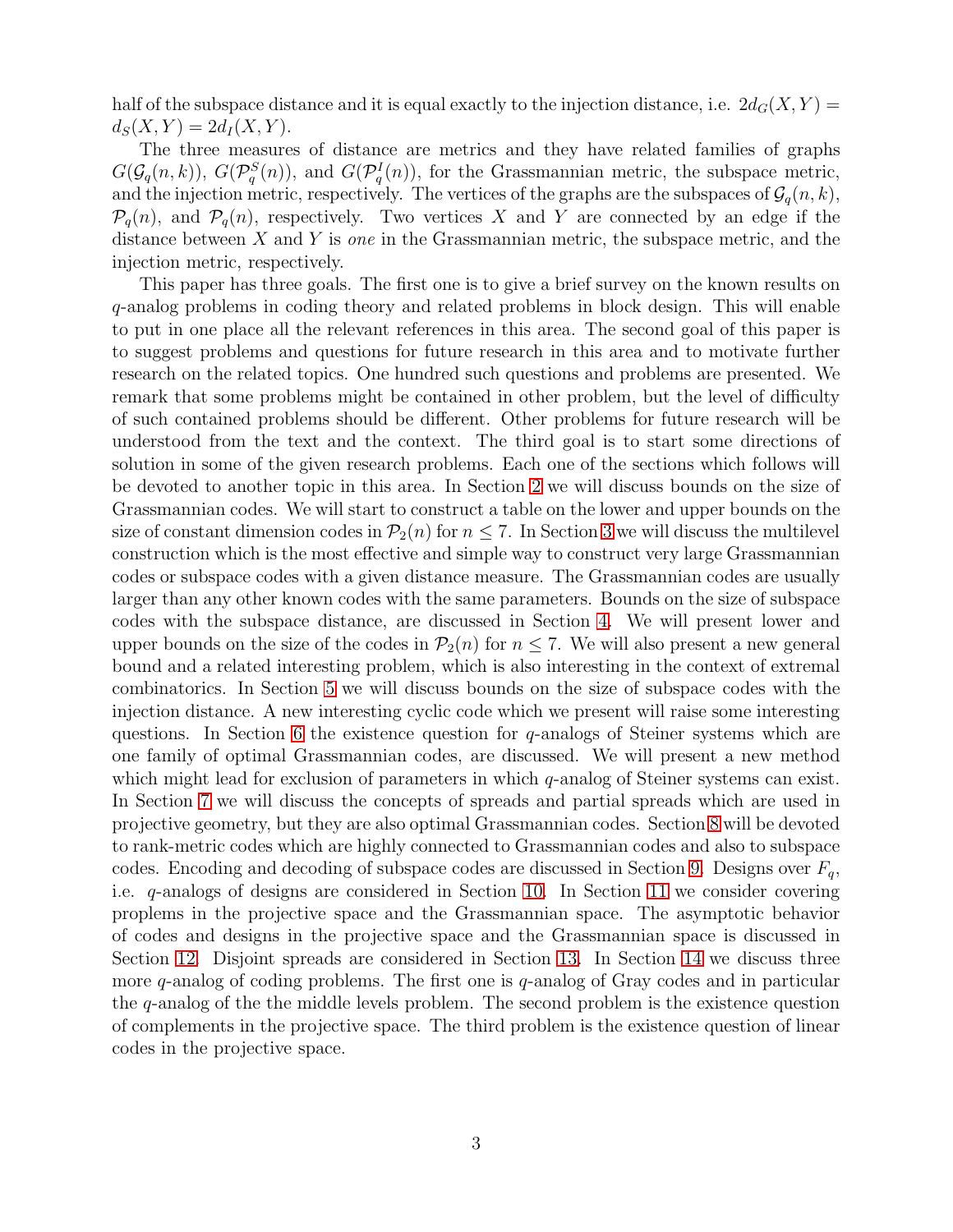half of the subspace distance and it is equal exactly to the injection distance, i.e. $2d_G(X,Y) = d_S(X,Y) = 2d_I(X,Y)$.

The three measures of distance are metrics and they have related families of graphs $G(\mathcal{G}_q(n,k))$, $G(\mathcal{P}_q^S(n))$, and $G(\mathcal{P}_q^I(n))$, for the Grassmannian metric, the subspace metric, and the injection metric, respectively. The vertices of the graphs are the subspaces of $\mathcal{G}_q(n,k)$, $\mathcal{P}_q(n)$, and $\mathcal{P}_q(n)$, respectively. Two vertices $X$ and $Y$ are connected by an edge if the distance between $X$ and $Y$ is *one* in the Grassmannian metric, the subspace metric, and the injection metric, respectively.

This paper has three goals. The first one is to give a brief survey on the known results on $q$-analog problems in coding theory and related problems in block design. This will enable to put in one place all the relevant references in this area. The second goal of this paper is to suggest problems and questions for future research in this area and to motivate further research on the related topics. One hundred such questions and problems are presented. We remark that some problems might be contained in other problem, but the level of difficulty of such contained problems should be different. Other problems for future research will be understood from the text and the context. The third goal is to start some directions of solution in some of the given research problems. Each one of the sections which follows will be devoted to another topic in this area. In Section 2 we will discuss bounds on the size of Grassmannian codes. We will start to construct a table on the lower and upper bounds on the size of constant dimension codes in $\mathcal{P}_2(n)$ for $n \leq 7$. In Section 3 we will discuss the multilevel construction which is the most effective and simple way to construct very large Grassmannian codes or subspace codes with a given distance measure. The Grassmannian codes are usually larger than any other known codes with the same parameters. Bounds on the size of subspace codes with the subspace distance, are discussed in Section 4. We will present lower and upper bounds on the size of the codes in $\mathcal{P}_2(n)$ for $n \leq 7$. We will also present a new general bound and a related interesting problem, which is also interesting in the context of extremal combinatorics. In Section 5 we will discuss bounds on the size of subspace codes with the injection distance. A new interesting cyclic code which we present will raise some interesting questions. In Section 6 the existence question for $q$-analogs of Steiner systems which are one family of optimal Grassmannian codes, are discussed. We will present a new method which might lead for exclusion of parameters in which $q$-analog of Steiner systems can exist. In Section 7 we will discuss the concepts of spreads and partial spreads which are used in projective geometry, but they are also optimal Grassmannian codes. Section 8 will be devoted to rank-metric codes which are highly connected to Grassmannian codes and also to subspace codes. Encoding and decoding of subspace codes are discussed in Section 9. Designs over $F_q$, i.e. $q$-analogs of designs are considered in Section 10. In Section 11 we consider covering proplems in the projective space and the Grassmannian space. The asymptotic behavior of codes and designs in the projective space and the Grassmannian space is discussed in Section 12. Disjoint spreads are considered in Section 13. In Section 14 we discuss three more $q$-analog of coding problems. The first one is $q$-analog of Gray codes and in particular the $q$-analog of the the middle levels problem. The second problem is the existence question of complements in the projective space. The third problem is the existence question of linear codes in the projective space.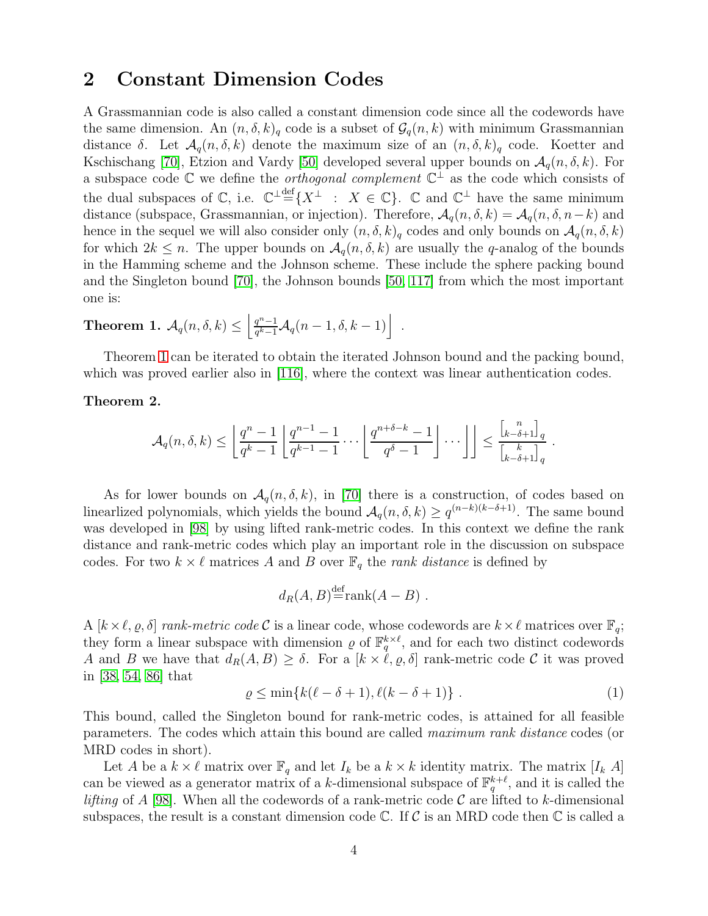## 2 Constant Dimension Codes

A Grassmannian code is also called a constant dimension code since all the codewords have the same dimension. An $(n, \delta, k)_q$ code is a subset of $\mathcal{G}_q(n, k)$ with minimum Grassmannian distance $\delta$. Let $\mathcal{A}_q(n, \delta, k)$ denote the maximum size of an $(n, \delta, k)_q$ code. Koetter and Kschischang [70], Etzion and Vardy [50] developed several upper bounds on $\mathcal{A}_q(n, \delta, k)$. For a subspace code $\mathbb{C}$ we define the *orthogonal complement* $\mathbb{C}^\perp$ as the code which consists of the dual subspaces of $\mathbb{C}$, i.e. $\mathbb{C}^\perp \stackrel{\text{def}}{=} \{X^\perp \ : \ X \in \mathbb{C}\}$. $\mathbb{C}$ and $\mathbb{C}^\perp$ have the same minimum distance (subspace, Grassmannian, or injection). Therefore, $\mathcal{A}_q(n, \delta, k) = \mathcal{A}_q(n, \delta, n-k)$ and hence in the sequel we will also consider only $(n, \delta, k)_q$ codes and only bounds on $\mathcal{A}_q(n, \delta, k)$ for which $2k \leq n$. The upper bounds on $\mathcal{A}_q(n, \delta, k)$ are usually the $q$-analog of the bounds in the Hamming scheme and the Johnson scheme. These include the sphere packing bound and the Singleton bound [70], the Johnson bounds [50, 117] from which the most important one is:

**Theorem 1.** $\mathcal{A}_q(n, \delta, k) \leq \left\lfloor \frac{q^n-1}{q^k-1} \mathcal{A}_q(n-1, \delta, k-1) \right\rfloor$ .

Theorem 1 can be iterated to obtain the iterated Johnson bound and the packing bound, which was proved earlier also in [116], where the context was linear authentication codes.

**Theorem 2.**

$$\mathcal{A}_q(n, \delta, k) \leq \left\lfloor \frac{q^n-1}{q^k-1} \left\lfloor \frac{q^{n-1}-1}{q^{k-1}-1} \cdots \left\lfloor \frac{q^{n+\delta-k}-1}{q^\delta - 1} \right\rfloor \cdots \right\rfloor \right\rfloor \leq \frac{\begin{bmatrix} n \\ k-\delta+1 \end{bmatrix}_q}{\begin{bmatrix} k \\ k-\delta+1 \end{bmatrix}_q} .$$

As for lower bounds on $\mathcal{A}_q(n, \delta, k)$, in [70] there is a construction, of codes based on linearlized polynomials, which yields the bound $\mathcal{A}_q(n, \delta, k) \geq q^{(n-k)(k-\delta+1)}$. The same bound was developed in [98] by using lifted rank-metric codes. In this context we define the rank distance and rank-metric codes which play an important role in the discussion on subspace codes. For two $k \times \ell$ matrices $A$ and $B$ over $\mathbb{F}_q$ the *rank distance* is defined by

$$d_R(A, B) \stackrel{\text{def}}{=} \text{rank}(A - B) .$$

A $[k \times \ell, \varrho, \delta]$ *rank-metric code* $\mathcal{C}$ is a linear code, whose codewords are $k \times \ell$ matrices over $\mathbb{F}_q$; they form a linear subspace with dimension $\varrho$ of $\mathbb{F}_q^{k \times \ell}$, and for each two distinct codewords $A$ and $B$ we have that $d_R(A, B) \geq \delta$. For a $[k \times \ell, \varrho, \delta]$ rank-metric code $\mathcal{C}$ it was proved in [38, 54, 86] that

$$\varrho \leq \min\{k(\ell - \delta + 1), \ell(k - \delta + 1)\} . \tag{1}$$

This bound, called the Singleton bound for rank-metric codes, is attained for all feasible parameters. The codes which attain this bound are called *maximum rank distance* codes (or MRD codes in short).

Let $A$ be a $k \times \ell$ matrix over $\mathbb{F}_q$ and let $I_k$ be a $k \times k$ identity matrix. The matrix $[I_k \ A]$ can be viewed as a generator matrix of a $k$-dimensional subspace of $\mathbb{F}_q^{k+\ell}$, and it is called the *lifting* of $A$ [98]. When all the codewords of a rank-metric code $\mathcal{C}$ are lifted to $k$-dimensional subspaces, the result is a constant dimension code $\mathbb{C}$. If $\mathcal{C}$ is an MRD code then $\mathbb{C}$ is called a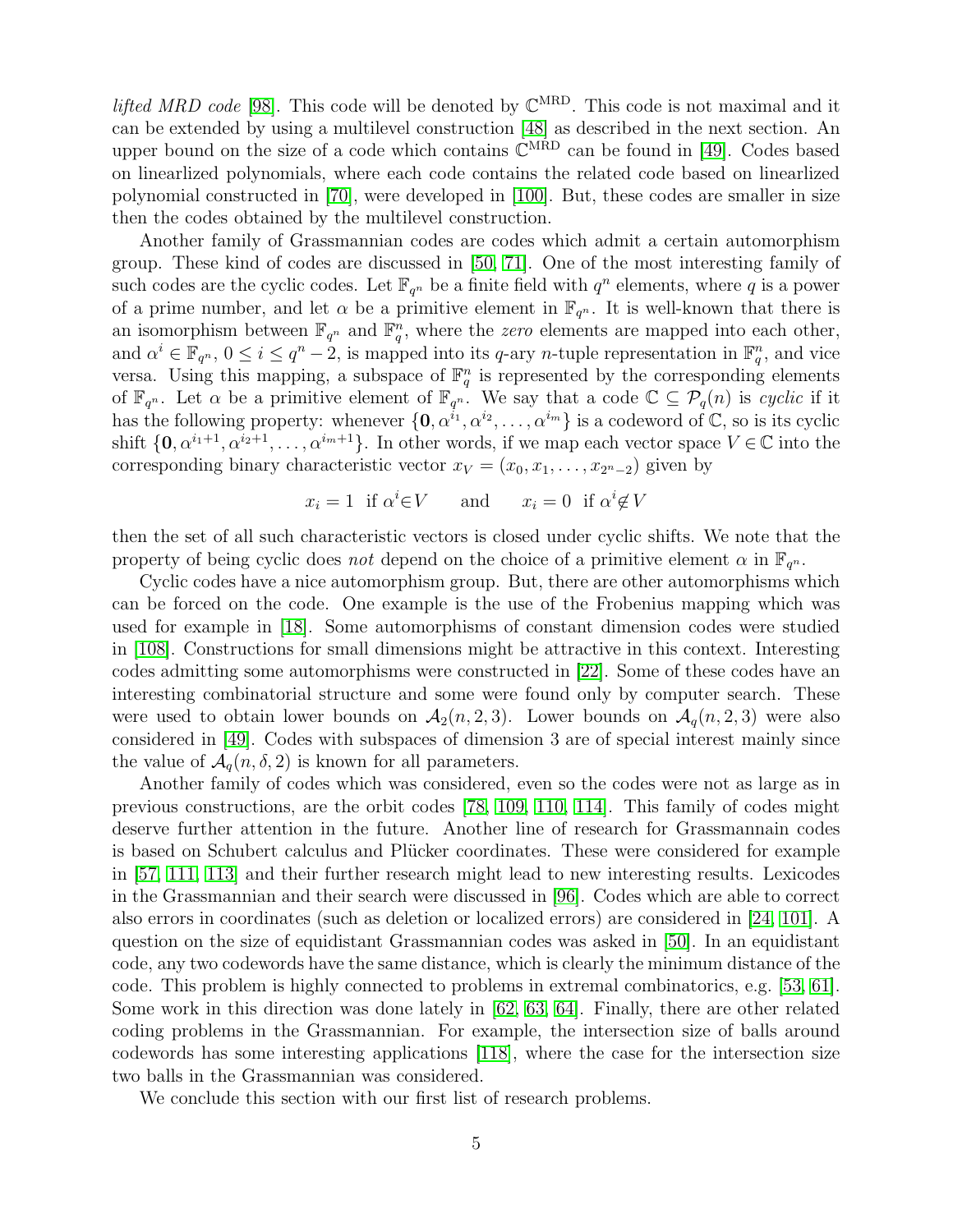*lifted MRD code* [98]. This code will be denoted by $\mathbb{C}^{\text{MRD}}$. This code is not maximal and it can be extended by using a multilevel construction [48] as described in the next section. An upper bound on the size of a code which contains $\mathbb{C}^{\text{MRD}}$ can be found in [49]. Codes based on linearlized polynomials, where each code contains the related code based on linearlized polynomial constructed in [70], were developed in [100]. But, these codes are smaller in size then the codes obtained by the multilevel construction.

Another family of Grassmannian codes are codes which admit a certain automorphism group. These kind of codes are discussed in [50, 71]. One of the most interesting family of such codes are the cyclic codes. Let $\mathbb{F}_{q^n}$ be a finite field with $q^n$ elements, where $q$ is a power of a prime number, and let $\alpha$ be a primitive element in $\mathbb{F}_{q^n}$. It is well-known that there is an isomorphism between $\mathbb{F}_{q^n}$ and $\mathbb{F}_q^n$, where the *zero* elements are mapped into each other, and $\alpha^i \in \mathbb{F}_{q^n}$, $0 \leq i \leq q^n - 2$, is mapped into its $q$-ary $n$-tuple representation in $\mathbb{F}_q^n$, and vice versa. Using this mapping, a subspace of $\mathbb{F}_q^n$ is represented by the corresponding elements of $\mathbb{F}_{q^n}$. Let $\alpha$ be a primitive element of $\mathbb{F}_{q^n}$. We say that a code $\mathbb{C} \subseteq \mathcal{P}_q(n)$ is *cyclic* if it has the following property: whenever $\{\mathbf{0}, \alpha^{i_1}, \alpha^{i_2}, \ldots, \alpha^{i_m}\}$ is a codeword of $\mathbb{C}$, so is its cyclic shift $\{\mathbf{0}, \alpha^{i_1+1}, \alpha^{i_2+1}, \ldots, \alpha^{i_m+1}\}$. In other words, if we map each vector space $V \in \mathbb{C}$ into the corresponding binary characteristic vector $x_V = (x_0, x_1, \ldots, x_{2^n-2})$ given by

$$x_i = 1 \;\text{ if } \alpha^i \in V \qquad \text{and} \qquad x_i = 0 \;\text{ if } \alpha^i \notin V$$

then the set of all such characteristic vectors is closed under cyclic shifts. We note that the property of being cyclic does *not* depend on the choice of a primitive element $\alpha$ in $\mathbb{F}_{q^n}$.

Cyclic codes have a nice automorphism group. But, there are other automorphisms which can be forced on the code. One example is the use of the Frobenius mapping which was used for example in [18]. Some automorphisms of constant dimension codes were studied in [108]. Constructions for small dimensions might be attractive in this context. Interesting codes admitting some automorphisms were constructed in [22]. Some of these codes have an interesting combinatorial structure and some were found only by computer search. These were used to obtain lower bounds on $\mathcal{A}_2(n, 2, 3)$. Lower bounds on $\mathcal{A}_q(n, 2, 3)$ were also considered in [49]. Codes with subspaces of dimension 3 are of special interest mainly since the value of $\mathcal{A}_q(n, \delta, 2)$ is known for all parameters.

Another family of codes which was considered, even so the codes were not as large as in previous constructions, are the orbit codes [78, 109, 110, 114]. This family of codes might deserve further attention in the future. Another line of research for Grassmannain codes is based on Schubert calculus and Plücker coordinates. These were considered for example in [57, 111, 113] and their further research might lead to new interesting results. Lexicodes in the Grassmannian and their search were discussed in [96]. Codes which are able to correct also errors in coordinates (such as deletion or localized errors) are considered in [24, 101]. A question on the size of equidistant Grassmannian codes was asked in [50]. In an equidistant code, any two codewords have the same distance, which is clearly the minimum distance of the code. This problem is highly connected to problems in extremal combinatorics, e.g. [53, 61]. Some work in this direction was done lately in [62, 63, 64]. Finally, there are other related coding problems in the Grassmannian. For example, the intersection size of balls around codewords has some interesting applications [118], where the case for the intersection size two balls in the Grassmannian was considered.

We conclude this section with our first list of research problems.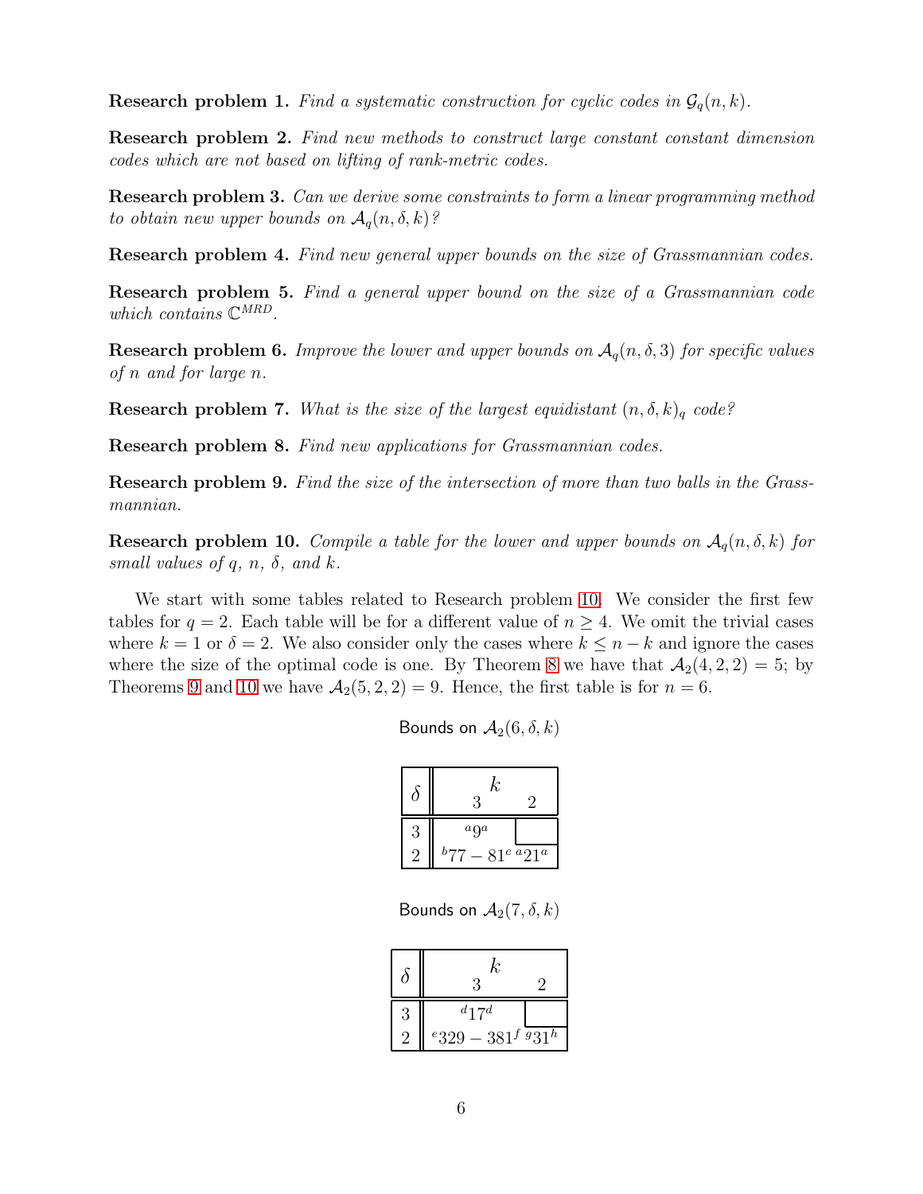**Research problem 1.** *Find a systematic construction for cyclic codes in $\mathcal{G}_q(n,k)$.*

**Research problem 2.** *Find new methods to construct large constant constant dimension codes which are not based on lifting of rank-metric codes.*

**Research problem 3.** *Can we derive some constraints to form a linear programming method to obtain new upper bounds on $\mathcal{A}_q(n,\delta,k)$?*

**Research problem 4.** *Find new general upper bounds on the size of Grassmannian codes.*

**Research problem 5.** *Find a general upper bound on the size of a Grassmannian code which contains $\mathbb{C}^{MRD}$.*

**Research problem 6.** *Improve the lower and upper bounds on $\mathcal{A}_q(n,\delta,3)$ for specific values of $n$ and for large $n$.*

**Research problem 7.** *What is the size of the largest equidistant $(n,\delta,k)_q$ code?*

**Research problem 8.** *Find new applications for Grassmannian codes.*

**Research problem 9.** *Find the size of the intersection of more than two balls in the Grassmannian.*

**Research problem 10.** *Compile a table for the lower and upper bounds on $\mathcal{A}_q(n,\delta,k)$ for small values of $q$, $n$, $\delta$, and $k$.*

We start with some tables related to Research problem 10. We consider the first few tables for $q=2$. Each table will be for a different value of $n \geq 4$. We omit the trivial cases where $k=1$ or $\delta=2$. We also consider only the cases where $k \leq n-k$ and ignore the cases where the size of the optimal code is one. By Theorem 8 we have that $\mathcal{A}_2(4,2,2)=5$; by Theorems 9 and 10 we have $\mathcal{A}_2(5,2,2)=9$. Hence, the first table is for $n=6$.

Bounds on $\mathcal{A}_2(6,\delta,k)$

| $\delta$ | $k=3$ | $k=2$ |
|---|---|---|
| 3 | $^{a}9^{a}$ | |
| 2 | $^{b}77-81^{c}$ | $^{a}21^{a}$ |

Bounds on $\mathcal{A}_2(7,\delta,k)$

| $\delta$ | $k=3$ | $k=2$ |
|---|---|---|
| 3 | $^{d}17^{d}$ | |
| 2 | $^{e}329-381^{f}$ | $^{g}31^{h}$ |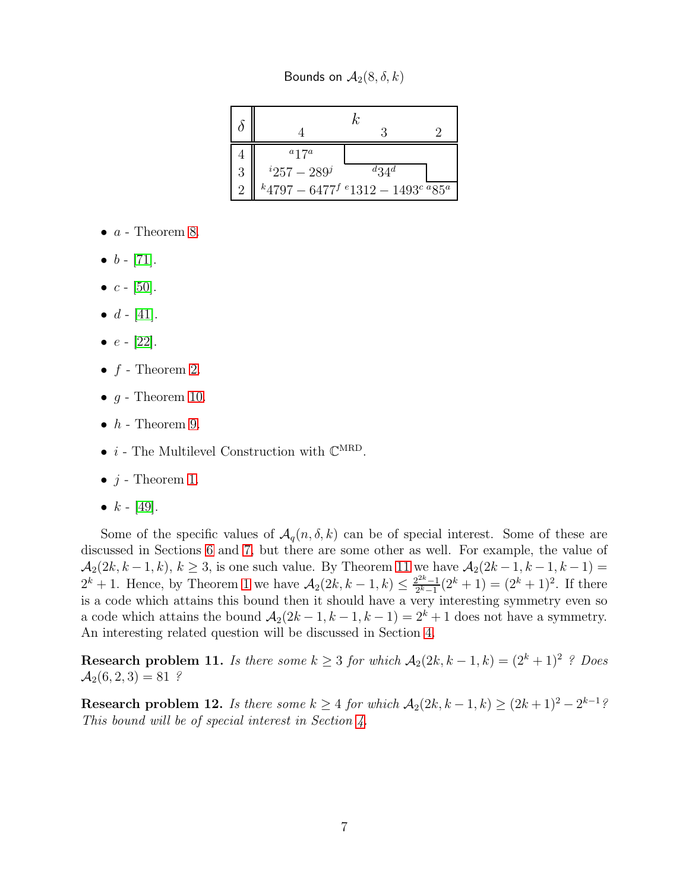Bounds on $\mathcal{A}_2(8, \delta, k)$

| $\delta$ | $k$ = 4 | 3 | 2 |
|---|---|---|---|
| 4 | $^{a}17^{a}$ | | |
| 3 | $^{i}257 - 289^{j}$ | $^{d}34^{d}$ | |
| 2 | $^{k}4797 - 6477^{f}$ | $^{e}1312 - 1493^{c}$ | $^{a}85^{a}$ |

- $a$ - Theorem 8.
- $b$ - [71].
- $c$ - [50].
- $d$ - [41].
- $e$ - [22].
- $f$ - Theorem 2.
- $g$ - Theorem 10.
- $h$ - Theorem 9.
- $i$ - The Multilevel Construction with $\mathbb{C}^{\text{MRD}}$.
- $j$ - Theorem 1.
- $k$ - [49].

Some of the specific values of $\mathcal{A}_q(n, \delta, k)$ can be of special interest. Some of these are discussed in Sections 6 and 7, but there are some other as well. For example, the value of $\mathcal{A}_2(2k, k-1, k)$, $k \geq 3$, is one such value. By Theorem 11 we have $\mathcal{A}_2(2k-1, k-1, k-1) = 2^k + 1$. Hence, by Theorem 1 we have $\mathcal{A}_2(2k, k-1, k) \leq \frac{2^{2k}-1}{2^k-1}(2^k+1) = (2^k+1)^2$. If there is a code which attains this bound then it should have a very interesting symmetry even so a code which attains the bound $\mathcal{A}_2(2k-1, k-1, k-1) = 2^k + 1$ does not have a symmetry. An interesting related question will be discussed in Section 4.

**Research problem 11.** *Is there some $k \geq 3$ for which $\mathcal{A}_2(2k, k-1, k) = (2^k+1)^2$ ? Does $\mathcal{A}_2(6, 2, 3) = 81$ ?*

**Research problem 12.** *Is there some $k \geq 4$ for which $\mathcal{A}_2(2k, k-1, k) \geq (2k+1)^2 - 2^{k-1}$? This bound will be of special interest in Section 4.*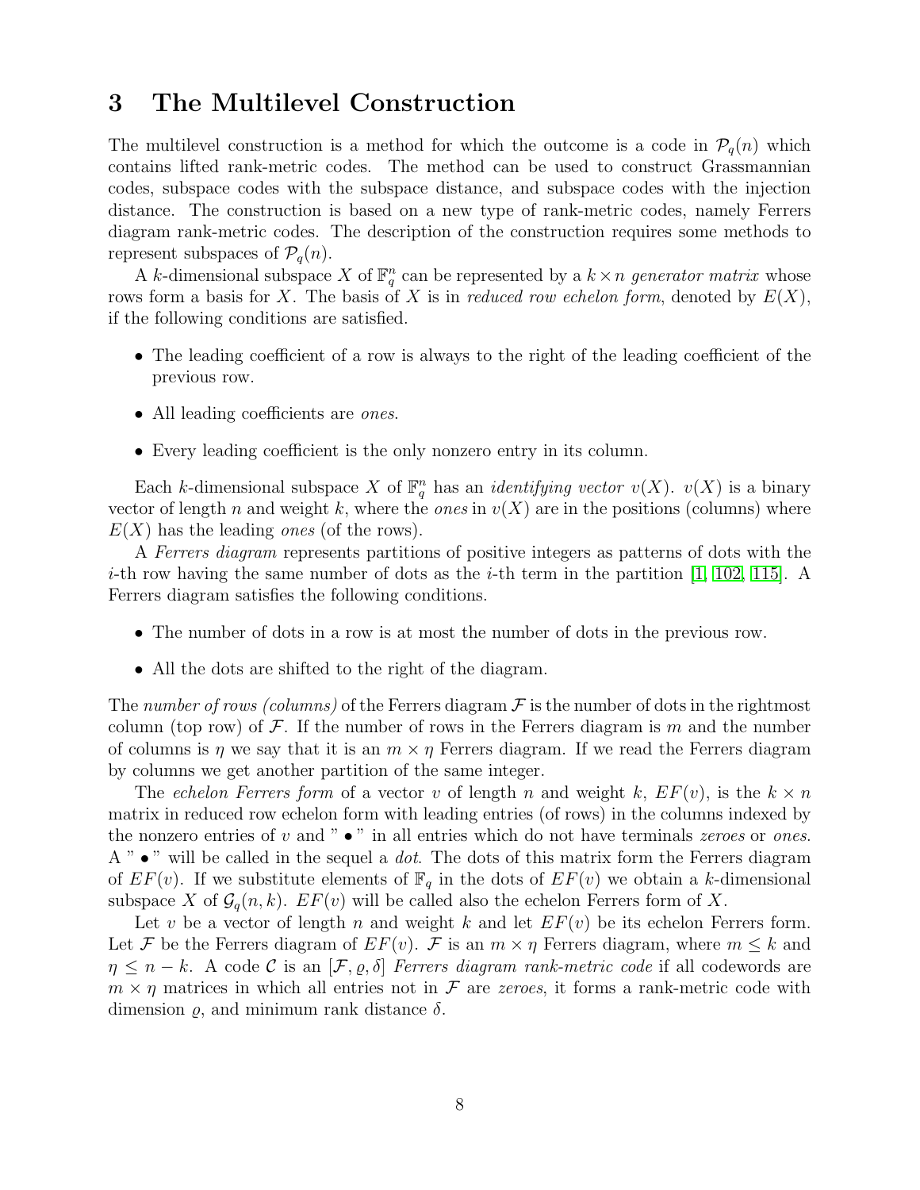# 3 The Multilevel Construction

The multilevel construction is a method for which the outcome is a code in $\mathcal{P}_q(n)$ which contains lifted rank-metric codes. The method can be used to construct Grassmannian codes, subspace codes with the subspace distance, and subspace codes with the injection distance. The construction is based on a new type of rank-metric codes, namely Ferrers diagram rank-metric codes. The description of the construction requires some methods to represent subspaces of $\mathcal{P}_q(n)$.

A $k$-dimensional subspace $X$ of $\mathbb{F}_q^n$ can be represented by a $k \times n$ *generator matrix* whose rows form a basis for $X$. The basis of $X$ is in *reduced row echelon form*, denoted by $E(X)$, if the following conditions are satisfied.

- The leading coefficient of a row is always to the right of the leading coefficient of the previous row.
- All leading coefficients are *ones*.
- Every leading coefficient is the only nonzero entry in its column.

Each $k$-dimensional subspace $X$ of $\mathbb{F}_q^n$ has an *identifying vector* $v(X)$. $v(X)$ is a binary vector of length $n$ and weight $k$, where the *ones* in $v(X)$ are in the positions (columns) where $E(X)$ has the leading *ones* (of the rows).

A *Ferrers diagram* represents partitions of positive integers as patterns of dots with the $i$-th row having the same number of dots as the $i$-th term in the partition [1, 102, 115]. A Ferrers diagram satisfies the following conditions.

- The number of dots in a row is at most the number of dots in the previous row.
- All the dots are shifted to the right of the diagram.

The *number of rows (columns)* of the Ferrers diagram $\mathcal{F}$ is the number of dots in the rightmost column (top row) of $\mathcal{F}$. If the number of rows in the Ferrers diagram is $m$ and the number of columns is $\eta$ we say that it is an $m \times \eta$ Ferrers diagram. If we read the Ferrers diagram by columns we get another partition of the same integer.

The *echelon Ferrers form* of a vector $v$ of length $n$ and weight $k$, $EF(v)$, is the $k \times n$ matrix in reduced row echelon form with leading entries (of rows) in the columns indexed by the nonzero entries of $v$ and " $\bullet$ " in all entries which do not have terminals *zeroes* or *ones*. A " $\bullet$ " will be called in the sequel a *dot*. The dots of this matrix form the Ferrers diagram of $EF(v)$. If we substitute elements of $\mathbb{F}_q$ in the dots of $EF(v)$ we obtain a $k$-dimensional subspace $X$ of $\mathcal{G}_q(n,k)$. $EF(v)$ will be called also the echelon Ferrers form of $X$.

Let $v$ be a vector of length $n$ and weight $k$ and let $EF(v)$ be its echelon Ferrers form. Let $\mathcal{F}$ be the Ferrers diagram of $EF(v)$. $\mathcal{F}$ is an $m \times \eta$ Ferrers diagram, where $m \leq k$ and $\eta \leq n-k$. A code $\mathcal{C}$ is an $[\mathcal{F}, \varrho, \delta]$ *Ferrers diagram rank-metric code* if all codewords are $m \times \eta$ matrices in which all entries not in $\mathcal{F}$ are *zeroes*, it forms a rank-metric code with dimension $\varrho$, and minimum rank distance $\delta$.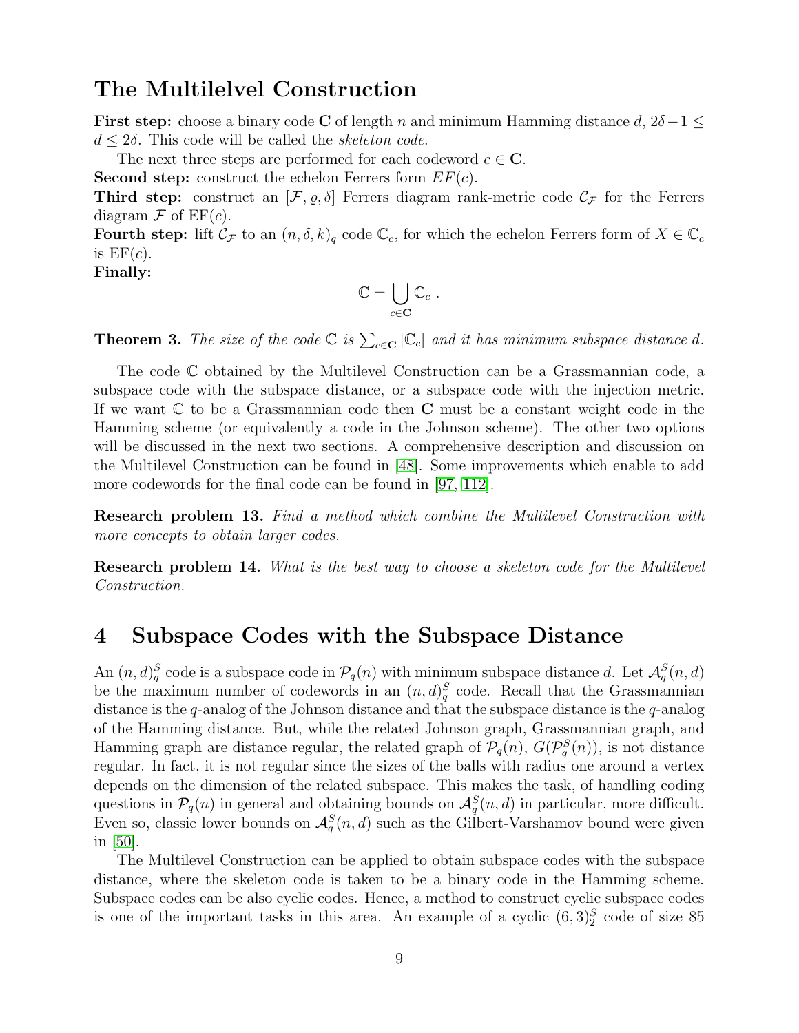## The Multilelvel Construction

**First step:** choose a binary code $\mathbf{C}$ of length $n$ and minimum Hamming distance $d$, $2\delta - 1 \leq d \leq 2\delta$. This code will be called the *skeleton code*.

The next three steps are performed for each codeword $c \in \mathbf{C}$.

**Second step:** construct the echelon Ferrers form $EF(c)$.

**Third step:** construct an $[\mathcal{F}, \varrho, \delta]$ Ferrers diagram rank-metric code $\mathcal{C}_\mathcal{F}$ for the Ferrers diagram $\mathcal{F}$ of $\text{EF}(c)$.

**Fourth step:** lift $\mathcal{C}_\mathcal{F}$ to an $(n, \delta, k)_q$ code $\mathbb{C}_c$, for which the echelon Ferrers form of $X \in \mathbb{C}_c$ is $\text{EF}(c)$.

**Finally:**

$$\mathbb{C} = \bigcup_{c \in \mathbf{C}} \mathbb{C}_c \ .$$

**Theorem 3.** *The size of the code $\mathbb{C}$ is $\sum_{c \in \mathbf{C}} |\mathbb{C}_c|$ and it has minimum subspace distance $d$.*

The code $\mathbb{C}$ obtained by the Multilevel Construction can be a Grassmannian code, a subspace code with the subspace distance, or a subspace code with the injection metric. If we want $\mathbb{C}$ to be a Grassmannian code then $\mathbf{C}$ must be a constant weight code in the Hamming scheme (or equivalently a code in the Johnson scheme). The other two options will be discussed in the next two sections. A comprehensive description and discussion on the Multilevel Construction can be found in [48]. Some improvements which enable to add more codewords for the final code can be found in [97, 112].

**Research problem 13.** *Find a method which combine the Multilevel Construction with more concepts to obtain larger codes.*

**Research problem 14.** *What is the best way to choose a skeleton code for the Multilevel Construction.*

# 4 Subspace Codes with the Subspace Distance

An $(n, d)_q^S$ code is a subspace code in $\mathcal{P}_q(n)$ with minimum subspace distance $d$. Let $\mathcal{A}_q^S(n, d)$ be the maximum number of codewords in an $(n, d)_q^S$ code. Recall that the Grassmannian distance is the $q$-analog of the Johnson distance and that the subspace distance is the $q$-analog of the Hamming distance. But, while the related Johnson graph, Grassmannian graph, and Hamming graph are distance regular, the related graph of $\mathcal{P}_q(n)$, $G(\mathcal{P}_q^S(n))$, is not distance regular. In fact, it is not regular since the sizes of the balls with radius one around a vertex depends on the dimension of the related subspace. This makes the task, of handling coding questions in $\mathcal{P}_q(n)$ in general and obtaining bounds on $\mathcal{A}_q^S(n, d)$ in particular, more difficult. Even so, classic lower bounds on $\mathcal{A}_q^S(n, d)$ such as the Gilbert-Varshamov bound were given in [50].

The Multilevel Construction can be applied to obtain subspace codes with the subspace distance, where the skeleton code is taken to be a binary code in the Hamming scheme. Subspace codes can be also cyclic codes. Hence, a method to construct cyclic subspace codes is one of the important tasks in this area. An example of a cyclic $(6, 3)_2^S$ code of size 85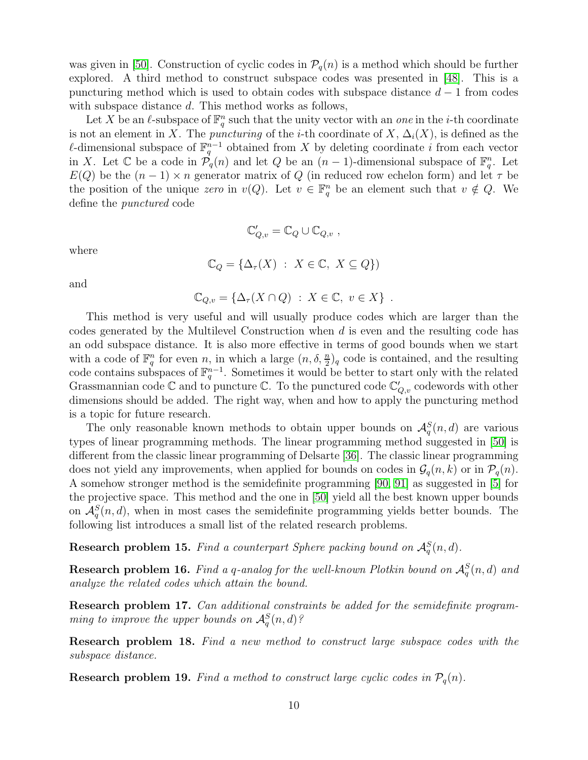was given in [50]. Construction of cyclic codes in $\mathcal{P}_q(n)$ is a method which should be further explored. A third method to construct subspace codes was presented in [48]. This is a puncturing method which is used to obtain codes with subspace distance $d-1$ from codes with subspace distance $d$. This method works as follows,

Let $X$ be an $\ell$-subspace of $\mathbb{F}_q^n$ such that the unity vector with an *one* in the $i$-th coordinate is not an element in $X$. The *puncturing* of the $i$-th coordinate of $X$, $\Delta_i(X)$, is defined as the $\ell$-dimensional subspace of $\mathbb{F}_q^{n-1}$ obtained from $X$ by deleting coordinate $i$ from each vector in $X$. Let $\mathbb{C}$ be a code in $\mathcal{P}_q(n)$ and let $Q$ be an $(n-1)$-dimensional subspace of $\mathbb{F}_q^n$. Let $E(Q)$ be the $(n-1) \times n$ generator matrix of $Q$ (in reduced row echelon form) and let $\tau$ be the position of the unique *zero* in $v(Q)$. Let $v \in \mathbb{F}_q^n$ be an element such that $v \notin Q$. We define the *punctured* code

$$\mathbb{C}'_{Q,v} = \mathbb{C}_Q \cup \mathbb{C}_{Q,v} \ ,$$

where

$$\mathbb{C}_Q = \{\Delta_\tau(X) \ : \ X \in \mathbb{C}, \ X \subseteq Q\})$$

and

$$\mathbb{C}_{Q,v} = \{\Delta_\tau(X \cap Q) \ : \ X \in \mathbb{C}, \ v \in X\} \ .$$

This method is very useful and will usually produce codes which are larger than the codes generated by the Multilevel Construction when $d$ is even and the resulting code has an odd subspace distance. It is also more effective in terms of good bounds when we start with a code of $\mathbb{F}_q^n$ for even $n$, in which a large $(n, \delta, \frac{n}{2})_q$ code is contained, and the resulting code contains subspaces of $\mathbb{F}_q^{n-1}$. Sometimes it would be better to start only with the related Grassmannian code $\mathbb{C}$ and to puncture $\mathbb{C}$. To the punctured code $\mathbb{C}'_{Q,v}$ codewords with other dimensions should be added. The right way, when and how to apply the puncturing method is a topic for future research.

The only reasonable known methods to obtain upper bounds on $\mathcal{A}_q^S(n,d)$ are various types of linear programming methods. The linear programming method suggested in [50] is different from the classic linear programming of Delsarte [36]. The classic linear programming does not yield any improvements, when applied for bounds on codes in $\mathcal{G}_q(n,k)$ or in $\mathcal{P}_q(n)$. A somehow stronger method is the semidefinite programming [90, 91] as suggested in [5] for the projective space. This method and the one in [50] yield all the best known upper bounds on $\mathcal{A}_q^S(n,d)$, when in most cases the semidefinite programming yields better bounds. The following list introduces a small list of the related research problems.

**Research problem 15.** *Find a counterpart Sphere packing bound on* $\mathcal{A}_q^S(n,d)$*.*

**Research problem 16.** *Find a q-analog for the well-known Plotkin bound on* $\mathcal{A}_q^S(n,d)$ *and analyze the related codes which attain the bound.*

**Research problem 17.** *Can additional constraints be added for the semidefinite programming to improve the upper bounds on* $\mathcal{A}_q^S(n,d)$*?*

**Research problem 18.** *Find a new method to construct large subspace codes with the subspace distance.*

**Research problem 19.** *Find a method to construct large cyclic codes in* $\mathcal{P}_q(n)$*.*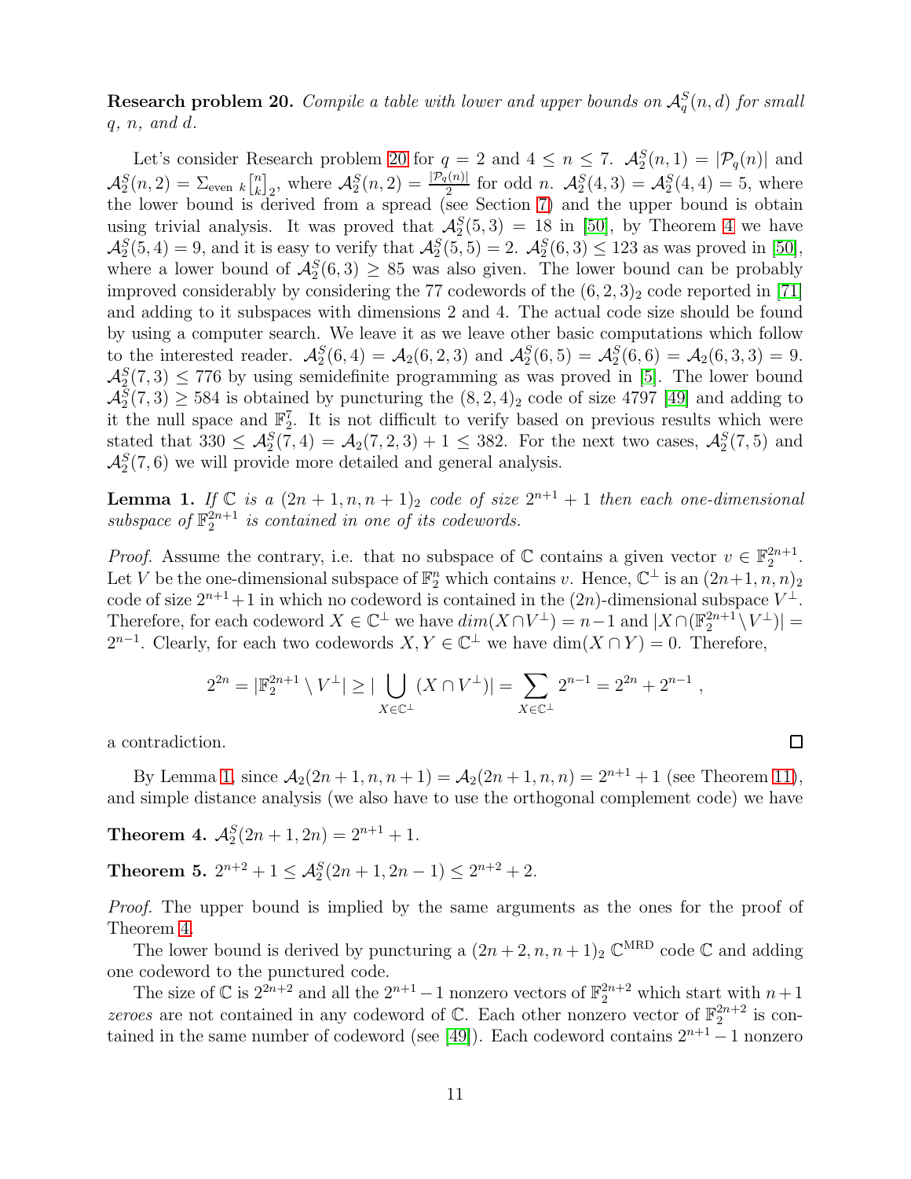**Research problem 20.** *Compile a table with lower and upper bounds on $\mathcal{A}_q^S(n,d)$ for small $q$, $n$, and $d$.*

Let's consider Research problem 20 for $q = 2$ and $4 \leq n \leq 7$. $\mathcal{A}_2^S(n,1) = |\mathcal{P}_q(n)|$ and $\mathcal{A}_2^S(n,2) = \Sigma_{\text{even } k} \begin{bmatrix} n \\ k \end{bmatrix}_2$, where $\mathcal{A}_2^S(n,2) = \frac{|\mathcal{P}_q(n)|}{2}$ for odd $n$. $\mathcal{A}_2^S(4,3) = \mathcal{A}_2^S(4,4) = 5$, where the lower bound is derived from a spread (see Section 7) and the upper bound is obtain using trivial analysis. It was proved that $\mathcal{A}_2^S(5,3) = 18$ in [50], by Theorem 4 we have $\mathcal{A}_2^S(5,4) = 9$, and it is easy to verify that $\mathcal{A}_2^S(5,5) = 2$. $\mathcal{A}_2^S(6,3) \leq 123$ as was proved in [50], where a lower bound of $\mathcal{A}_2^S(6,3) \geq 85$ was also given. The lower bound can be probably improved considerably by considering the 77 codewords of the $(6,2,3)_2$ code reported in [71] and adding to it subspaces with dimensions 2 and 4. The actual code size should be found by using a computer search. We leave it as we leave other basic computations which follow to the interested reader. $\mathcal{A}_2^S(6,4) = \mathcal{A}_2(6,2,3)$ and $\mathcal{A}_2^S(6,5) = \mathcal{A}_2^S(6,6) = \mathcal{A}_2(6,3,3) = 9$. $\mathcal{A}_2^S(7,3) \leq 776$ by using semidefinite programming as was proved in [5]. The lower bound $\mathcal{A}_2^S(7,3) \geq 584$ is obtained by puncturing the $(8,2,4)_2$ code of size 4797 [49] and adding to it the null space and $\mathbb{F}_2^7$. It is not difficult to verify based on previous results which were stated that $330 \leq \mathcal{A}_2^S(7,4) = \mathcal{A}_2(7,2,3) + 1 \leq 382$. For the next two cases, $\mathcal{A}_2^S(7,5)$ and $\mathcal{A}_2^S(7,6)$ we will provide more detailed and general analysis.

**Lemma 1.** *If $\mathbb{C}$ is a $(2n+1,n,n+1)_2$ code of size $2^{n+1}+1$ then each one-dimensional subspace of $\mathbb{F}_2^{2n+1}$ is contained in one of its codewords.*

*Proof.* Assume the contrary, i.e. that no subspace of $\mathbb{C}$ contains a given vector $v \in \mathbb{F}_2^{2n+1}$. Let $V$ be the one-dimensional subspace of $\mathbb{F}_2^n$ which contains $v$. Hence, $\mathbb{C}^\perp$ is an $(2n+1,n,n)_2$ code of size $2^{n+1}+1$ in which no codeword is contained in the $(2n)$-dimensional subspace $V^\perp$. Therefore, for each codeword $X \in \mathbb{C}^\perp$ we have $dim(X \cap V^\perp) = n-1$ and $|X \cap (\mathbb{F}_2^{2n+1} \setminus V^\perp)| = 2^{n-1}$. Clearly, for each two codewords $X, Y \in \mathbb{C}^\perp$ we have $\dim(X \cap Y) = 0$. Therefore,

$$2^{2n} = |\mathbb{F}_2^{2n+1} \setminus V^\perp| \geq |\bigcup_{X \in \mathbb{C}^\perp} (X \cap V^\perp)| = \sum_{X \in \mathbb{C}^\perp} 2^{n-1} = 2^{2n} + 2^{n-1} \,,$$

a contradiction. $\square$

By Lemma 1, since $\mathcal{A}_2(2n+1,n,n+1) = \mathcal{A}_2(2n+1,n,n) = 2^{n+1}+1$ (see Theorem 11), and simple distance analysis (we also have to use the orthogonal complement code) we have

**Theorem 4.** $\mathcal{A}_2^S(2n+1,2n) = 2^{n+1}+1$.

**Theorem 5.** $2^{n+2}+1 \leq \mathcal{A}_2^S(2n+1,2n-1) \leq 2^{n+2}+2$.

*Proof.* The upper bound is implied by the same arguments as the ones for the proof of Theorem 4.

The lower bound is derived by puncturing a $(2n+2,n,n+1)_2$ $\mathbb{C}^{\text{MRD}}$ code $\mathbb{C}$ and adding one codeword to the punctured code.

The size of $\mathbb{C}$ is $2^{2n+2}$ and all the $2^{n+1}-1$ nonzero vectors of $\mathbb{F}_2^{2n+2}$ which start with $n+1$ *zeroes* are not contained in any codeword of $\mathbb{C}$. Each other nonzero vector of $\mathbb{F}_2^{2n+2}$ is contained in the same number of codeword (see [49]). Each codeword contains $2^{n+1}-1$ nonzero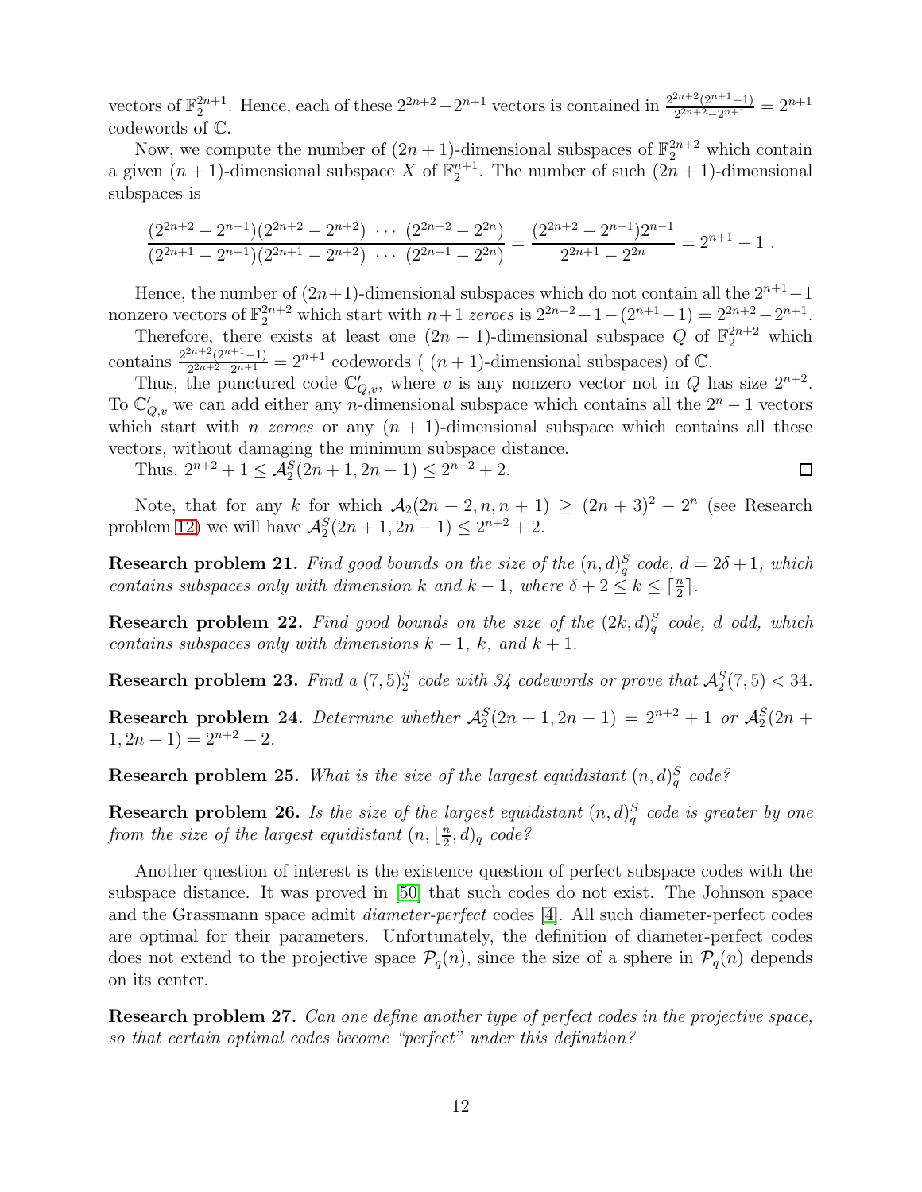vectors of $\mathbb{F}_2^{2n+1}$. Hence, each of these $2^{2n+2}-2^{n+1}$ vectors is contained in $\frac{2^{2n+2}(2^{n+1}-1)}{2^{2n+2}-2^{n+1}} = 2^{n+1}$ codewords of $\mathbb{C}$.

Now, we compute the number of $(2n+1)$-dimensional subspaces of $\mathbb{F}_2^{2n+2}$ which contain a given $(n+1)$-dimensional subspace $X$ of $\mathbb{F}_2^{n+1}$. The number of such $(2n+1)$-dimensional subspaces is

$$\frac{(2^{2n+2}-2^{n+1})(2^{2n+2}-2^{n+2})\ \cdots\ (2^{2n+2}-2^{2n})}{(2^{2n+1}-2^{n+1})(2^{2n+1}-2^{n+2})\ \cdots\ (2^{2n+1}-2^{2n})} = \frac{(2^{2n+2}-2^{n+1})2^{n-1}}{2^{2n+1}-2^{2n}} = 2^{n+1}-1\ .$$

Hence, the number of $(2n+1)$-dimensional subspaces which do not contain all the $2^{n+1}-1$ nonzero vectors of $\mathbb{F}_2^{2n+2}$ which start with $n+1$ *zeroes* is $2^{2n+2}-1-(2^{n+1}-1) = 2^{2n+2}-2^{n+1}$.

Therefore, there exists at least one $(2n+1)$-dimensional subspace $Q$ of $\mathbb{F}_2^{2n+2}$ which contains $\frac{2^{2n+2}(2^{n+1}-1)}{2^{2n+2}-2^{n+1}} = 2^{n+1}$ codewords ( $(n+1)$-dimensional subspaces) of $\mathbb{C}$.

Thus, the punctured code $\mathbb{C}'_{Q,v}$, where $v$ is any nonzero vector not in $Q$ has size $2^{n+2}$. To $\mathbb{C}'_{Q,v}$ we can add either any $n$-dimensional subspace which contains all the $2^n-1$ vectors which start with $n$ *zeroes* or any $(n+1)$-dimensional subspace which contains all these vectors, without damaging the minimum subspace distance.

Thus, $2^{n+2}+1 \leq \mathcal{A}_2^S(2n+1, 2n-1) \leq 2^{n+2}+2$. $\square$

Note, that for any $k$ for which $\mathcal{A}_2(2n+2, n, n+1) \geq (2n+3)^2 - 2^n$ (see Research problem 12) we will have $\mathcal{A}_2^S(2n+1, 2n-1) \leq 2^{n+2}+2$.

**Research problem 21.** *Find good bounds on the size of the $(n,d)_q^S$ code, $d = 2\delta+1$, which contains subspaces only with dimension $k$ and $k-1$, where $\delta+2 \leq k \leq \lceil \frac{n}{2} \rceil$.*

**Research problem 22.** *Find good bounds on the size of the $(2k,d)_q^S$ code, $d$ odd, which contains subspaces only with dimensions $k-1$, $k$, and $k+1$.*

**Research problem 23.** *Find a $(7,5)_2^S$ code with 34 codewords or prove that $\mathcal{A}_2^S(7,5) < 34$.*

**Research problem 24.** *Determine whether $\mathcal{A}_2^S(2n+1, 2n-1) = 2^{n+2}+1$ or $\mathcal{A}_2^S(2n+1, 2n-1) = 2^{n+2}+2$.*

**Research problem 25.** *What is the size of the largest equidistant $(n,d)_q^S$ code?*

**Research problem 26.** *Is the size of the largest equidistant $(n,d)_q^S$ code is greater by one from the size of the largest equidistant $(n, \lfloor \frac{n}{2} \rfloor, d)_q$ code?*

Another question of interest is the existence question of perfect subspace codes with the subspace distance. It was proved in [50] that such codes do not exist. The Johnson space and the Grassmann space admit *diameter-perfect* codes [4]. All such diameter-perfect codes are optimal for their parameters. Unfortunately, the definition of diameter-perfect codes does not extend to the projective space $\mathcal{P}_q(n)$, since the size of a sphere in $\mathcal{P}_q(n)$ depends on its center.

**Research problem 27.** *Can one define another type of perfect codes in the projective space, so that certain optimal codes become "perfect" under this definition?*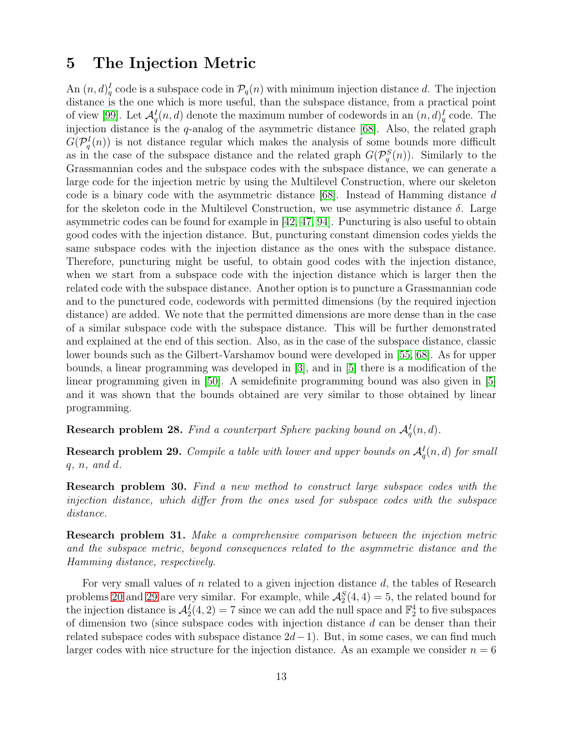# 5 The Injection Metric

An $(n,d)_q^I$ code is a subspace code in $\mathcal{P}_q(n)$ with minimum injection distance $d$. The injection distance is the one which is more useful, than the subspace distance, from a practical point of view [99]. Let $\mathcal{A}_q^I(n,d)$ denote the maximum number of codewords in an $(n,d)_q^I$ code. The injection distance is the $q$-analog of the asymmetric distance [68]. Also, the related graph $G(\mathcal{P}_q^I(n))$ is not distance regular which makes the analysis of some bounds more difficult as in the case of the subspace distance and the related graph $G(\mathcal{P}_q^S(n))$. Similarly to the Grassmannian codes and the subspace codes with the subspace distance, we can generate a large code for the injection metric by using the Multilevel Construction, where our skeleton code is a binary code with the asymmetric distance [68]. Instead of Hamming distance $d$ for the skeleton code in the Multilevel Construction, we use asymmetric distance $\delta$. Large asymmetric codes can be found for example in [42, 47, 94]. Puncturing is also useful to obtain good codes with the injection distance. But, puncturing constant dimension codes yields the same subspace codes with the injection distance as the ones with the subspace distance. Therefore, puncturing might be useful, to obtain good codes with the injection distance, when we start from a subspace code with the injection distance which is larger then the related code with the subspace distance. Another option is to puncture a Grassmannian code and to the punctured code, codewords with permitted dimensions (by the required injection distance) are added. We note that the permitted dimensions are more dense than in the case of a similar subspace code with the subspace distance. This will be further demonstrated and explained at the end of this section. Also, as in the case of the subspace distance, classic lower bounds such as the Gilbert-Varshamov bound were developed in [55, 68]. As for upper bounds, a linear programming was developed in [3], and in [5] there is a modification of the linear programming given in [50]. A semidefinite programming bound was also given in [5] and it was shown that the bounds obtained are very similar to those obtained by linear programming.

**Research problem 28.** *Find a counterpart Sphere packing bound on $\mathcal{A}_q^I(n,d)$.*

**Research problem 29.** *Compile a table with lower and upper bounds on $\mathcal{A}_q^I(n,d)$ for small $q$, $n$, and $d$.*

**Research problem 30.** *Find a new method to construct large subspace codes with the injection distance, which differ from the ones used for subspace codes with the subspace distance.*

**Research problem 31.** *Make a comprehensive comparison between the injection metric and the subspace metric, beyond consequences related to the asymmetric distance and the Hamming distance, respectively.*

For very small values of $n$ related to a given injection distance $d$, the tables of Research problems 20 and 29 are very similar. For example, while $\mathcal{A}_2^S(4,4) = 5$, the related bound for the injection distance is $\mathcal{A}_2^I(4,2) = 7$ since we can add the null space and $\mathbb{F}_2^4$ to five subspaces of dimension two (since subspace codes with injection distance $d$ can be denser than their related subspace codes with subspace distance $2d-1$). But, in some cases, we can find much larger codes with nice structure for the injection distance. As an example we consider $n = 6$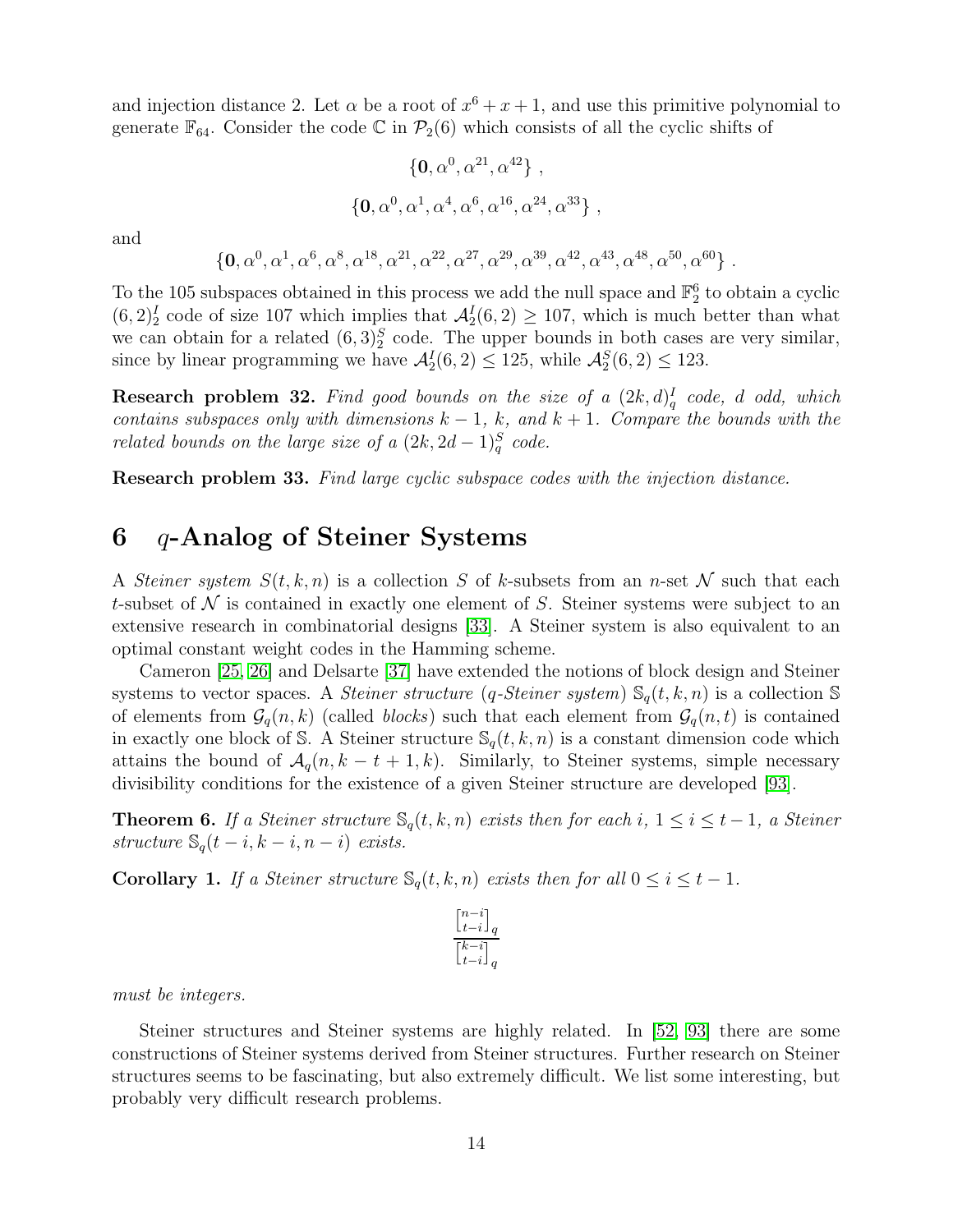and injection distance 2. Let $\alpha$ be a root of $x^6 + x + 1$, and use this primitive polynomial to generate $\mathbb{F}_{64}$. Consider the code $\mathbb{C}$ in $\mathcal{P}_2(6)$ which consists of all the cyclic shifts of

$$\{\mathbf{0}, \alpha^0, \alpha^{21}, \alpha^{42}\} ,$$

$$\{\mathbf{0}, \alpha^0, \alpha^1, \alpha^4, \alpha^6, \alpha^{16}, \alpha^{24}, \alpha^{33}\} ,$$

and

$$\{\mathbf{0}, \alpha^0, \alpha^1, \alpha^6, \alpha^8, \alpha^{18}, \alpha^{21}, \alpha^{22}, \alpha^{27}, \alpha^{29}, \alpha^{39}, \alpha^{42}, \alpha^{43}, \alpha^{48}, \alpha^{50}, \alpha^{60}\} .$$

To the 105 subspaces obtained in this process we add the null space and $\mathbb{F}_2^6$ to obtain a cyclic $(6, 2)_2^I$ code of size 107 which implies that $\mathcal{A}_2^I(6, 2) \geq 107$, which is much better than what we can obtain for a related $(6, 3)_2^S$ code. The upper bounds in both cases are very similar, since by linear programming we have $\mathcal{A}_2^I(6, 2) \leq 125$, while $\mathcal{A}_2^S(6, 2) \leq 123$.

**Research problem 32.** *Find good bounds on the size of a $(2k, d)_q^I$ code, $d$ odd, which contains subspaces only with dimensions $k-1$, $k$, and $k+1$. Compare the bounds with the related bounds on the large size of a $(2k, 2d-1)_q^S$ code.*

**Research problem 33.** *Find large cyclic subspace codes with the injection distance.*

# 6 $q$-Analog of Steiner Systems

A *Steiner system* $S(t, k, n)$ is a collection $S$ of $k$-subsets from an $n$-set $\mathcal{N}$ such that each $t$-subset of $\mathcal{N}$ is contained in exactly one element of $S$. Steiner systems were subject to an extensive research in combinatorial designs [33]. A Steiner system is also equivalent to an optimal constant weight codes in the Hamming scheme.

Cameron [25, 26] and Delsarte [37] have extended the notions of block design and Steiner systems to vector spaces. A *Steiner structure* ($q$*-Steiner system*) $\mathbb{S}_q(t, k, n)$ is a collection $\mathbb{S}$ of elements from $\mathcal{G}_q(n, k)$ (called *blocks*) such that each element from $\mathcal{G}_q(n, t)$ is contained in exactly one block of $\mathbb{S}$. A Steiner structure $\mathbb{S}_q(t, k, n)$ is a constant dimension code which attains the bound of $\mathcal{A}_q(n, k-t+1, k)$. Similarly, to Steiner systems, simple necessary divisibility conditions for the existence of a given Steiner structure are developed [93].

**Theorem 6.** *If a Steiner structure $\mathbb{S}_q(t, k, n)$ exists then for each $i$, $1 \leq i \leq t-1$, a Steiner structure $\mathbb{S}_q(t-i, k-i, n-i)$ exists.*

**Corollary 1.** *If a Steiner structure $\mathbb{S}_q(t, k, n)$ exists then for all $0 \leq i \leq t-1$.*

$$\frac{\begin{bmatrix} n-i \\ t-i \end{bmatrix}_q}{\begin{bmatrix} k-i \\ t-i \end{bmatrix}_q}$$

*must be integers.*

Steiner structures and Steiner systems are highly related. In [52, 93] there are some constructions of Steiner systems derived from Steiner structures. Further research on Steiner structures seems to be fascinating, but also extremely difficult. We list some interesting, but probably very difficult research problems.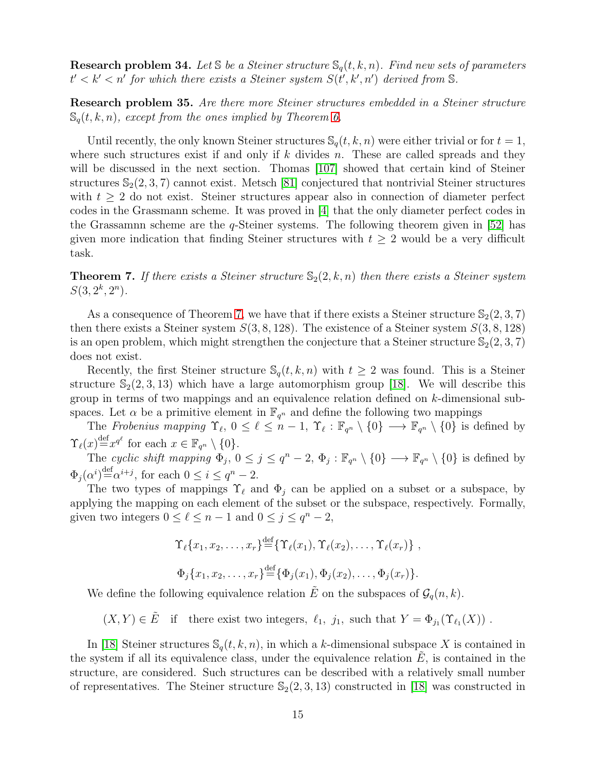**Research problem 34.** *Let $\mathbb{S}$ be a Steiner structure $\mathbb{S}_q(t,k,n)$. Find new sets of parameters $t' < k' < n'$ for which there exists a Steiner system $S(t',k',n')$ derived from $\mathbb{S}$.*

**Research problem 35.** *Are there more Steiner structures embedded in a Steiner structure $\mathbb{S}_q(t,k,n)$, except from the ones implied by Theorem 6.*

Until recently, the only known Steiner structures $\mathbb{S}_q(t,k,n)$ were either trivial or for $t = 1$, where such structures exist if and only if $k$ divides $n$. These are called spreads and they will be discussed in the next section. Thomas [107] showed that certain kind of Steiner structures $\mathbb{S}_2(2,3,7)$ cannot exist. Metsch [81] conjectured that nontrivial Steiner structures with $t \geq 2$ do not exist. Steiner structures appear also in connection of diameter perfect codes in the Grassmann scheme. It was proved in [4] that the only diameter perfect codes in the Grassamnn scheme are the $q$-Steiner systems. The following theorem given in [52] has given more indication that finding Steiner structures with $t \geq 2$ would be a very difficult task.

**Theorem 7.** *If there exists a Steiner structure $\mathbb{S}_2(2,k,n)$ then there exists a Steiner system $S(3, 2^k, 2^n)$.*

As a consequence of Theorem 7, we have that if there exists a Steiner structure $\mathbb{S}_2(2,3,7)$ then there exists a Steiner system $S(3,8,128)$. The existence of a Steiner system $S(3,8,128)$ is an open problem, which might strengthen the conjecture that a Steiner structure $\mathbb{S}_2(2,3,7)$ does not exist.

Recently, the first Steiner structure $\mathbb{S}_q(t,k,n)$ with $t \geq 2$ was found. This is a Steiner structure $\mathbb{S}_2(2,3,13)$ which have a large automorphism group [18]. We will describe this group in terms of two mappings and an equivalence relation defined on $k$-dimensional subspaces. Let $\alpha$ be a primitive element in $\mathbb{F}_{q^n}$ and define the following two mappings

The *Frobenius mapping* $\Upsilon_\ell$, $0 \leq \ell \leq n-1$, $\Upsilon_\ell : \mathbb{F}_{q^n} \setminus \{0\} \longrightarrow \mathbb{F}_{q^n} \setminus \{0\}$ is defined by $\Upsilon_\ell(x) \overset{\text{def}}{=} x^{q^\ell}$ for each $x \in \mathbb{F}_{q^n} \setminus \{0\}$.

The *cyclic shift mapping* $\Phi_j$, $0 \leq j \leq q^n - 2$, $\Phi_j : \mathbb{F}_{q^n} \setminus \{0\} \longrightarrow \mathbb{F}_{q^n} \setminus \{0\}$ is defined by $\Phi_j(\alpha^i) \overset{\text{def}}{=} \alpha^{i+j}$, for each $0 \leq i \leq q^n - 2$.

The two types of mappings $\Upsilon_\ell$ and $\Phi_j$ can be applied on a subset or a subspace, by applying the mapping on each element of the subset or the subspace, respectively. Formally, given two integers $0 \leq \ell \leq n-1$ and $0 \leq j \leq q^n - 2$,

$$\Upsilon_\ell\{x_1, x_2, \ldots, x_r\} \overset{\text{def}}{=} \{\Upsilon_\ell(x_1), \Upsilon_\ell(x_2), \ldots, \Upsilon_\ell(x_r)\} \ ,$$

$$\Phi_j\{x_1, x_2, \ldots, x_r\} \overset{\text{def}}{=} \{\Phi_j(x_1), \Phi_j(x_2), \ldots, \Phi_j(x_r)\}.$$

We define the following equivalence relation $\tilde{E}$ on the subspaces of $\mathcal{G}_q(n,k)$.

$$(X,Y) \in \tilde{E} \quad \text{if} \quad \text{there exist two integers, } \ell_1,\ j_1, \text{ such that } Y = \Phi_{j_1}(\Upsilon_{\ell_1}(X)) \ .$$

In [18] Steiner structures $\mathbb{S}_q(t,k,n)$, in which a $k$-dimensional subspace $X$ is contained in the system if all its equivalence class, under the equivalence relation $\tilde{E}$, is contained in the structure, are considered. Such structures can be described with a relatively small number of representatives. The Steiner structure $\mathbb{S}_2(2,3,13)$ constructed in [18] was constructed in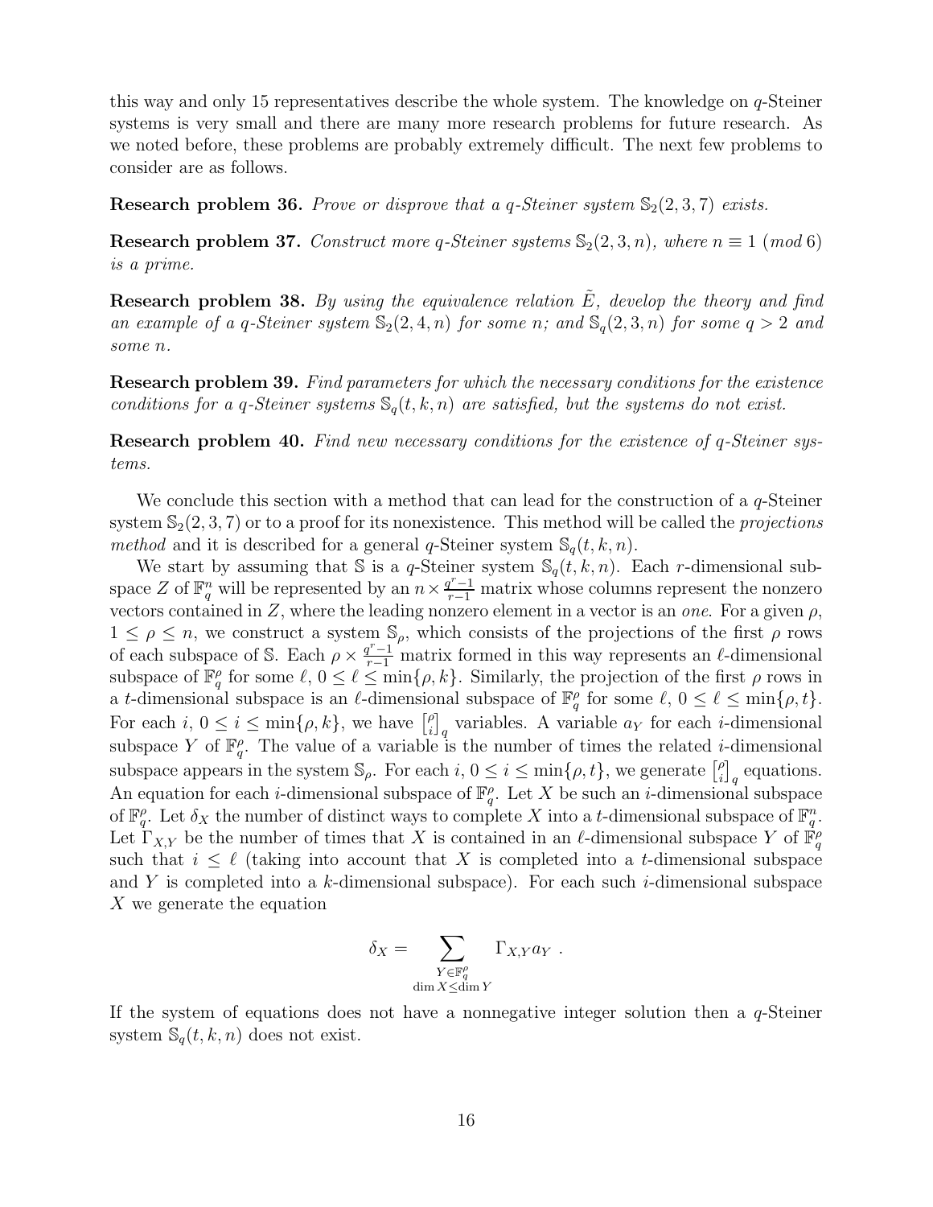this way and only 15 representatives describe the whole system. The knowledge on $q$-Steiner systems is very small and there are many more research problems for future research. As we noted before, these problems are probably extremely difficult. The next few problems to consider are as follows.

**Research problem 36.** *Prove or disprove that a q-Steiner system* $\mathbb{S}_2(2,3,7)$ *exists.*

**Research problem 37.** *Construct more q-Steiner systems* $\mathbb{S}_2(2,3,n)$*, where* $n \equiv 1 \ (mod\, 6)$ *is a prime.*

**Research problem 38.** *By using the equivalence relation* $\tilde{E}$*, develop the theory and find an example of a q-Steiner system* $\mathbb{S}_2(2,4,n)$ *for some n; and* $\mathbb{S}_q(2,3,n)$ *for some* $q > 2$ *and some n.*

**Research problem 39.** *Find parameters for which the necessary conditions for the existence conditions for a q-Steiner systems* $\mathbb{S}_q(t,k,n)$ *are satisfied, but the systems do not exist.*

**Research problem 40.** *Find new necessary conditions for the existence of q-Steiner systems.*

We conclude this section with a method that can lead for the construction of a $q$-Steiner system $\mathbb{S}_2(2,3,7)$ or to a proof for its nonexistence. This method will be called the *projections method* and it is described for a general $q$-Steiner system $\mathbb{S}_q(t,k,n)$.

We start by assuming that $\mathbb{S}$ is a $q$-Steiner system $\mathbb{S}_q(t,k,n)$. Each $r$-dimensional subspace $Z$ of $\mathbb{F}_q^n$ will be represented by an $n \times \frac{q^r-1}{r-1}$ matrix whose columns represent the nonzero vectors contained in $Z$, where the leading nonzero element in a vector is an *one*. For a given $\rho$, $1 \leq \rho \leq n$, we construct a system $\mathbb{S}_\rho$, which consists of the projections of the first $\rho$ rows of each subspace of $\mathbb{S}$. Each $\rho \times \frac{q^r-1}{r-1}$ matrix formed in this way represents an $\ell$-dimensional subspace of $\mathbb{F}_q^\rho$ for some $\ell$, $0 \leq \ell \leq \min\{\rho,k\}$. Similarly, the projection of the first $\rho$ rows in a $t$-dimensional subspace is an $\ell$-dimensional subspace of $\mathbb{F}_q^\rho$ for some $\ell$, $0 \leq \ell \leq \min\{\rho,t\}$. For each $i$, $0 \leq i \leq \min\{\rho,k\}$, we have $\begin{bmatrix} \rho \\ i \end{bmatrix}_q$ variables. A variable $a_Y$ for each $i$-dimensional subspace $Y$ of $\mathbb{F}_q^\rho$. The value of a variable is the number of times the related $i$-dimensional subspace appears in the system $\mathbb{S}_\rho$. For each $i$, $0 \leq i \leq \min\{\rho,t\}$, we generate $\begin{bmatrix} \rho \\ i \end{bmatrix}_q$ equations. An equation for each $i$-dimensional subspace of $\mathbb{F}_q^\rho$. Let $X$ be such an $i$-dimensional subspace of $\mathbb{F}_q^\rho$. Let $\delta_X$ the number of distinct ways to complete $X$ into a $t$-dimensional subspace of $\mathbb{F}_q^n$. Let $\Gamma_{X,Y}$ be the number of times that $X$ is contained in an $\ell$-dimensional subspace $Y$ of $\mathbb{F}_q^\rho$ such that $i \leq \ell$ (taking into account that $X$ is completed into a $t$-dimensional subspace and $Y$ is completed into a $k$-dimensional subspace). For each such $i$-dimensional subspace $X$ we generate the equation

$$\delta_X = \sum_{\substack{Y \in \mathbb{F}_q^\rho \\ \dim X \leq \dim Y}} \Gamma_{X,Y} a_Y \ .$$

If the system of equations does not have a nonnegative integer solution then a $q$-Steiner system $\mathbb{S}_q(t,k,n)$ does not exist.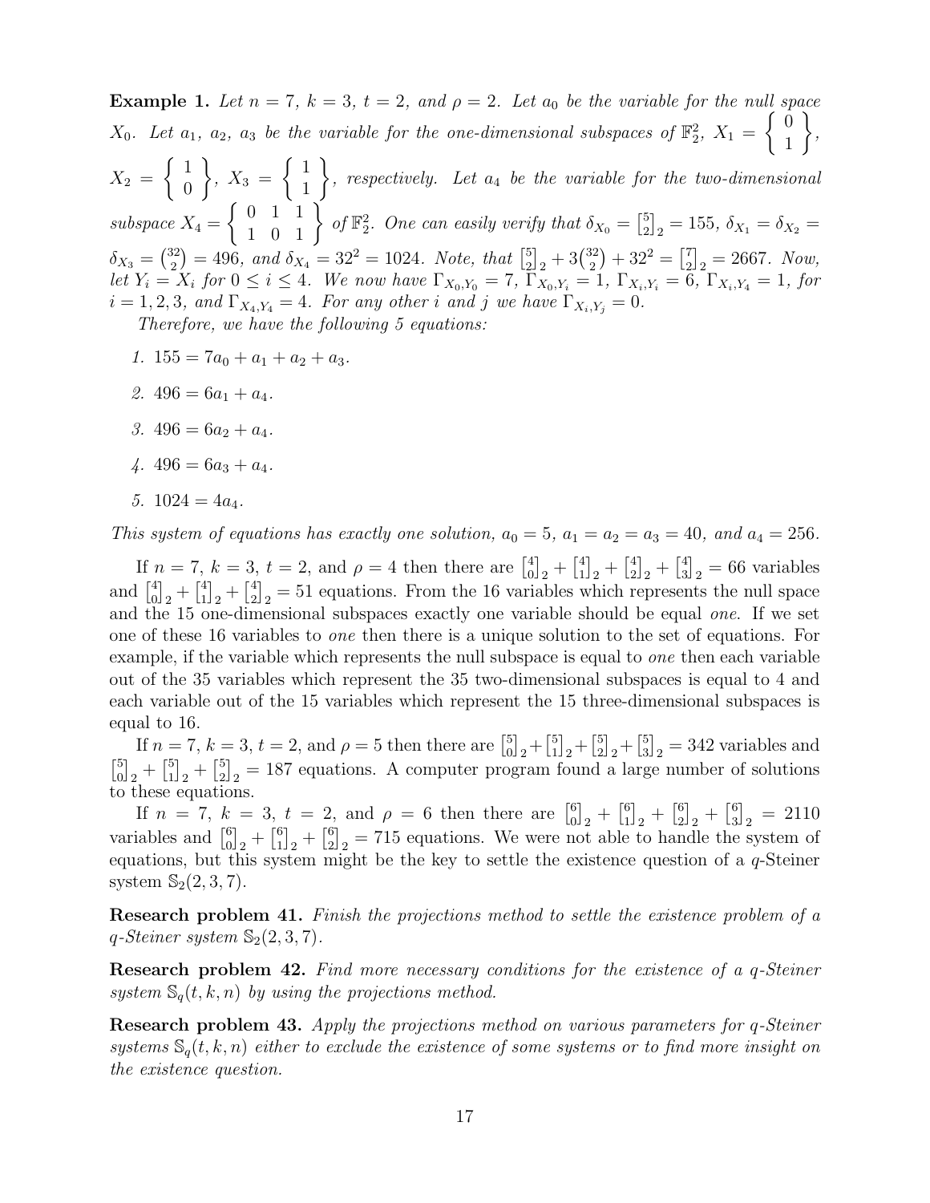**Example 1.** *Let $n = 7$, $k = 3$, $t = 2$, and $\rho = 2$. Let $a_0$ be the variable for the null space $X_0$. Let $a_1$, $a_2$, $a_3$ be the variable for the one-dimensional subspaces of $\mathbb{F}_2^2$, $X_1 = \left\{ \begin{array}{c} 0 \\ 1 \end{array} \right\}$, $X_2 = \left\{ \begin{array}{c} 1 \\ 0 \end{array} \right\}$, $X_3 = \left\{ \begin{array}{c} 1 \\ 1 \end{array} \right\}$, respectively. Let $a_4$ be the variable for the two-dimensional subspace $X_4 = \left\{ \begin{array}{ccc} 0 & 1 & 1 \\ 1 & 0 & 1 \end{array} \right\}$ of $\mathbb{F}_2^2$. One can easily verify that $\delta_{X_0} = \begin{bmatrix} 5 \\ 2 \end{bmatrix}_2 = 155$, $\delta_{X_1} = \delta_{X_2} = \delta_{X_3} = \binom{32}{2} = 496$, and $\delta_{X_4} = 32^2 = 1024$. Note, that $\begin{bmatrix} 5 \\ 2 \end{bmatrix}_2 + 3\binom{32}{2} + 32^2 = \begin{bmatrix} 7 \\ 2 \end{bmatrix}_2 = 2667$. Now, let $Y_i = X_i$ for $0 \leq i \leq 4$. We now have $\Gamma_{X_0,Y_0} = 7$, $\Gamma_{X_0,Y_i} = 1$, $\Gamma_{X_i,Y_i} = 6$, $\Gamma_{X_i,Y_4} = 1$, for $i = 1, 2, 3$, and $\Gamma_{X_4,Y_4} = 4$. For any other $i$ and $j$ we have $\Gamma_{X_i,Y_j} = 0$.*

*Therefore, we have the following 5 equations:*

1. $155 = 7a_0 + a_1 + a_2 + a_3$.
2. $496 = 6a_1 + a_4$.
3. $496 = 6a_2 + a_4$.
4. $496 = 6a_3 + a_4$.
5. $1024 = 4a_4$.

*This system of equations has exactly one solution, $a_0 = 5$, $a_1 = a_2 = a_3 = 40$, and $a_4 = 256$.*

If $n = 7$, $k = 3$, $t = 2$, and $\rho = 4$ then there are $\begin{bmatrix} 4 \\ 0 \end{bmatrix}_2 + \begin{bmatrix} 4 \\ 1 \end{bmatrix}_2 + \begin{bmatrix} 4 \\ 2 \end{bmatrix}_2 + \begin{bmatrix} 4 \\ 3 \end{bmatrix}_2 = 66$ variables and $\begin{bmatrix} 4 \\ 0 \end{bmatrix}_2 + \begin{bmatrix} 4 \\ 1 \end{bmatrix}_2 + \begin{bmatrix} 4 \\ 2 \end{bmatrix}_2 = 51$ equations. From the 16 variables which represents the null space and the 15 one-dimensional subspaces exactly one variable should be equal *one*. If we set one of these 16 variables to *one* then there is a unique solution to the set of equations. For example, if the variable which represents the null subspace is equal to *one* then each variable out of the 35 variables which represent the 35 two-dimensional subspaces is equal to 4 and each variable out of the 15 variables which represent the 15 three-dimensional subspaces is equal to 16.

If $n = 7$, $k = 3$, $t = 2$, and $\rho = 5$ then there are $\begin{bmatrix} 5 \\ 0 \end{bmatrix}_2 + \begin{bmatrix} 5 \\ 1 \end{bmatrix}_2 + \begin{bmatrix} 5 \\ 2 \end{bmatrix}_2 + \begin{bmatrix} 5 \\ 3 \end{bmatrix}_2 = 342$ variables and $\begin{bmatrix} 5 \\ 0 \end{bmatrix}_2 + \begin{bmatrix} 5 \\ 1 \end{bmatrix}_2 + \begin{bmatrix} 5 \\ 2 \end{bmatrix}_2 = 187$ equations. A computer program found a large number of solutions to these equations.

If $n = 7$, $k = 3$, $t = 2$, and $\rho = 6$ then there are $\begin{bmatrix} 6 \\ 0 \end{bmatrix}_2 + \begin{bmatrix} 6 \\ 1 \end{bmatrix}_2 + \begin{bmatrix} 6 \\ 2 \end{bmatrix}_2 + \begin{bmatrix} 6 \\ 3 \end{bmatrix}_2 = 2110$ variables and $\begin{bmatrix} 6 \\ 0 \end{bmatrix}_2 + \begin{bmatrix} 6 \\ 1 \end{bmatrix}_2 + \begin{bmatrix} 6 \\ 2 \end{bmatrix}_2 = 715$ equations. We were not able to handle the system of equations, but this system might be the key to settle the existence question of a $q$-Steiner system $\mathbb{S}_2(2, 3, 7)$.

**Research problem 41.** *Finish the projections method to settle the existence problem of a $q$-Steiner system $\mathbb{S}_2(2, 3, 7)$.*

**Research problem 42.** *Find more necessary conditions for the existence of a $q$-Steiner system $\mathbb{S}_q(t, k, n)$ by using the projections method.*

**Research problem 43.** *Apply the projections method on various parameters for $q$-Steiner systems $\mathbb{S}_q(t, k, n)$ either to exclude the existence of some systems or to find more insight on the existence question.*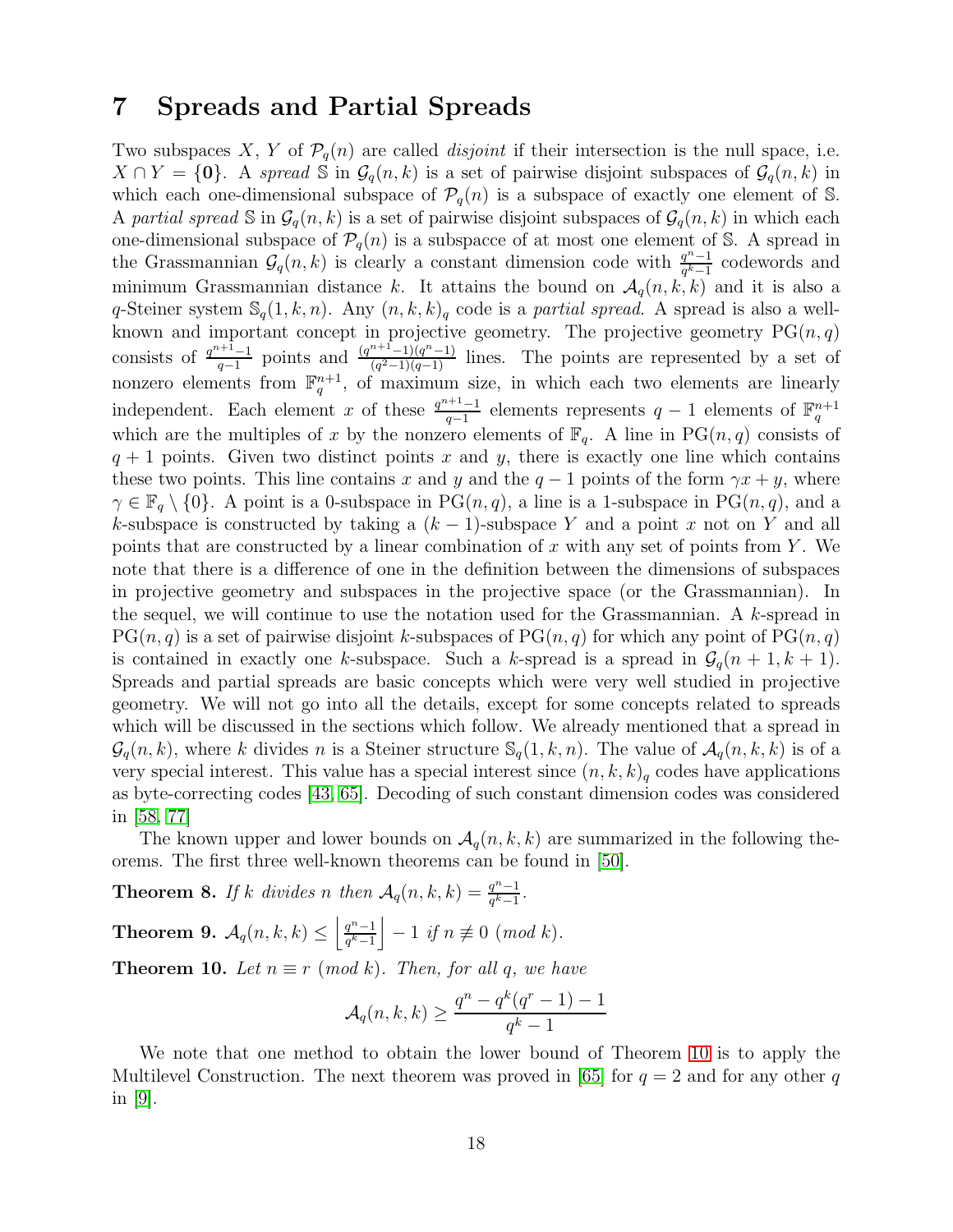# 7 Spreads and Partial Spreads

Two subspaces $X$, $Y$ of $\mathcal{P}_q(n)$ are called *disjoint* if their intersection is the null space, i.e. $X \cap Y = \{\mathbf{0}\}$. A *spread* $\mathbb{S}$ in $\mathcal{G}_q(n,k)$ is a set of pairwise disjoint subspaces of $\mathcal{G}_q(n,k)$ in which each one-dimensional subspace of $\mathcal{P}_q(n)$ is a subspace of exactly one element of $\mathbb{S}$. A *partial spread* $\mathbb{S}$ in $\mathcal{G}_q(n,k)$ is a set of pairwise disjoint subspaces of $\mathcal{G}_q(n,k)$ in which each one-dimensional subspace of $\mathcal{P}_q(n)$ is a subspacce of at most one element of $\mathbb{S}$. A spread in the Grassmannian $\mathcal{G}_q(n,k)$ is clearly a constant dimension code with $\frac{q^n-1}{q^k-1}$ codewords and minimum Grassmannian distance $k$. It attains the bound on $\mathcal{A}_q(n,k,k)$ and it is also a $q$-Steiner system $\mathbb{S}_q(1,k,n)$. Any $(n,k,k)_q$ code is a *partial spread*. A spread is also a well-known and important concept in projective geometry. The projective geometry $\text{PG}(n,q)$ consists of $\frac{q^{n+1}-1}{q-1}$ points and $\frac{(q^{n+1}-1)(q^n-1)}{(q^2-1)(q-1)}$ lines. The points are represented by a set of nonzero elements from $\mathbb{F}_q^{n+1}$, of maximum size, in which each two elements are linearly independent. Each element $x$ of these $\frac{q^{n+1}-1}{q-1}$ elements represents $q-1$ elements of $\mathbb{F}_q^{n+1}$ which are the multiples of $x$ by the nonzero elements of $\mathbb{F}_q$. A line in $\text{PG}(n,q)$ consists of $q+1$ points. Given two distinct points $x$ and $y$, there is exactly one line which contains these two points. This line contains $x$ and $y$ and the $q-1$ points of the form $\gamma x + y$, where $\gamma \in \mathbb{F}_q \setminus \{0\}$. A point is a 0-subspace in $\text{PG}(n,q)$, a line is a 1-subspace in $\text{PG}(n,q)$, and a $k$-subspace is constructed by taking a $(k-1)$-subspace $Y$ and a point $x$ not on $Y$ and all points that are constructed by a linear combination of $x$ with any set of points from $Y$. We note that there is a difference of one in the definition between the dimensions of subspaces in projective geometry and subspaces in the projective space (or the Grassmannian). In the sequel, we will continue to use the notation used for the Grassmannian. A $k$-spread in $\text{PG}(n,q)$ is a set of pairwise disjoint $k$-subspaces of $\text{PG}(n,q)$ for which any point of $\text{PG}(n,q)$ is contained in exactly one $k$-subspace. Such a $k$-spread is a spread in $\mathcal{G}_q(n+1,k+1)$. Spreads and partial spreads are basic concepts which were very well studied in projective geometry. We will not go into all the details, except for some concepts related to spreads which will be discussed in the sections which follow. We already mentioned that a spread in $\mathcal{G}_q(n,k)$, where $k$ divides $n$ is a Steiner structure $\mathbb{S}_q(1,k,n)$. The value of $\mathcal{A}_q(n,k,k)$ is of a very special interest. This value has a special interest since $(n,k,k)_q$ codes have applications as byte-correcting codes [43, 65]. Decoding of such constant dimension codes was considered in [58, 77]

The known upper and lower bounds on $\mathcal{A}_q(n,k,k)$ are summarized in the following theorems. The first three well-known theorems can be found in [50].

**Theorem 8.** *If $k$ divides $n$ then $\mathcal{A}_q(n,k,k) = \frac{q^n-1}{q^k-1}$.*

**Theorem 9.** $\mathcal{A}_q(n,k,k) \leq \left\lfloor \frac{q^n-1}{q^k-1} \right\rfloor - 1$ *if $n \not\equiv 0 \ (mod\ k)$.*

**Theorem 10.** *Let $n \equiv r \ (mod\ k)$. Then, for all $q$, we have*

$$\mathcal{A}_q(n,k,k) \geq \frac{q^n - q^k(q^r-1) - 1}{q^k - 1}$$

We note that one method to obtain the lower bound of Theorem 10 is to apply the Multilevel Construction. The next theorem was proved in [65] for $q = 2$ and for any other $q$ in [9].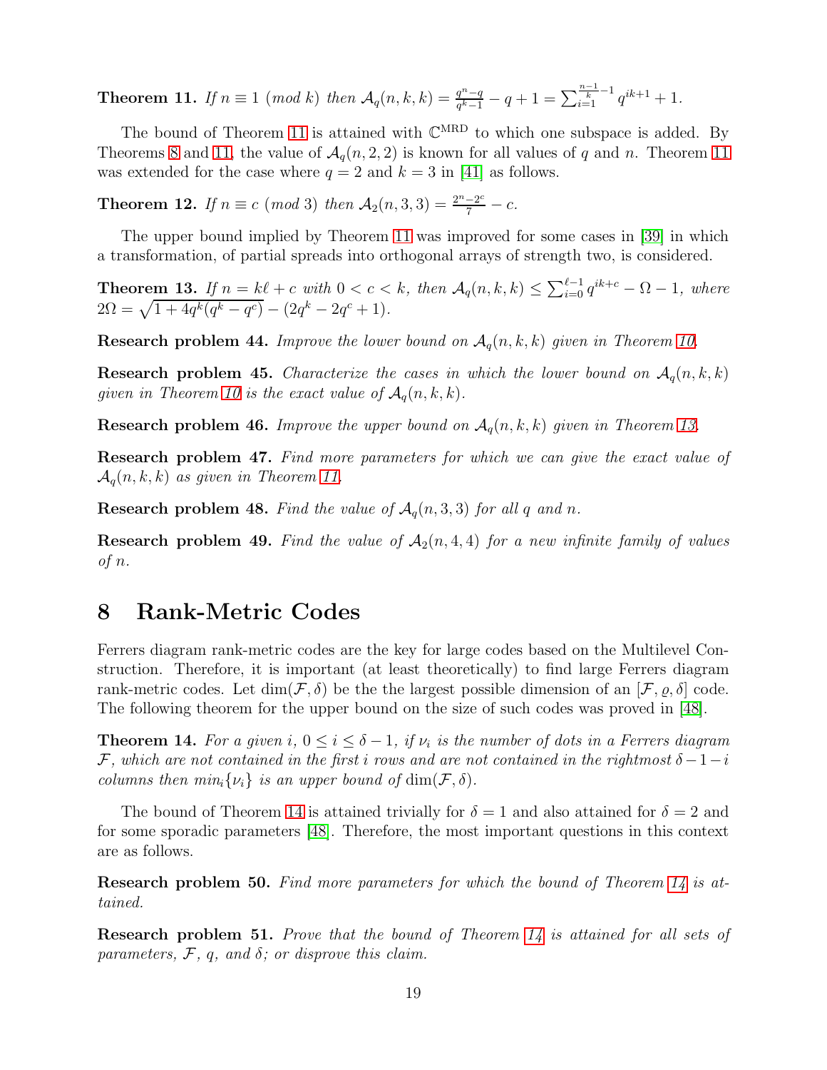**Theorem 11.** *If $n \equiv 1 \ (mod \ k)$ then $\mathcal{A}_q(n,k,k) = \frac{q^n - q}{q^k - 1} - q + 1 = \sum_{i=1}^{\frac{n-1}{k}-1} q^{ik+1} + 1$.*

The bound of Theorem 11 is attained with $\mathbb{C}^{\text{MRD}}$ to which one subspace is added. By Theorems 8 and 11, the value of $\mathcal{A}_q(n,2,2)$ is known for all values of $q$ and $n$. Theorem 11 was extended for the case where $q = 2$ and $k = 3$ in [41] as follows.

**Theorem 12.** *If $n \equiv c \ (mod \ 3)$ then $\mathcal{A}_2(n,3,3) = \frac{2^n - 2^c}{7} - c$.*

The upper bound implied by Theorem 11 was improved for some cases in [39] in which a transformation, of partial spreads into orthogonal arrays of strength two, is considered.

**Theorem 13.** *If $n = k\ell + c$ with $0 < c < k$, then $\mathcal{A}_q(n,k,k) \leq \sum_{i=0}^{\ell-1} q^{ik+c} - \Omega - 1$, where $2\Omega = \sqrt{1 + 4q^k(q^k - q^c)} - (2q^k - 2q^c + 1)$.*

**Research problem 44.** *Improve the lower bound on $\mathcal{A}_q(n,k,k)$ given in Theorem 10.*

**Research problem 45.** *Characterize the cases in which the lower bound on $\mathcal{A}_q(n,k,k)$ given in Theorem 10 is the exact value of $\mathcal{A}_q(n,k,k)$.*

**Research problem 46.** *Improve the upper bound on $\mathcal{A}_q(n,k,k)$ given in Theorem 13.*

**Research problem 47.** *Find more parameters for which we can give the exact value of $\mathcal{A}_q(n,k,k)$ as given in Theorem 11.*

**Research problem 48.** *Find the value of $\mathcal{A}_q(n,3,3)$ for all $q$ and $n$.*

**Research problem 49.** *Find the value of $\mathcal{A}_2(n,4,4)$ for a new infinite family of values of $n$.*

# 8 Rank-Metric Codes

Ferrers diagram rank-metric codes are the key for large codes based on the Multilevel Construction. Therefore, it is important (at least theoretically) to find large Ferrers diagram rank-metric codes. Let $\dim(\mathcal{F}, \delta)$ be the the largest possible dimension of an $[\mathcal{F}, \varrho, \delta]$ code. The following theorem for the upper bound on the size of such codes was proved in [48].

**Theorem 14.** *For a given $i$, $0 \leq i \leq \delta - 1$, if $\nu_i$ is the number of dots in a Ferrers diagram $\mathcal{F}$, which are not contained in the first $i$ rows and are not contained in the rightmost $\delta - 1 - i$ columns then $min_i\{\nu_i\}$ is an upper bound of $\dim(\mathcal{F}, \delta)$.*

The bound of Theorem 14 is attained trivially for $\delta = 1$ and also attained for $\delta = 2$ and for some sporadic parameters [48]. Therefore, the most important questions in this context are as follows.

**Research problem 50.** *Find more parameters for which the bound of Theorem 14 is attained.*

**Research problem 51.** *Prove that the bound of Theorem 14 is attained for all sets of parameters, $\mathcal{F}$, $q$, and $\delta$; or disprove this claim.*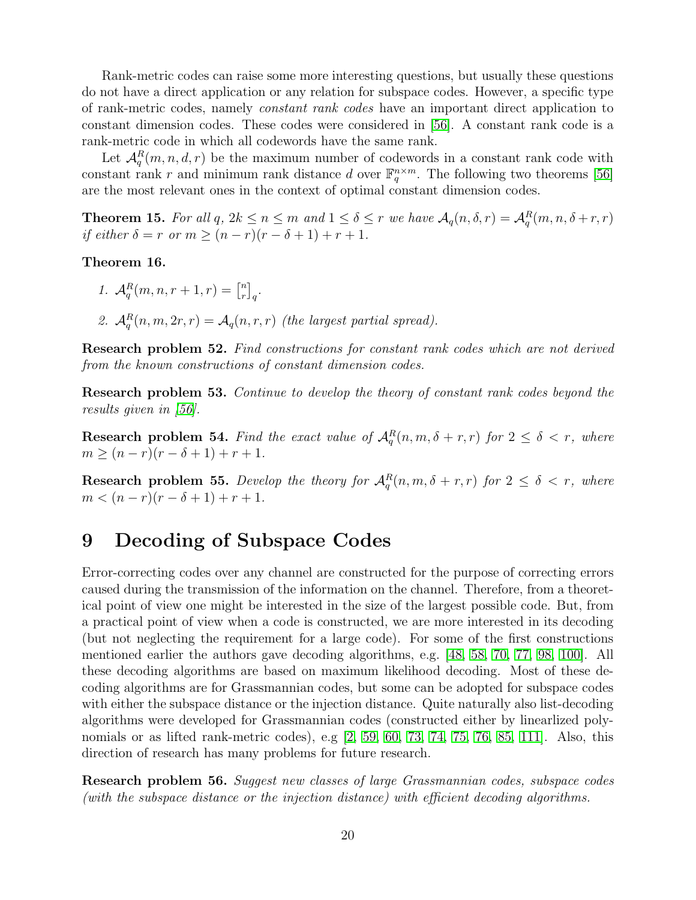Rank-metric codes can raise some more interesting questions, but usually these questions do not have a direct application or any relation for subspace codes. However, a specific type of rank-metric codes, namely *constant rank codes* have an important direct application to constant dimension codes. These codes were considered in [56]. A constant rank code is a rank-metric code in which all codewords have the same rank.

Let $\mathcal{A}_q^R(m, n, d, r)$ be the maximum number of codewords in a constant rank code with constant rank $r$ and minimum rank distance $d$ over $\mathbb{F}_q^{n \times m}$. The following two theorems [56] are the most relevant ones in the context of optimal constant dimension codes.

**Theorem 15.** *For all $q$, $2k \leq n \leq m$ and $1 \leq \delta \leq r$ we have $\mathcal{A}_q(n, \delta, r) = \mathcal{A}_q^R(m, n, \delta + r, r)$ if either $\delta = r$ or $m \geq (n - r)(r - \delta + 1) + r + 1$.*

**Theorem 16.**

1. $\mathcal{A}_q^R(m, n, r + 1, r) = \begin{bmatrix} n \\ r \end{bmatrix}_q$.
2. $\mathcal{A}_q^R(n, m, 2r, r) = \mathcal{A}_q(n, r, r)$ *(the largest partial spread).*

**Research problem 52.** *Find constructions for constant rank codes which are not derived from the known constructions of constant dimension codes.*

**Research problem 53.** *Continue to develop the theory of constant rank codes beyond the results given in [56].*

**Research problem 54.** *Find the exact value of $\mathcal{A}_q^R(n, m, \delta + r, r)$ for $2 \leq \delta < r$, where $m \geq (n - r)(r - \delta + 1) + r + 1$.*

**Research problem 55.** *Develop the theory for $\mathcal{A}_q^R(n, m, \delta + r, r)$ for $2 \leq \delta < r$, where $m < (n - r)(r - \delta + 1) + r + 1$.*

# 9 Decoding of Subspace Codes

Error-correcting codes over any channel are constructed for the purpose of correcting errors caused during the transmission of the information on the channel. Therefore, from a theoretical point of view one might be interested in the size of the largest possible code. But, from a practical point of view when a code is constructed, we are more interested in its decoding (but not neglecting the requirement for a large code). For some of the first constructions mentioned earlier the authors gave decoding algorithms, e.g. [48, 58, 70, 77, 98, 100]. All these decoding algorithms are based on maximum likelihood decoding. Most of these decoding algorithms are for Grassmannian codes, but some can be adopted for subspace codes with either the subspace distance or the injection distance. Quite naturally also list-decoding algorithms were developed for Grassmannian codes (constructed either by linearlized polynomials or as lifted rank-metric codes), e.g [2, 59, 60, 73, 74, 75, 76, 85, 111]. Also, this direction of research has many problems for future research.

**Research problem 56.** *Suggest new classes of large Grassmannian codes, subspace codes (with the subspace distance or the injection distance) with efficient decoding algorithms.*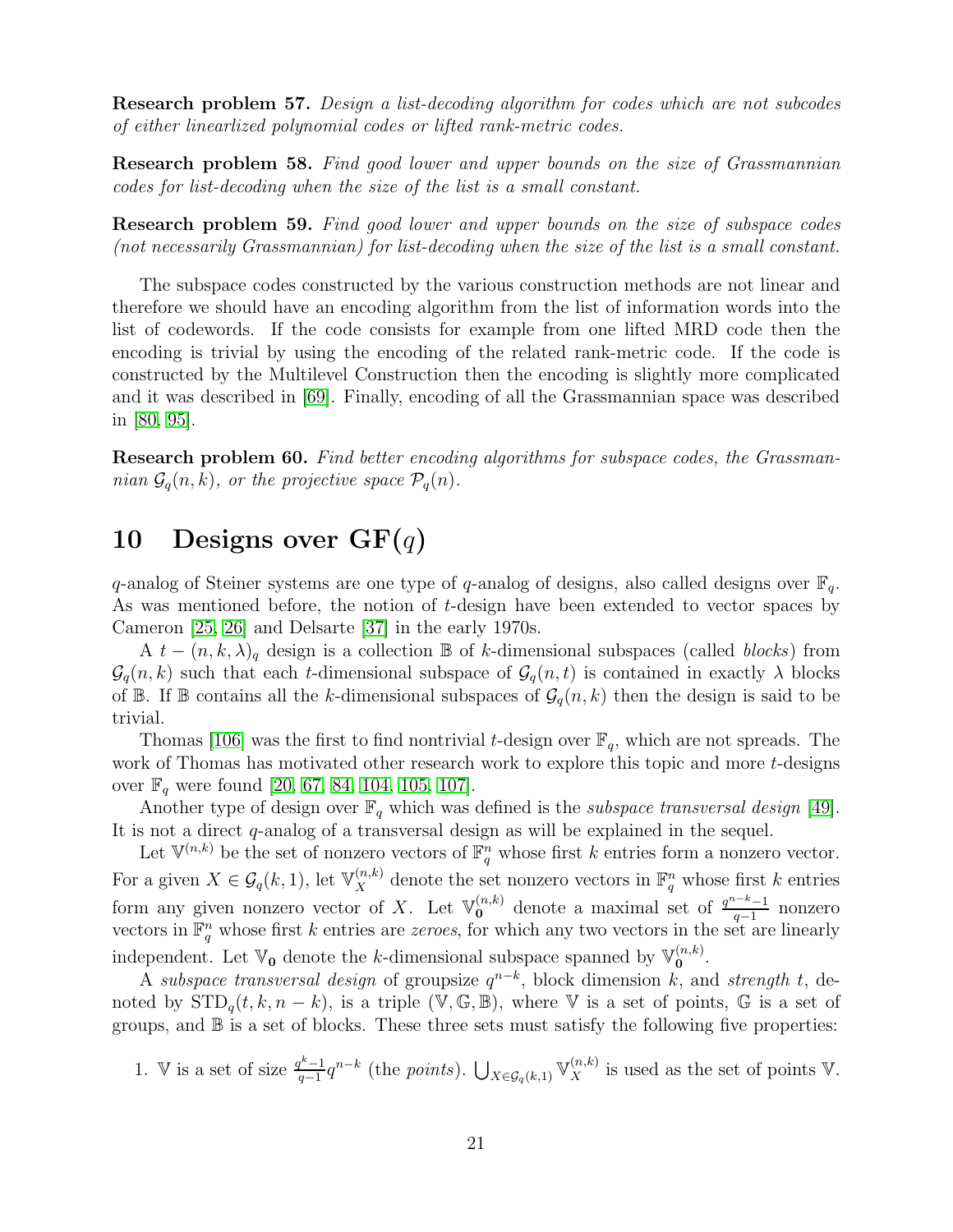**Research problem 57.** *Design a list-decoding algorithm for codes which are not subcodes of either linearlized polynomial codes or lifted rank-metric codes.*

**Research problem 58.** *Find good lower and upper bounds on the size of Grassmannian codes for list-decoding when the size of the list is a small constant.*

**Research problem 59.** *Find good lower and upper bounds on the size of subspace codes (not necessarily Grassmannian) for list-decoding when the size of the list is a small constant.*

The subspace codes constructed by the various construction methods are not linear and therefore we should have an encoding algorithm from the list of information words into the list of codewords. If the code consists for example from one lifted MRD code then the encoding is trivial by using the encoding of the related rank-metric code. If the code is constructed by the Multilevel Construction then the encoding is slightly more complicated and it was described in [69]. Finally, encoding of all the Grassmannian space was described in [80, 95].

**Research problem 60.** *Find better encoding algorithms for subspace codes, the Grassmannian $\mathcal{G}_q(n,k)$, or the projective space $\mathcal{P}_q(n)$.*

# 10 Designs over GF$(q)$

$q$-analog of Steiner systems are one type of $q$-analog of designs, also called designs over $\mathbb{F}_q$. As was mentioned before, the notion of $t$-design have been extended to vector spaces by Cameron [25, 26] and Delsarte [37] in the early 1970s.

A $t-(n,k,\lambda)_q$ design is a collection $\mathbb{B}$ of $k$-dimensional subspaces (called *blocks*) from $\mathcal{G}_q(n,k)$ such that each $t$-dimensional subspace of $\mathcal{G}_q(n,t)$ is contained in exactly $\lambda$ blocks of $\mathbb{B}$. If $\mathbb{B}$ contains all the $k$-dimensional subspaces of $\mathcal{G}_q(n,k)$ then the design is said to be trivial.

Thomas [106] was the first to find nontrivial $t$-design over $\mathbb{F}_q$, which are not spreads. The work of Thomas has motivated other research work to explore this topic and more $t$-designs over $\mathbb{F}_q$ were found [20, 67, 84, 104, 105, 107].

Another type of design over $\mathbb{F}_q$ which was defined is the *subspace transversal design* [49]. It is not a direct $q$-analog of a transversal design as will be explained in the sequel.

Let $\mathbb{V}^{(n,k)}$ be the set of nonzero vectors of $\mathbb{F}_q^n$ whose first $k$ entries form a nonzero vector. For a given $X \in \mathcal{G}_q(k,1)$, let $\mathbb{V}_X^{(n,k)}$ denote the set nonzero vectors in $\mathbb{F}_q^n$ whose first $k$ entries form any given nonzero vector of $X$. Let $\mathbb{V}_{\mathbf{0}}^{(n,k)}$ denote a maximal set of $\frac{q^{n-k}-1}{q-1}$ nonzero vectors in $\mathbb{F}_q^n$ whose first $k$ entries are *zeroes*, for which any two vectors in the set are linearly independent. Let $\mathbb{V}_{\mathbf{0}}$ denote the $k$-dimensional subspace spanned by $\mathbb{V}_{\mathbf{0}}^{(n,k)}$.

A *subspace transversal design* of groupsize $q^{n-k}$, block dimension $k$, and *strength* $t$, denoted by $\text{STD}_q(t,k,n-k)$, is a triple $(\mathbb{V},\mathbb{G},\mathbb{B})$, where $\mathbb{V}$ is a set of points, $\mathbb{G}$ is a set of groups, and $\mathbb{B}$ is a set of blocks. These three sets must satisfy the following five properties:

1. $\mathbb{V}$ is a set of size $\frac{q^k-1}{q-1}q^{n-k}$ (the *points*). $\bigcup_{X \in \mathcal{G}_q(k,1)} \mathbb{V}_X^{(n,k)}$ is used as the set of points $\mathbb{V}$.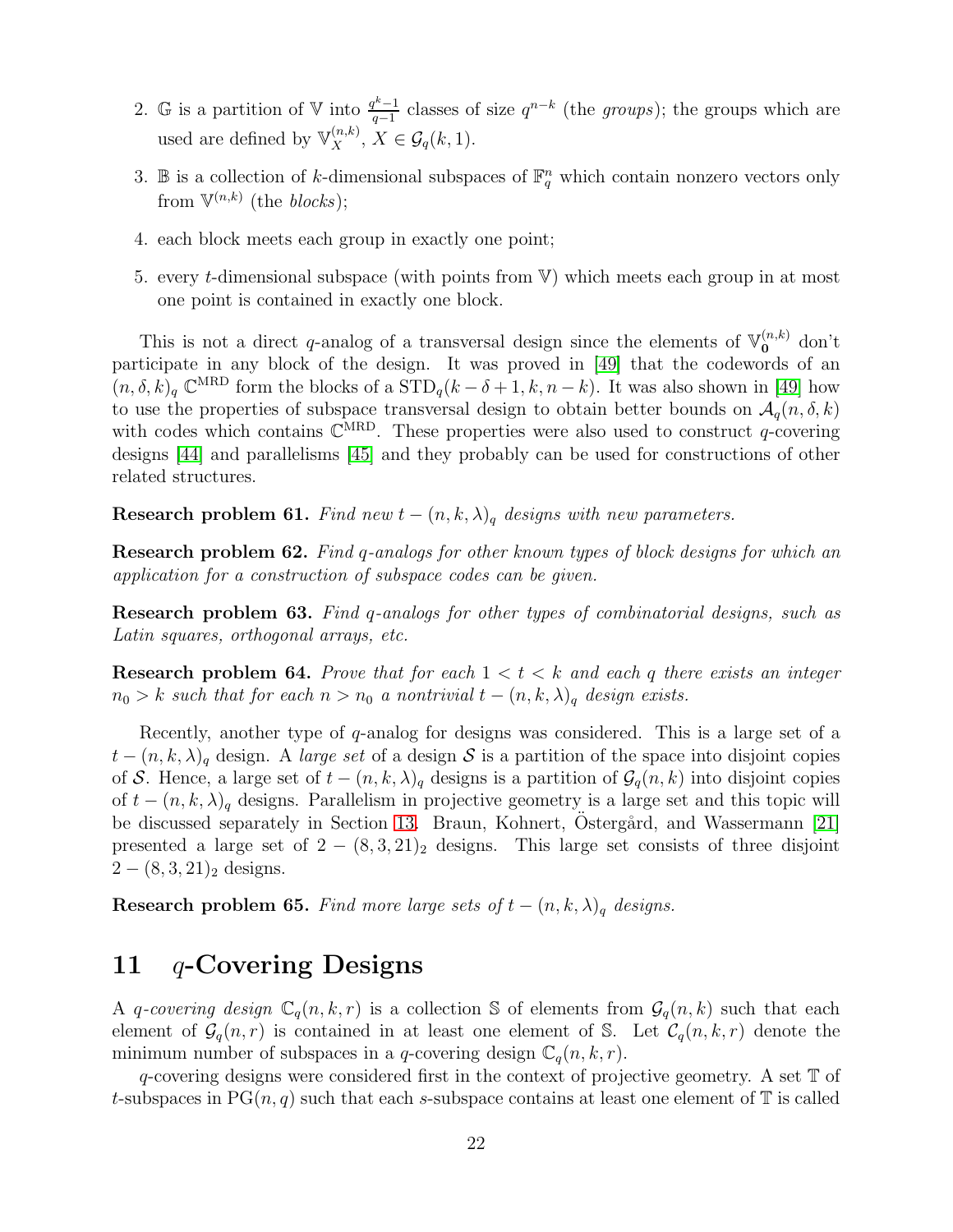2. $\mathbb{G}$ is a partition of $\mathbb{V}$ into $\frac{q^k-1}{q-1}$ classes of size $q^{n-k}$ (the *groups*); the groups which are used are defined by $\mathbb{V}_X^{(n,k)}$, $X \in \mathcal{G}_q(k,1)$.

3. $\mathbb{B}$ is a collection of $k$-dimensional subspaces of $\mathbb{F}_q^n$ which contain nonzero vectors only from $\mathbb{V}^{(n,k)}$ (the *blocks*);

4. each block meets each group in exactly one point;

5. every $t$-dimensional subspace (with points from $\mathbb{V}$) which meets each group in at most one point is contained in exactly one block.

This is not a direct $q$-analog of a transversal design since the elements of $\mathbb{V}_{\mathbf{0}}^{(n,k)}$ don't participate in any block of the design. It was proved in [49] that the codewords of an $(n, \delta, k)_q$ $\mathbb{C}^{\text{MRD}}$ form the blocks of a $\text{STD}_q(k - \delta + 1, k, n - k)$. It was also shown in [49] how to use the properties of subspace transversal design to obtain better bounds on $\mathcal{A}_q(n, \delta, k)$ with codes which contains $\mathbb{C}^{\text{MRD}}$. These properties were also used to construct $q$-covering designs [44] and parallelisms [45] and they probably can be used for constructions of other related structures.

**Research problem 61.** *Find new $t-(n, k, \lambda)_q$ designs with new parameters.*

**Research problem 62.** *Find $q$-analogs for other known types of block designs for which an application for a construction of subspace codes can be given.*

**Research problem 63.** *Find $q$-analogs for other types of combinatorial designs, such as Latin squares, orthogonal arrays, etc.*

**Research problem 64.** *Prove that for each $1 < t < k$ and each $q$ there exists an integer $n_0 > k$ such that for each $n > n_0$ a nontrivial $t-(n, k, \lambda)_q$ design exists.*

Recently, another type of $q$-analog for designs was considered. This is a large set of a $t-(n, k, \lambda)_q$ design. A *large set* of a design $\mathcal{S}$ is a partition of the space into disjoint copies of $\mathcal{S}$. Hence, a large set of $t-(n, k, \lambda)_q$ designs is a partition of $\mathcal{G}_q(n, k)$ into disjoint copies of $t-(n, k, \lambda)_q$ designs. Parallelism in projective geometry is a large set and this topic will be discussed separately in Section 13. Braun, Kohnert, Östergård, and Wassermann [21] presented a large set of $2-(8, 3, 21)_2$ designs. This large set consists of three disjoint $2-(8, 3, 21)_2$ designs.

**Research problem 65.** *Find more large sets of $t-(n, k, \lambda)_q$ designs.*

# 11 $q$-Covering Designs

A *$q$-covering design* $\mathbb{C}_q(n, k, r)$ is a collection $\mathbb{S}$ of elements from $\mathcal{G}_q(n, k)$ such that each element of $\mathcal{G}_q(n, r)$ is contained in at least one element of $\mathbb{S}$. Let $\mathcal{C}_q(n, k, r)$ denote the minimum number of subspaces in a $q$-covering design $\mathbb{C}_q(n, k, r)$.

$q$-covering designs were considered first in the context of projective geometry. A set $\mathbb{T}$ of $t$-subspaces in $\text{PG}(n, q)$ such that each $s$-subspace contains at least one element of $\mathbb{T}$ is called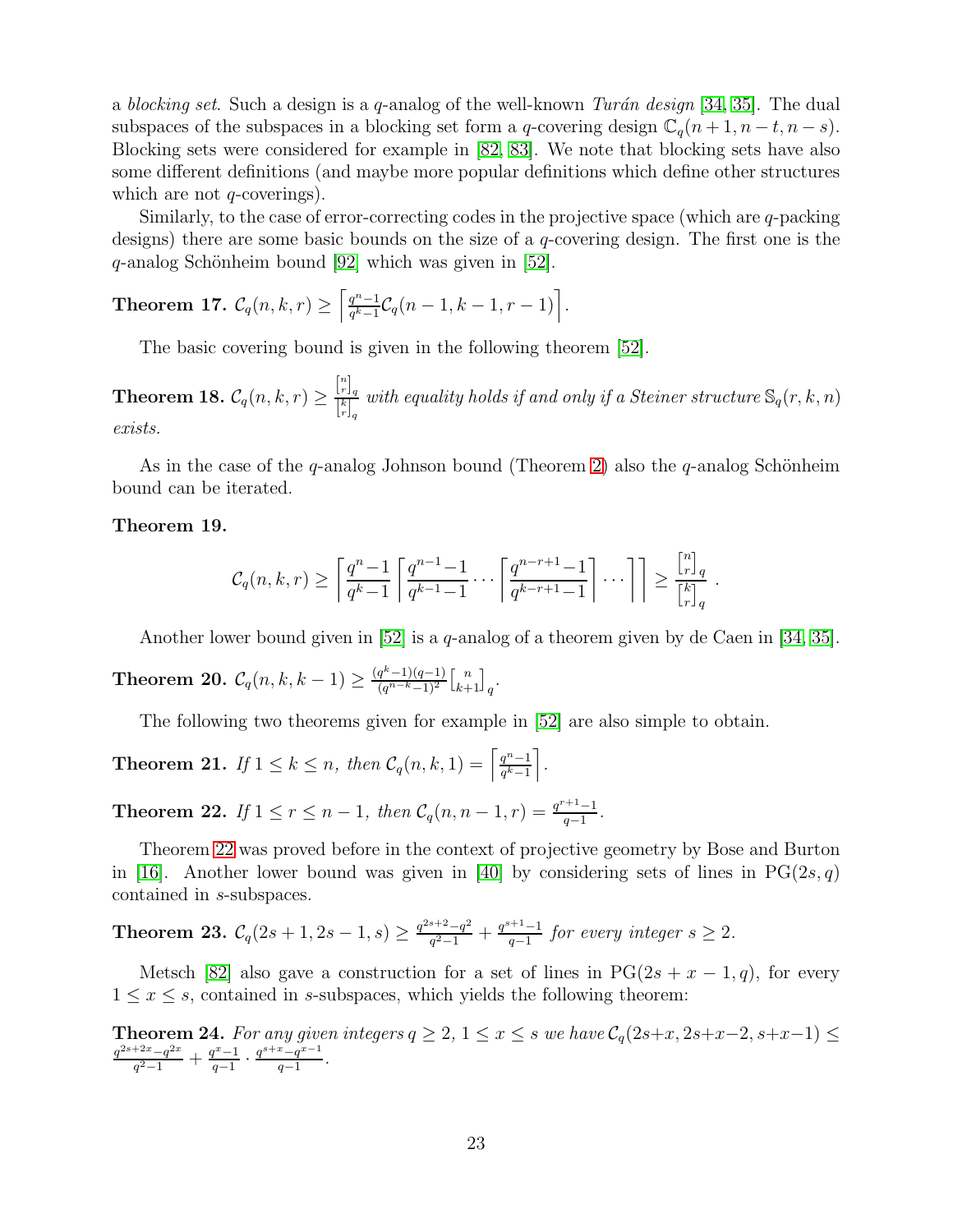a *blocking set*. Such a design is a $q$-analog of the well-known *Turán design* [34, 35]. The dual subspaces of the subspaces in a blocking set form a $q$-covering design $\mathbb{C}_q(n+1, n-t, n-s)$. Blocking sets were considered for example in [82, 83]. We note that blocking sets have also some different definitions (and maybe more popular definitions which define other structures which are not $q$-coverings).

Similarly, to the case of error-correcting codes in the projective space (which are $q$-packing designs) there are some basic bounds on the size of a $q$-covering design. The first one is the $q$-analog Schönheim bound [92] which was given in [52].

**Theorem 17.** $\mathcal{C}_q(n,k,r) \geq \left\lceil \frac{q^n-1}{q^k-1} \mathcal{C}_q(n-1,k-1,r-1) \right\rceil$.

The basic covering bound is given in the following theorem [52].

**Theorem 18.** $\mathcal{C}_q(n,k,r) \geq \frac{\begin{bmatrix} n \\ r \end{bmatrix}_q}{\begin{bmatrix} k \\ r \end{bmatrix}_q}$ *with equality holds if and only if a Steiner structure* $\mathbb{S}_q(r,k,n)$ *exists.*

As in the case of the $q$-analog Johnson bound (Theorem 2) also the $q$-analog Schönheim bound can be iterated.

**Theorem 19.**

$$\mathcal{C}_q(n,k,r) \geq \left\lceil \frac{q^n-1}{q^k-1} \left\lceil \frac{q^{n-1}-1}{q^{k-1}-1} \cdots \left\lceil \frac{q^{n-r+1}-1}{q^{k-r+1}-1} \right\rceil \cdots \right\rceil \right\rceil \geq \frac{\begin{bmatrix} n \\ r \end{bmatrix}_q}{\begin{bmatrix} k \\ r \end{bmatrix}_q} .$$

Another lower bound given in [52] is a $q$-analog of a theorem given by de Caen in [34, 35].

**Theorem 20.** $\mathcal{C}_q(n,k,k-1) \geq \frac{(q^k-1)(q-1)}{(q^{n-k}-1)^2} \begin{bmatrix} n \\ k+1 \end{bmatrix}_q$.

The following two theorems given for example in [52] are also simple to obtain.

**Theorem 21.** *If* $1 \leq k \leq n$, *then* $\mathcal{C}_q(n,k,1) = \left\lceil \frac{q^n-1}{q^k-1} \right\rceil$.

**Theorem 22.** *If* $1 \leq r \leq n-1$, *then* $\mathcal{C}_q(n,n-1,r) = \frac{q^{r+1}-1}{q-1}$.

Theorem 22 was proved before in the context of projective geometry by Bose and Burton in [16]. Another lower bound was given in [40] by considering sets of lines in $\mathrm{PG}(2s,q)$ contained in $s$-subspaces.

**Theorem 23.** $\mathcal{C}_q(2s+1, 2s-1, s) \geq \frac{q^{2s+2}-q^2}{q^2-1} + \frac{q^{s+1}-1}{q-1}$ *for every integer* $s \geq 2$.

Metsch [82] also gave a construction for a set of lines in $\mathrm{PG}(2s+x-1,q)$, for every $1 \leq x \leq s$, contained in $s$-subspaces, which yields the following theorem:

**Theorem 24.** *For any given integers* $q \geq 2$, $1 \leq x \leq s$ *we have* $\mathcal{C}_q(2s+x, 2s+x-2, s+x-1) \leq \frac{q^{2s+2x}-q^{2x}}{q^2-1} + \frac{q^x-1}{q-1} \cdot \frac{q^{s+x}-q^{x-1}}{q-1}$.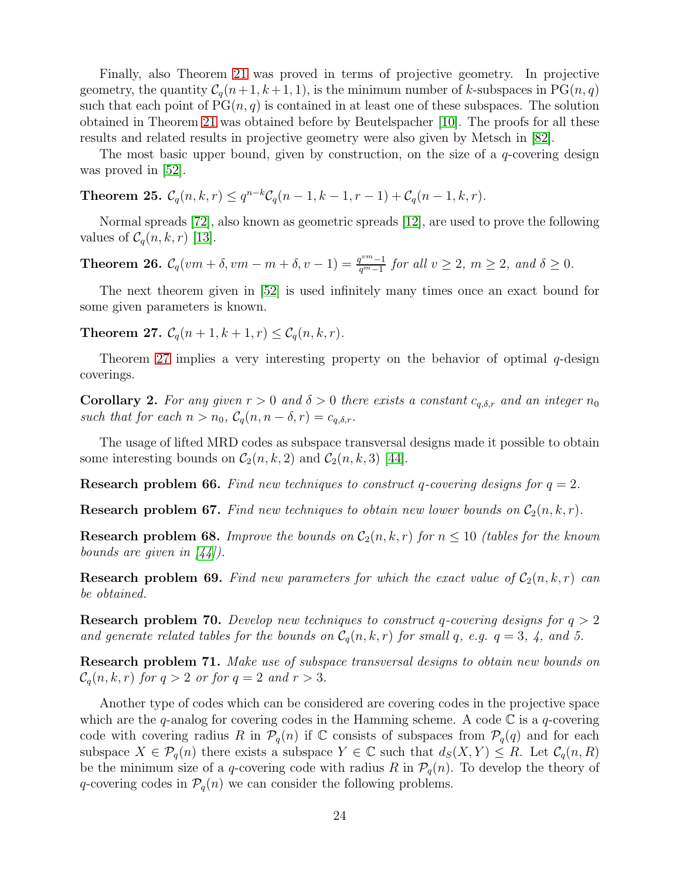Finally, also Theorem 21 was proved in terms of projective geometry. In projective geometry, the quantity $\mathcal{C}_q(n+1, k+1, 1)$, is the minimum number of $k$-subspaces in $\mathrm{PG}(n, q)$ such that each point of $\mathrm{PG}(n, q)$ is contained in at least one of these subspaces. The solution obtained in Theorem 21 was obtained before by Beutelspacher [10]. The proofs for all these results and related results in projective geometry were also given by Metsch in [82].

The most basic upper bound, given by construction, on the size of a $q$-covering design was proved in [52].

**Theorem 25.** $\mathcal{C}_q(n, k, r) \leq q^{n-k}\mathcal{C}_q(n-1, k-1, r-1) + \mathcal{C}_q(n-1, k, r)$.

Normal spreads [72], also known as geometric spreads [12], are used to prove the following values of $\mathcal{C}_q(n, k, r)$ [13].

**Theorem 26.** $\mathcal{C}_q(vm+\delta, vm-m+\delta, v-1) = \frac{q^{vm}-1}{q^m-1}$ *for all* $v \geq 2$*,* $m \geq 2$*, and* $\delta \geq 0$*.*

The next theorem given in [52] is used infinitely many times once an exact bound for some given parameters is known.

**Theorem 27.** $\mathcal{C}_q(n+1, k+1, r) \leq \mathcal{C}_q(n, k, r)$.

Theorem 27 implies a very interesting property on the behavior of optimal $q$-design coverings.

**Corollary 2.** *For any given* $r > 0$ *and* $\delta > 0$ *there exists a constant* $c_{q,\delta,r}$ *and an integer* $n_0$ *such that for each* $n > n_0$*,* $\mathcal{C}_q(n, n-\delta, r) = c_{q,\delta,r}$*.*

The usage of lifted MRD codes as subspace transversal designs made it possible to obtain some interesting bounds on $\mathcal{C}_2(n, k, 2)$ and $\mathcal{C}_2(n, k, 3)$ [44].

**Research problem 66.** *Find new techniques to construct q-covering designs for* $q = 2$*.*

**Research problem 67.** *Find new techniques to obtain new lower bounds on* $\mathcal{C}_2(n, k, r)$*.*

**Research problem 68.** *Improve the bounds on* $\mathcal{C}_2(n, k, r)$ *for* $n \leq 10$ *(tables for the known bounds are given in [44]).*

**Research problem 69.** *Find new parameters for which the exact value of* $\mathcal{C}_2(n, k, r)$ *can be obtained.*

**Research problem 70.** *Develop new techniques to construct q-covering designs for* $q > 2$ *and generate related tables for the bounds on* $\mathcal{C}_q(n, k, r)$ *for small q, e.g.* $q = 3$*, 4, and 5.*

**Research problem 71.** *Make use of subspace transversal designs to obtain new bounds on* $\mathcal{C}_q(n, k, r)$ *for* $q > 2$ *or for* $q = 2$ *and* $r > 3$*.*

Another type of codes which can be considered are covering codes in the projective space which are the $q$-analog for covering codes in the Hamming scheme. A code $\mathbb{C}$ is a $q$-covering code with covering radius $R$ in $\mathcal{P}_q(n)$ if $\mathbb{C}$ consists of subspaces from $\mathcal{P}_q(q)$ and for each subspace $X \in \mathcal{P}_q(n)$ there exists a subspace $Y \in \mathbb{C}$ such that $d_S(X, Y) \leq R$. Let $\mathcal{C}_q(n, R)$ be the minimum size of a $q$-covering code with radius $R$ in $\mathcal{P}_q(n)$. To develop the theory of $q$-covering codes in $\mathcal{P}_q(n)$ we can consider the following problems.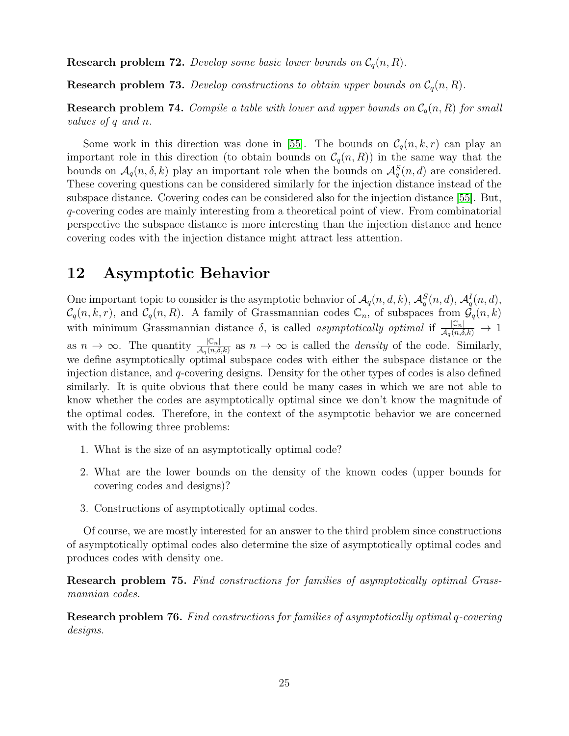**Research problem 72.** *Develop some basic lower bounds on $\mathcal{C}_q(n, R)$.*

**Research problem 73.** *Develop constructions to obtain upper bounds on $\mathcal{C}_q(n, R)$.*

**Research problem 74.** *Compile a table with lower and upper bounds on $\mathcal{C}_q(n, R)$ for small values of $q$ and $n$.*

Some work in this direction was done in [55]. The bounds on $\mathcal{C}_q(n, k, r)$ can play an important role in this direction (to obtain bounds on $\mathcal{C}_q(n, R)$) in the same way that the bounds on $\mathcal{A}_q(n, \delta, k)$ play an important role when the bounds on $\mathcal{A}_q^S(n, d)$ are considered. These covering questions can be considered similarly for the injection distance instead of the subspace distance. Covering codes can be considered also for the injection distance [55]. But, $q$-covering codes are mainly interesting from a theoretical point of view. From combinatorial perspective the subspace distance is more interesting than the injection distance and hence covering codes with the injection distance might attract less attention.

# 12 Asymptotic Behavior

One important topic to consider is the asymptotic behavior of $\mathcal{A}_q(n, d, k)$, $\mathcal{A}_q^S(n, d)$, $\mathcal{A}_q^I(n, d)$, $\mathcal{C}_q(n, k, r)$, and $\mathcal{C}_q(n, R)$. A family of Grassmannian codes $\mathbb{C}_n$, of subspaces from $\mathcal{G}_q(n, k)$ with minimum Grassmannian distance $\delta$, is called *asymptotically optimal* if $\frac{|\mathbb{C}_n|}{\mathcal{A}_q(n,\delta,k)} \rightarrow 1$ as $n \rightarrow \infty$. The quantity $\frac{|\mathbb{C}_n|}{\mathcal{A}_q(n,\delta,k)}$ as $n \rightarrow \infty$ is called the *density* of the code. Similarly, we define asymptotically optimal subspace codes with either the subspace distance or the injection distance, and $q$-covering designs. Density for the other types of codes is also defined similarly. It is quite obvious that there could be many cases in which we are not able to know whether the codes are asymptotically optimal since we don't know the magnitude of the optimal codes. Therefore, in the context of the asymptotic behavior we are concerned with the following three problems:

1. What is the size of an asymptotically optimal code?
2. What are the lower bounds on the density of the known codes (upper bounds for covering codes and designs)?
3. Constructions of asymptotically optimal codes.

Of course, we are mostly interested for an answer to the third problem since constructions of asymptotically optimal codes also determine the size of asymptotically optimal codes and produces codes with density one.

**Research problem 75.** *Find constructions for families of asymptotically optimal Grassmannian codes.*

**Research problem 76.** *Find constructions for families of asymptotically optimal $q$-covering designs.*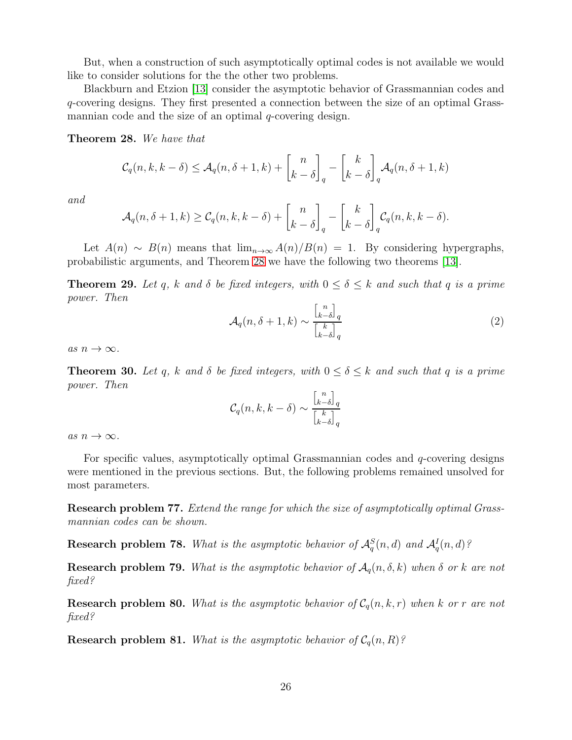But, when a construction of such asymptotically optimal codes is not available we would like to consider solutions for the the other two problems.

Blackburn and Etzion [13] consider the asymptotic behavior of Grassmannian codes and $q$-covering designs. They first presented a connection between the size of an optimal Grassmannian code and the size of an optimal $q$-covering design.

**Theorem 28.** *We have that*

$$\mathcal{C}_q(n,k,k-\delta) \leq \mathcal{A}_q(n,\delta+1,k) + \begin{bmatrix} n \\ k-\delta \end{bmatrix}_q - \begin{bmatrix} k \\ k-\delta \end{bmatrix}_q \mathcal{A}_q(n,\delta+1,k)$$

*and*

$$\mathcal{A}_q(n,\delta+1,k) \geq \mathcal{C}_q(n,k,k-\delta) + \begin{bmatrix} n \\ k-\delta \end{bmatrix}_q - \begin{bmatrix} k \\ k-\delta \end{bmatrix}_q \mathcal{C}_q(n,k,k-\delta).$$

Let $A(n) \sim B(n)$ means that $\lim_{n\to\infty} A(n)/B(n) = 1$. By considering hypergraphs, probabilistic arguments, and Theorem 28 we have the following two theorems [13].

**Theorem 29.** *Let $q$, $k$ and $\delta$ be fixed integers, with $0 \leq \delta \leq k$ and such that $q$ is a prime power. Then*

$$\mathcal{A}_q(n,\delta+1,k) \sim \frac{\begin{bmatrix} n \\ k-\delta \end{bmatrix}_q}{\begin{bmatrix} k \\ k-\delta \end{bmatrix}_q} \tag{2}$$

*as $n \to \infty$.*

**Theorem 30.** *Let $q$, $k$ and $\delta$ be fixed integers, with $0 \leq \delta \leq k$ and such that $q$ is a prime power. Then*

$$\mathcal{C}_q(n,k,k-\delta) \sim \frac{\begin{bmatrix} n \\ k-\delta \end{bmatrix}_q}{\begin{bmatrix} k \\ k-\delta \end{bmatrix}_q}$$

*as $n \to \infty$.*

For specific values, asymptotically optimal Grassmannian codes and $q$-covering designs were mentioned in the previous sections. But, the following problems remained unsolved for most parameters.

**Research problem 77.** *Extend the range for which the size of asymptotically optimal Grassmannian codes can be shown.*

**Research problem 78.** *What is the asymptotic behavior of $\mathcal{A}_q^S(n,d)$ and $\mathcal{A}_q^I(n,d)$?*

**Research problem 79.** *What is the asymptotic behavior of $\mathcal{A}_q(n,\delta,k)$ when $\delta$ or $k$ are not fixed?*

**Research problem 80.** *What is the asymptotic behavior of $\mathcal{C}_q(n,k,r)$ when $k$ or $r$ are not fixed?*

**Research problem 81.** *What is the asymptotic behavior of $\mathcal{C}_q(n,R)$?*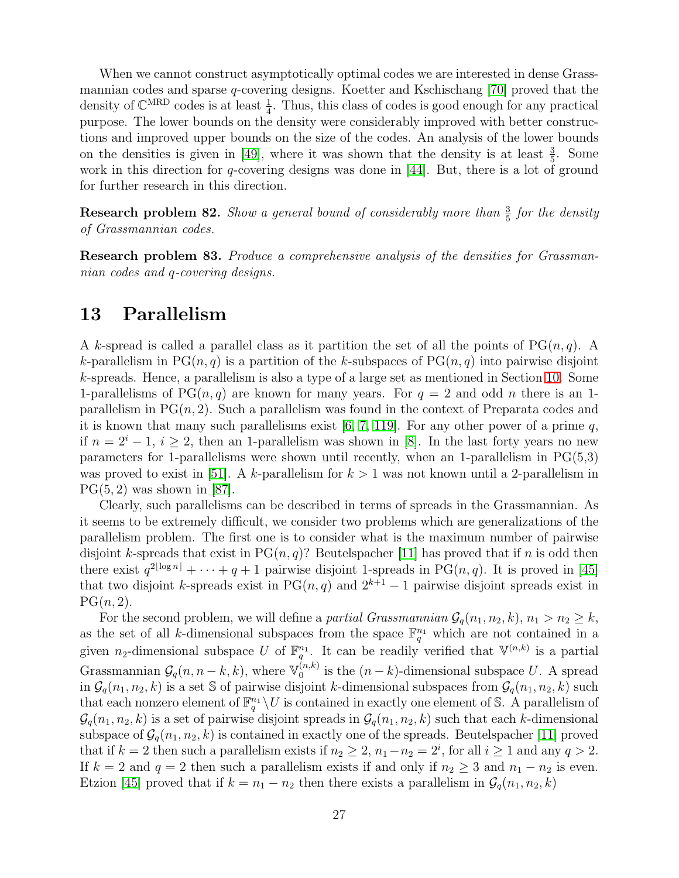When we cannot construct asymptotically optimal codes we are interested in dense Grassmannian codes and sparse $q$-covering designs. Koetter and Kschischang [70] proved that the density of $\mathbb{C}^{\text{MRD}}$ codes is at least $\frac{1}{4}$. Thus, this class of codes is good enough for any practical purpose. The lower bounds on the density were considerably improved with better constructions and improved upper bounds on the size of the codes. An analysis of the lower bounds on the densities is given in [49], where it was shown that the density is at least $\frac{3}{5}$. Some work in this direction for $q$-covering designs was done in [44]. But, there is a lot of ground for further research in this direction.

**Research problem 82.** *Show a general bound of considerably more than $\frac{3}{5}$ for the density of Grassmannian codes.*

**Research problem 83.** *Produce a comprehensive analysis of the densities for Grassmannian codes and $q$-covering designs.*

# 13 Parallelism

A $k$-spread is called a parallel class as it partition the set of all the points of $\text{PG}(n, q)$. A $k$-parallelism in $\text{PG}(n, q)$ is a partition of the $k$-subspaces of $\text{PG}(n, q)$ into pairwise disjoint $k$-spreads. Hence, a parallelism is also a type of a large set as mentioned in Section 10. Some 1-parallelisms of $\text{PG}(n, q)$ are known for many years. For $q = 2$ and odd $n$ there is an 1-parallelism in $\text{PG}(n, 2)$. Such a parallelism was found in the context of Preparata codes and it is known that many such parallelisms exist [6, 7, 119]. For any other power of a prime $q$, if $n = 2^i - 1$, $i \geq 2$, then an 1-parallelism was shown in [8]. In the last forty years no new parameters for 1-parallelisms were shown until recently, when an 1-parallelism in PG(5,3) was proved to exist in [51]. A $k$-parallelism for $k > 1$ was not known until a 2-parallelism in $\text{PG}(5, 2)$ was shown in [87].

Clearly, such parallelisms can be described in terms of spreads in the Grassmannian. As it seems to be extremely difficult, we consider two problems which are generalizations of the parallelism problem. The first one is to consider what is the maximum number of pairwise disjoint $k$-spreads that exist in $\text{PG}(n, q)$? Beutelspacher [11] has proved that if $n$ is odd then there exist $q^{2^{\lfloor \log n \rfloor}} + \cdots + q + 1$ pairwise disjoint 1-spreads in $\text{PG}(n, q)$. It is proved in [45] that two disjoint $k$-spreads exist in $\text{PG}(n, q)$ and $2^{k+1} - 1$ pairwise disjoint spreads exist in $\text{PG}(n, 2)$.

For the second problem, we will define a *partial Grassmannian* $\mathcal{G}_q(n_1, n_2, k)$, $n_1 > n_2 \geq k$, as the set of all $k$-dimensional subspaces from the space $\mathbb{F}_q^{n_1}$ which are not contained in a given $n_2$-dimensional subspace $U$ of $\mathbb{F}_q^{n_1}$. It can be readily verified that $\mathbb{V}^{(n,k)}$ is a partial Grassmannian $\mathcal{G}_q(n, n-k, k)$, where $\mathbb{V}_0^{(n,k)}$ is the $(n-k)$-dimensional subspace $U$. A spread in $\mathcal{G}_q(n_1, n_2, k)$ is a set $\mathbb{S}$ of pairwise disjoint $k$-dimensional subspaces from $\mathcal{G}_q(n_1, n_2, k)$ such that each nonzero element of $\mathbb{F}_q^{n_1} \setminus U$ is contained in exactly one element of $\mathbb{S}$. A parallelism of $\mathcal{G}_q(n_1, n_2, k)$ is a set of pairwise disjoint spreads in $\mathcal{G}_q(n_1, n_2, k)$ such that each $k$-dimensional subspace of $\mathcal{G}_q(n_1, n_2, k)$ is contained in exactly one of the spreads. Beutelspacher [11] proved that if $k = 2$ then such a parallelism exists if $n_2 \geq 2$, $n_1 - n_2 = 2^i$, for all $i \geq 1$ and any $q > 2$. If $k = 2$ and $q = 2$ then such a parallelism exists if and only if $n_2 \geq 3$ and $n_1 - n_2$ is even. Etzion [45] proved that if $k = n_1 - n_2$ then there exists a parallelism in $\mathcal{G}_q(n_1, n_2, k)$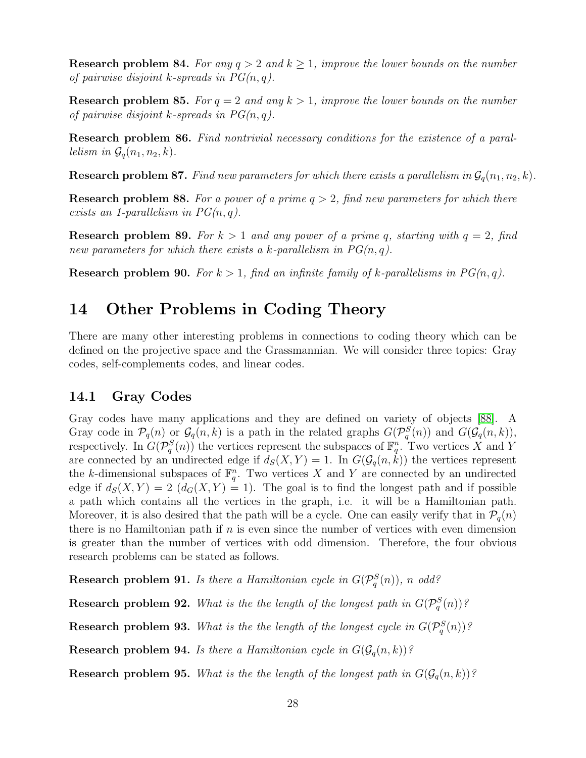**Research problem 84.** *For any $q > 2$ and $k \geq 1$, improve the lower bounds on the number of pairwise disjoint $k$-spreads in $PG(n, q)$.*

**Research problem 85.** *For $q = 2$ and any $k > 1$, improve the lower bounds on the number of pairwise disjoint $k$-spreads in $PG(n, q)$.*

**Research problem 86.** *Find nontrivial necessary conditions for the existence of a parallelism in $\mathcal{G}_q(n_1, n_2, k)$.*

**Research problem 87.** *Find new parameters for which there exists a parallelism in $\mathcal{G}_q(n_1, n_2, k)$.*

**Research problem 88.** *For a power of a prime $q > 2$, find new parameters for which there exists an 1-parallelism in $PG(n, q)$.*

**Research problem 89.** *For $k > 1$ and any power of a prime $q$, starting with $q = 2$, find new parameters for which there exists a $k$-parallelism in $PG(n, q)$.*

**Research problem 90.** *For $k > 1$, find an infinite family of $k$-parallelisms in $PG(n, q)$.*

## 14 Other Problems in Coding Theory

There are many other interesting problems in connections to coding theory which can be defined on the projective space and the Grassmannian. We will consider three topics: Gray codes, self-complements codes, and linear codes.

### 14.1 Gray Codes

Gray codes have many applications and they are defined on variety of objects [88]. A Gray code in $\mathcal{P}_q(n)$ or $\mathcal{G}_q(n, k)$ is a path in the related graphs $G(\mathcal{P}_q^S(n))$ and $G(\mathcal{G}_q(n, k))$, respectively. In $G(\mathcal{P}_q^S(n))$ the vertices represent the subspaces of $\mathbb{F}_q^n$. Two vertices $X$ and $Y$ are connected by an undirected edge if $d_S(X, Y) = 1$. In $G(\mathcal{G}_q(n, k))$ the vertices represent the $k$-dimensional subspaces of $\mathbb{F}_q^n$. Two vertices $X$ and $Y$ are connected by an undirected edge if $d_S(X, Y) = 2$ ($d_G(X, Y) = 1$). The goal is to find the longest path and if possible a path which contains all the vertices in the graph, i.e. it will be a Hamiltonian path. Moreover, it is also desired that the path will be a cycle. One can easily verify that in $\mathcal{P}_q(n)$ there is no Hamiltonian path if $n$ is even since the number of vertices with even dimension is greater than the number of vertices with odd dimension. Therefore, the four obvious research problems can be stated as follows.

**Research problem 91.** *Is there a Hamiltonian cycle in $G(\mathcal{P}_q^S(n))$, $n$ odd?*

**Research problem 92.** *What is the the length of the longest path in $G(\mathcal{P}_q^S(n))$?*

**Research problem 93.** *What is the the length of the longest cycle in $G(\mathcal{P}_q^S(n))$?*

**Research problem 94.** *Is there a Hamiltonian cycle in $G(\mathcal{G}_q(n, k))$?*

**Research problem 95.** *What is the the length of the longest path in $G(\mathcal{G}_q(n, k))$?*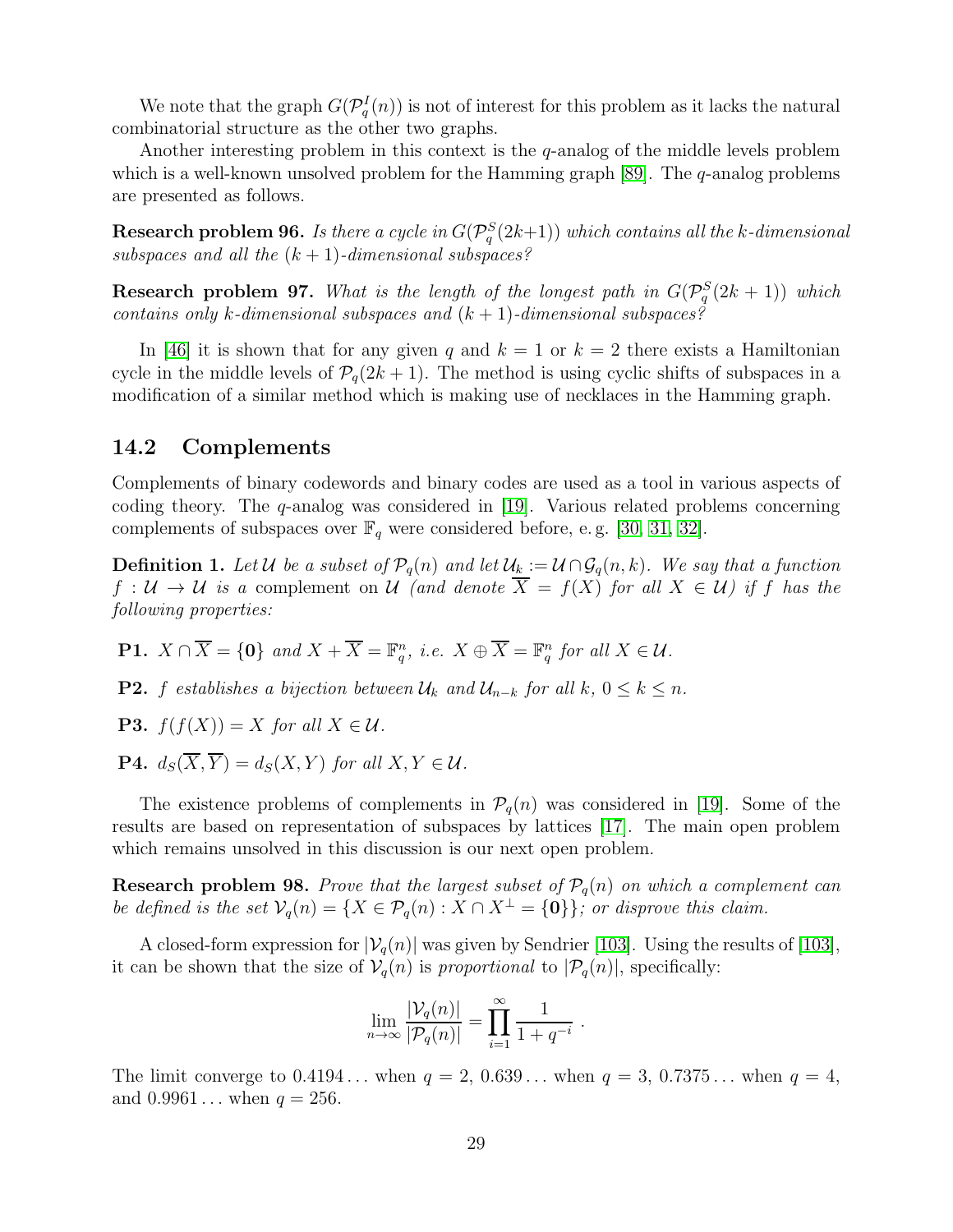We note that the graph $G(\mathcal{P}_q^I(n))$ is not of interest for this problem as it lacks the natural combinatorial structure as the other two graphs.

Another interesting problem in this context is the $q$-analog of the middle levels problem which is a well-known unsolved problem for the Hamming graph [89]. The $q$-analog problems are presented as follows.

**Research problem 96.** *Is there a cycle in $G(\mathcal{P}_q^S(2k+1))$ which contains all the $k$-dimensional subspaces and all the $(k+1)$-dimensional subspaces?*

**Research problem 97.** *What is the length of the longest path in $G(\mathcal{P}_q^S(2k+1))$ which contains only $k$-dimensional subspaces and $(k+1)$-dimensional subspaces?*

In [46] it is shown that for any given $q$ and $k = 1$ or $k = 2$ there exists a Hamiltonian cycle in the middle levels of $\mathcal{P}_q(2k+1)$. The method is using cyclic shifts of subspaces in a modification of a similar method which is making use of necklaces in the Hamming graph.

## 14.2 Complements

Complements of binary codewords and binary codes are used as a tool in various aspects of coding theory. The $q$-analog was considered in [19]. Various related problems concerning complements of subspaces over $\mathbb{F}_q$ were considered before, e. g. [30, 31, 32].

**Definition 1.** *Let $\mathcal{U}$ be a subset of $\mathcal{P}_q(n)$ and let $\mathcal{U}_k := \mathcal{U} \cap \mathcal{G}_q(n,k)$. We say that a function $f : \mathcal{U} \to \mathcal{U}$ is a* complement *on $\mathcal{U}$ (and denote $\overline{X} = f(X)$ for all $X \in \mathcal{U}$) if $f$ has the following properties:*

- **P1.** *$X \cap \overline{X} = \{\mathbf{0}\}$ and $X + \overline{X} = \mathbb{F}_q^n$, i.e. $X \oplus \overline{X} = \mathbb{F}_q^n$ for all $X \in \mathcal{U}$.*
- **P2.** *$f$ establishes a bijection between $\mathcal{U}_k$ and $\mathcal{U}_{n-k}$ for all $k$, $0 \leq k \leq n$.*
- **P3.** *$f(f(X)) = X$ for all $X \in \mathcal{U}$.*
- **P4.** *$d_S(\overline{X}, \overline{Y}) = d_S(X, Y)$ for all $X, Y \in \mathcal{U}$.*

The existence problems of complements in $\mathcal{P}_q(n)$ was considered in [19]. Some of the results are based on representation of subspaces by lattices [17]. The main open problem which remains unsolved in this discussion is our next open problem.

**Research problem 98.** *Prove that the largest subset of $\mathcal{P}_q(n)$ on which a complement can be defined is the set $\mathcal{V}_q(n) = \{X \in \mathcal{P}_q(n) : X \cap X^\perp = \{\mathbf{0}\}\}$; or disprove this claim.*

A closed-form expression for $|\mathcal{V}_q(n)|$ was given by Sendrier [103]. Using the results of [103], it can be shown that the size of $\mathcal{V}_q(n)$ is *proportional* to $|\mathcal{P}_q(n)|$, specifically:

$$\lim_{n \to \infty} \frac{|\mathcal{V}_q(n)|}{|\mathcal{P}_q(n)|} = \prod_{i=1}^{\infty} \frac{1}{1 + q^{-i}} \ .$$

The limit converge to $0.4194\ldots$ when $q = 2$, $0.639\ldots$ when $q = 3$, $0.7375\ldots$ when $q = 4$, and $0.9961\ldots$ when $q = 256$.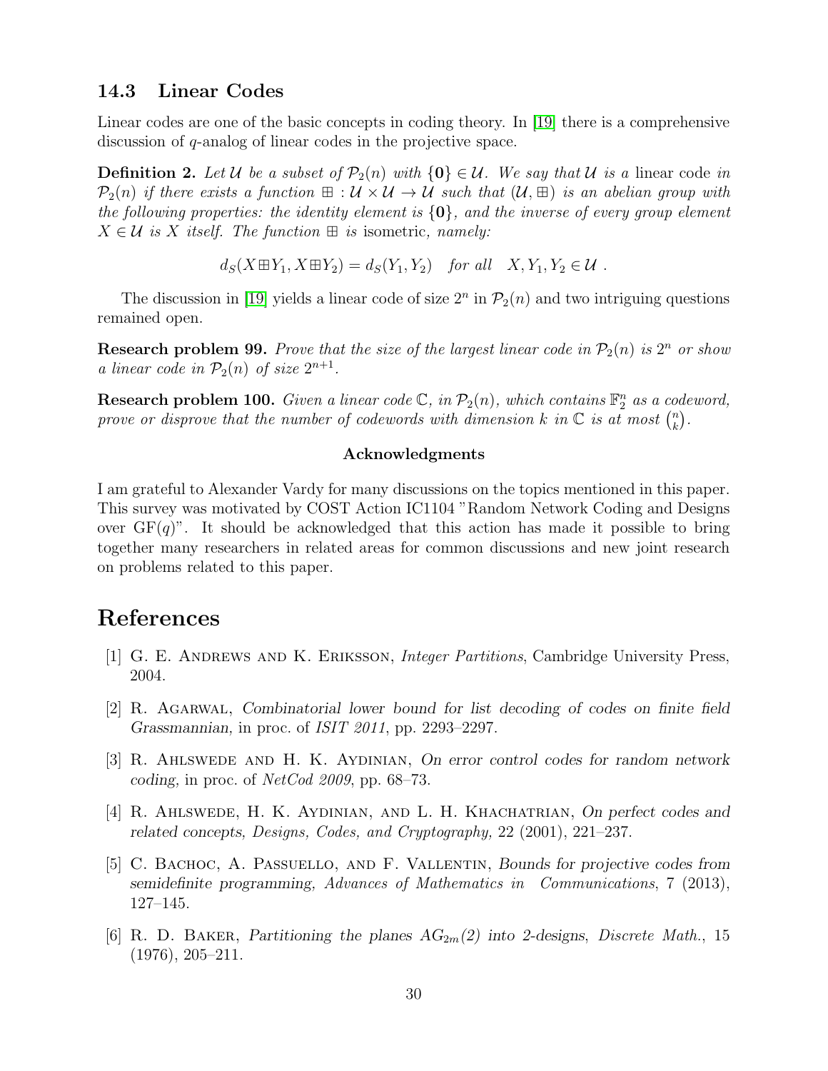### 14.3 Linear Codes

Linear codes are one of the basic concepts in coding theory. In [19] there is a comprehensive discussion of $q$-analog of linear codes in the projective space.

**Definition 2.** *Let $\mathcal{U}$ be a subset of $\mathcal{P}_2(n)$ with $\{\mathbf{0}\} \in \mathcal{U}$. We say that $\mathcal{U}$ is a* linear code *in $\mathcal{P}_2(n)$ if there exists a function $\boxplus : \mathcal{U} \times \mathcal{U} \to \mathcal{U}$ such that $(\mathcal{U}, \boxplus)$ is an abelian group with the following properties: the identity element is $\{\mathbf{0}\}$, and the inverse of every group element $X \in \mathcal{U}$ is $X$ itself. The function $\boxplus$ is* isometric*, namely:*

$$d_S(X \boxplus Y_1, X \boxplus Y_2) = d_S(Y_1, Y_2) \quad \text{for all} \quad X, Y_1, Y_2 \in \mathcal{U} \ .$$

The discussion in [19] yields a linear code of size $2^n$ in $\mathcal{P}_2(n)$ and two intriguing questions remained open.

**Research problem 99.** *Prove that the size of the largest linear code in $\mathcal{P}_2(n)$ is $2^n$ or show a linear code in $\mathcal{P}_2(n)$ of size $2^{n+1}$.*

**Research problem 100.** *Given a linear code $\mathbb{C}$, in $\mathcal{P}_2(n)$, which contains $\mathbb{F}_2^n$ as a codeword, prove or disprove that the number of codewords with dimension $k$ in $\mathbb{C}$ is at most $\binom{n}{k}$.*

#### Acknowledgments

I am grateful to Alexander Vardy for many discussions on the topics mentioned in this paper. This survey was motivated by COST Action IC1104 "Random Network Coding and Designs over GF($q$)". It should be acknowledged that this action has made it possible to bring together many researchers in related areas for common discussions and new joint research on problems related to this paper.

## References

[1] G. E. Andrews and K. Eriksson, *Integer Partitions*, Cambridge University Press, 2004.

[2] R. Agarwal, *Combinatorial lower bound for list decoding of codes on finite field Grassmannian,* in proc. of *ISIT 2011*, pp. 2293–2297.

[3] R. Ahlswede and H. K. Aydinian, *On error control codes for random network coding,* in proc. of *NetCod 2009*, pp. 68–73.

[4] R. Ahlswede, H. K. Aydinian, and L. H. Khachatrian, *On perfect codes and related concepts*, *Designs, Codes, and Cryptography,* 22 (2001), 221–237.

[5] C. Bachoc, A. Passuello, and F. Vallentin, *Bounds for projective codes from semidefinite programming*, *Advances of Mathematics in Communications*, 7 (2013), 127–145.

[6] R. D. Baker, *Partitioning the planes $AG_{2m}(2)$ into 2-designs*, *Discrete Math.*, 15 (1976), 205–211.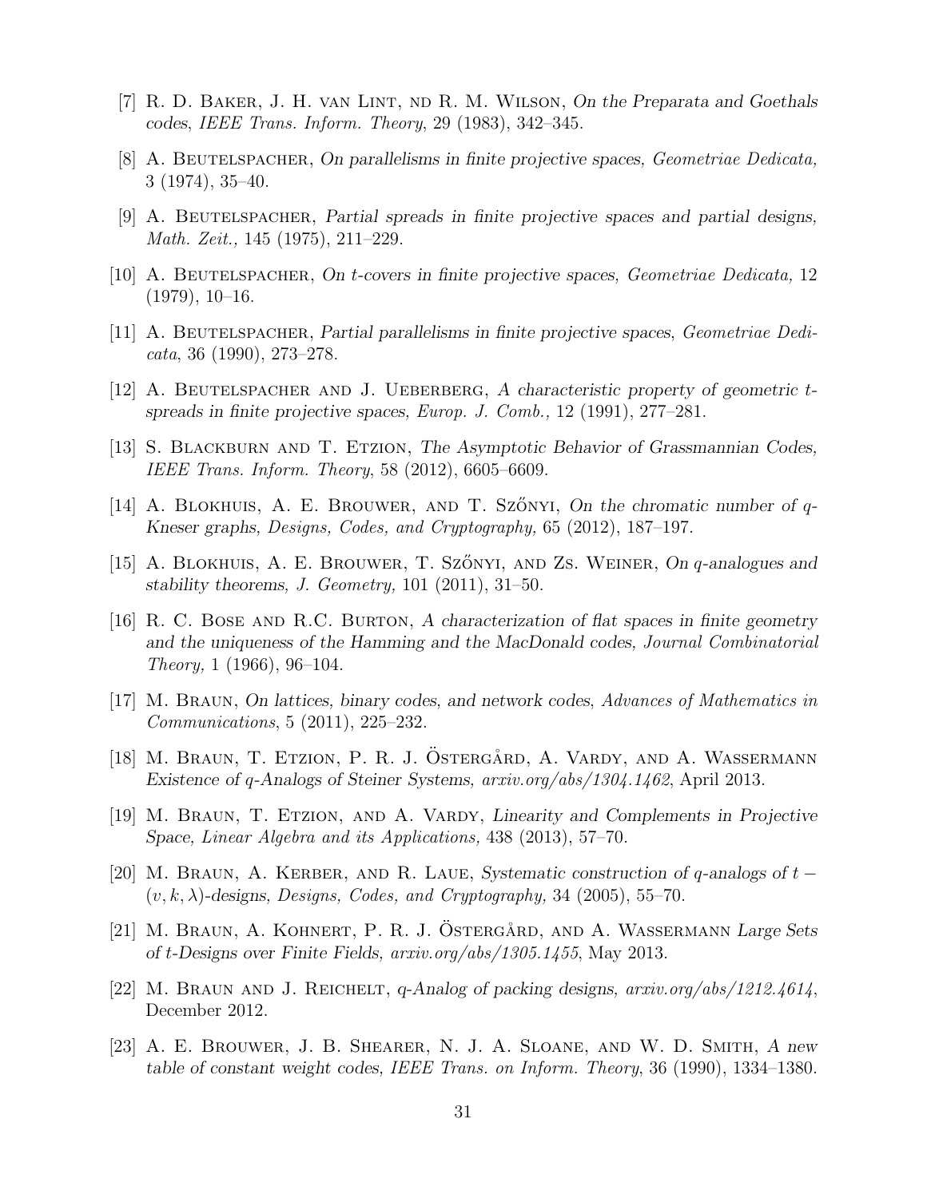[7] R. D. Baker, J. H. van Lint, nd R. M. Wilson, *On the Preparata and Goethals codes*, *IEEE Trans. Inform. Theory*, 29 (1983), 342–345.

[8] A. Beutelspacher, *On parallelisms in finite projective spaces*, *Geometriae Dedicata*, 3 (1974), 35–40.

[9] A. Beutelspacher, *Partial spreads in finite projective spaces and partial designs*, *Math. Zeit.*, 145 (1975), 211–229.

[10] A. Beutelspacher, *On t-covers in finite projective spaces*, *Geometriae Dedicata*, 12 (1979), 10–16.

[11] A. Beutelspacher, *Partial parallelisms in finite projective spaces*, *Geometriae Dedicata*, 36 (1990), 273–278.

[12] A. Beutelspacher and J. Ueberberg, *A characteristic property of geometric t-spreads in finite projective spaces*, *Europ. J. Comb.*, 12 (1991), 277–281.

[13] S. Blackburn and T. Etzion, *The Asymptotic Behavior of Grassmannian Codes*, *IEEE Trans. Inform. Theory*, 58 (2012), 6605–6609.

[14] A. Blokhuis, A. E. Brouwer, and T. Szőnyi, *On the chromatic number of q-Kneser graphs*, *Designs, Codes, and Cryptography*, 65 (2012), 187–197.

[15] A. Blokhuis, A. E. Brouwer, T. Szőnyi, and Zs. Weiner, *On q-analogues and stability theorems*, *J. Geometry*, 101 (2011), 31–50.

[16] R. C. Bose and R.C. Burton, *A characterization of flat spaces in finite geometry and the uniqueness of the Hamming and the MacDonald codes*, *Journal Combinatorial Theory*, 1 (1966), 96–104.

[17] M. Braun, *On lattices, binary codes, and network codes*, *Advances of Mathematics in Communications*, 5 (2011), 225–232.

[18] M. Braun, T. Etzion, P. R. J. Östergård, A. Vardy, and A. Wassermann *Existence of q-Analogs of Steiner Systems*, *arxiv.org/abs/1304.1462*, April 2013.

[19] M. Braun, T. Etzion, and A. Vardy, *Linearity and Complements in Projective Space*, *Linear Algebra and its Applications*, 438 (2013), 57–70.

[20] M. Braun, A. Kerber, and R. Laue, *Systematic construction of q-analogs of $t-(v,k,\lambda)$-designs*, *Designs, Codes, and Cryptography*, 34 (2005), 55–70.

[21] M. Braun, A. Kohnert, P. R. J. Östergård, and A. Wassermann *Large Sets of t-Designs over Finite Fields*, *arxiv.org/abs/1305.1455*, May 2013.

[22] M. Braun and J. Reichelt, *q-Analog of packing designs*, *arxiv.org/abs/1212.4614*, December 2012.

[23] A. E. Brouwer, J. B. Shearer, N. J. A. Sloane, and W. D. Smith, *A new table of constant weight codes*, *IEEE Trans. on Inform. Theory*, 36 (1990), 1334–1380.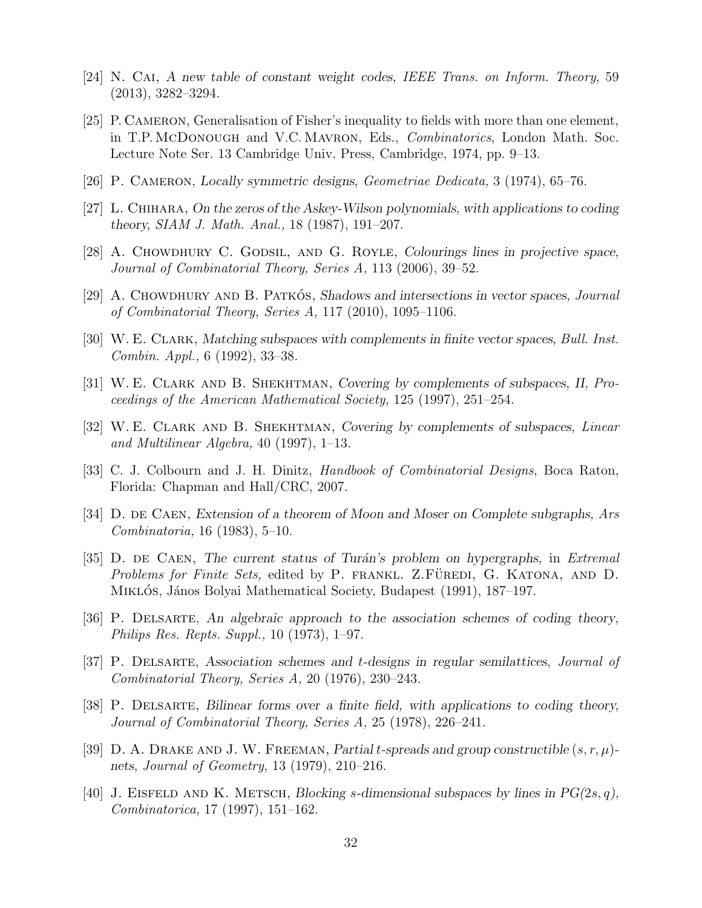[24] N. Cai, *A new table of constant weight codes, IEEE Trans. on Inform. Theory*, 59 (2013), 3282–3294.

[25] P. Cameron, Generalisation of Fisher's inequality to fields with more than one element, in T.P. McDonough and V.C. Mavron, Eds., *Combinatorics*, London Math. Soc. Lecture Note Ser. 13 Cambridge Univ. Press, Cambridge, 1974, pp. 9–13.

[26] P. Cameron, *Locally symmetric designs*, *Geometriae Dedicata,* 3 (1974), 65–76.

[27] L. Chihara, *On the zeros of the Askey-Wilson polynomials, with applications to coding theory, SIAM J. Math. Anal.,* 18 (1987), 191–207.

[28] A. Chowdhury C. Godsil, and G. Royle, *Colourings lines in projective space*, *Journal of Combinatorial Theory, Series A,* 113 (2006), 39–52.

[29] A. Chowdhury and B. Patkós, *Shadows and intersections in vector spaces, Journal of Combinatorial Theory, Series A,* 117 (2010), 1095–1106.

[30] W. E. Clark, *Matching subspaces with complements in finite vector spaces*, *Bull. Inst. Combin. Appl.,* 6 (1992), 33–38.

[31] W. E. Clark and B. Shekhtman, *Covering by complements of subspaces, II*, *Proceedings of the American Mathematical Society,* 125 (1997), 251–254.

[32] W. E. Clark and B. Shekhtman, *Covering by complements of subspaces*, *Linear and Multilinear Algebra,* 40 (1997), 1–13.

[33] C. J. Colbourn and J. H. Dinitz, *Handbook of Combinatorial Designs*, Boca Raton, Florida: Chapman and Hall/CRC, 2007.

[34] D. de Caen, *Extension of a theorem of Moon and Moser on Complete subgraphs*, *Ars Combinatoria,* 16 (1983), 5–10.

[35] D. de Caen, *The current status of Turán's problem on hypergraphs,* in *Extremal Problems for Finite Sets,* edited by P. frankl. Z.Füredi, G. Katona, and D. Miklós, János Bolyai Mathematical Society, Budapest (1991), 187–197.

[36] P. Delsarte, *An algebraic approach to the association schemes of coding theory*, *Philips Res. Repts. Suppl.,* 10 (1973), 1–97.

[37] P. Delsarte, *Association schemes and t-designs in regular semilattices*, *Journal of Combinatorial Theory, Series A,* 20 (1976), 230–243.

[38] P. Delsarte, *Bilinear forms over a finite field, with applications to coding theory, Journal of Combinatorial Theory, Series A,* 25 (1978), 226–241.

[39] D. A. Drake and J. W. Freeman, *Partial t-spreads and group constructible $(s, r, \mu)$-nets, Journal of Geometry,* 13 (1979), 210–216.

[40] J. Eisfeld and K. Metsch, *Blocking s-dimensional subspaces by lines in PG$(2s, q)$*, *Combinatorica,* 17 (1997), 151–162.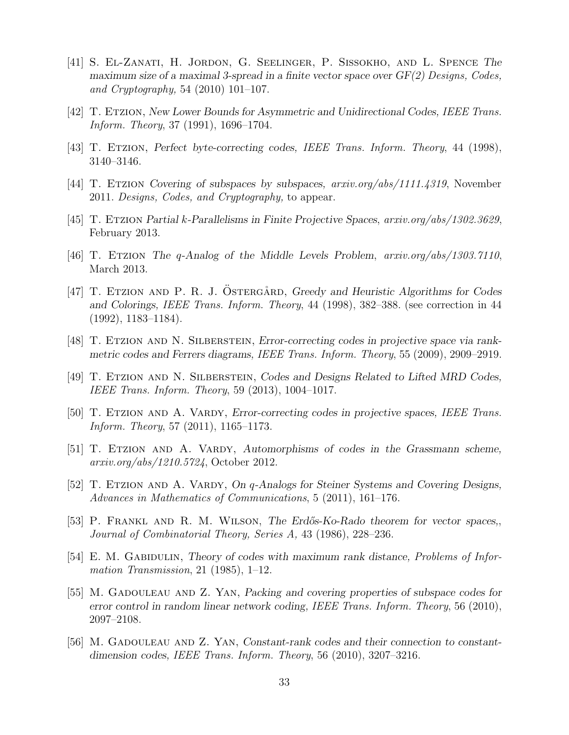[41] S. El-Zanati, H. Jordon, G. Seelinger, P. Sissokho, and L. Spence *The maximum size of a maximal 3-spread in a finite vector space over GF(2) Designs, Codes, and Cryptography,* 54 (2010) 101–107.

[42] T. Etzion, *New Lower Bounds for Asymmetric and Unidirectional Codes, IEEE Trans. Inform. Theory*, 37 (1991), 1696–1704.

[43] T. Etzion, *Perfect byte-correcting codes, IEEE Trans. Inform. Theory*, 44 (1998), 3140–3146.

[44] T. Etzion *Covering of subspaces by subspaces, arxiv.org/abs/1111.4319*, November 2011. *Designs, Codes, and Cryptography,* to appear.

[45] T. Etzion *Partial k-Parallelisms in Finite Projective Spaces*, *arxiv.org/abs/1302.3629*, February 2013.

[46] T. Etzion *The q-Analog of the Middle Levels Problem*, *arxiv.org/abs/1303.7110*, March 2013.

[47] T. Etzion and P. R. J. Östergård, *Greedy and Heuristic Algorithms for Codes and Colorings*, *IEEE Trans. Inform. Theory*, 44 (1998), 382–388. (see correction in 44 (1992), 1183–1184).

[48] T. Etzion and N. Silberstein, *Error-correcting codes in projective space via rank-metric codes and Ferrers diagrams*, *IEEE Trans. Inform. Theory*, 55 (2009), 2909–2919.

[49] T. Etzion and N. Silberstein, *Codes and Designs Related to Lifted MRD Codes*, *IEEE Trans. Inform. Theory*, 59 (2013), 1004–1017.

[50] T. Etzion and A. Vardy, *Error-correcting codes in projective spaces*, *IEEE Trans. Inform. Theory*, 57 (2011), 1165–1173.

[51] T. Etzion and A. Vardy, *Automorphisms of codes in the Grassmann scheme*, *arxiv.org/abs/1210.5724*, October 2012.

[52] T. Etzion and A. Vardy, *On q-Analogs for Steiner Systems and Covering Designs*, *Advances in Mathematics of Communications*, 5 (2011), 161–176.

[53] P. Frankl and R. M. Wilson, *The Erdős-Ko-Rado theorem for vector spaces,*, *Journal of Combinatorial Theory, Series A,* 43 (1986), 228–236.

[54] E. M. Gabidulin, *Theory of codes with maximum rank distance*, *Problems of Information Transmission*, 21 (1985), 1–12.

[55] M. Gadouleau and Z. Yan, *Packing and covering properties of subspace codes for error control in random linear network coding*, *IEEE Trans. Inform. Theory*, 56 (2010), 2097–2108.

[56] M. Gadouleau and Z. Yan, *Constant-rank codes and their connection to constant-dimension codes*, *IEEE Trans. Inform. Theory*, 56 (2010), 3207–3216.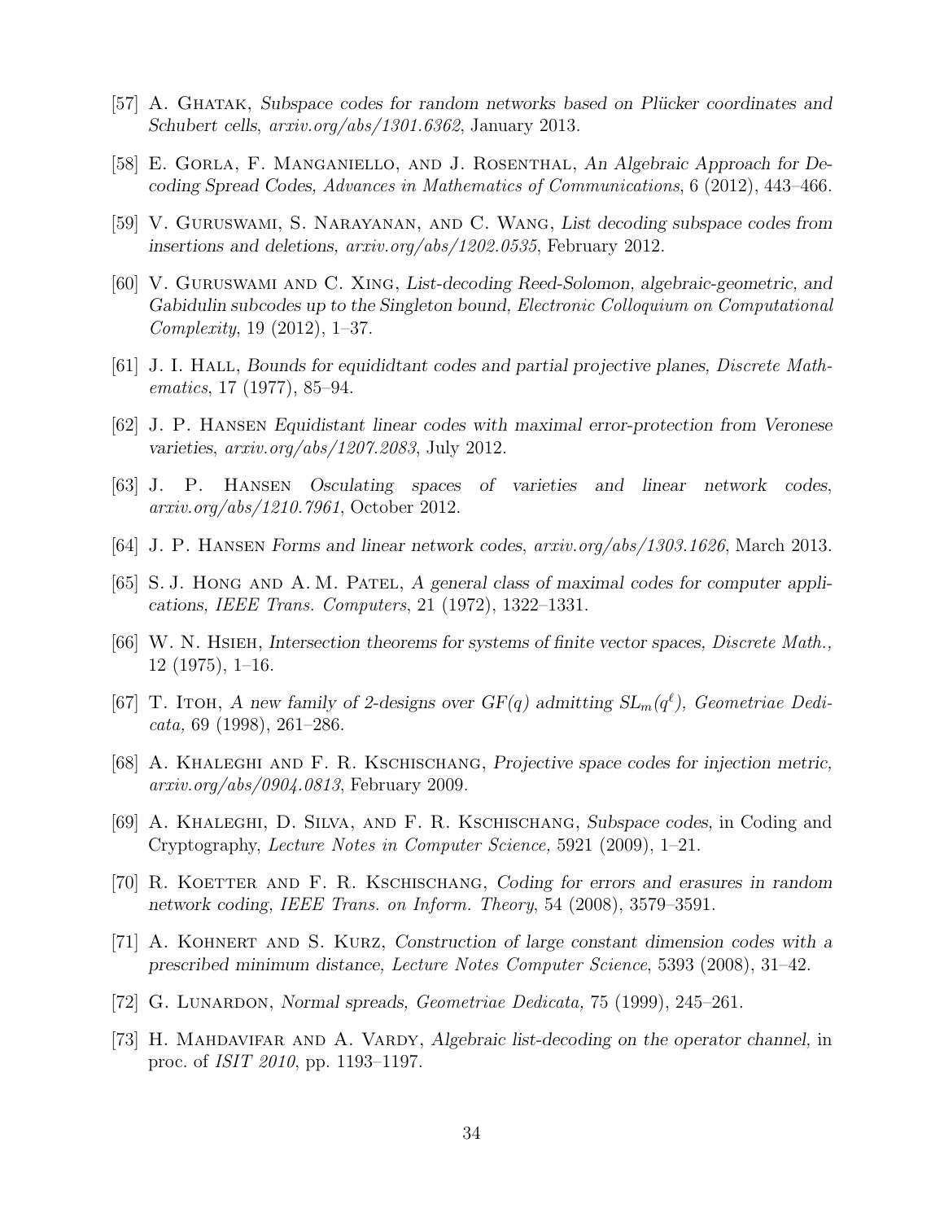[57] A. Ghatak, *Subspace codes for random networks based on Plücker coordinates and Schubert cells*, *arxiv.org/abs/1301.6362*, January 2013.

[58] E. Gorla, F. Manganiello, and J. Rosenthal, *An Algebraic Approach for Decoding Spread Codes*, *Advances in Mathematics of Communications*, 6 (2012), 443–466.

[59] V. Guruswami, S. Narayanan, and C. Wang, *List decoding subspace codes from insertions and deletions*, *arxiv.org/abs/1202.0535*, February 2012.

[60] V. Guruswami and C. Xing, *List-decoding Reed-Solomon, algebraic-geometric, and Gabidulin subcodes up to the Singleton bound*, *Electronic Colloquium on Computational Complexity*, 19 (2012), 1–37.

[61] J. I. Hall, *Bounds for equididtant codes and partial projective planes*, *Discrete Mathematics*, 17 (1977), 85–94.

[62] J. P. Hansen *Equidistant linear codes with maximal error-protection from Veronese varieties*, *arxiv.org/abs/1207.2083*, July 2012.

[63] J. P. Hansen *Osculating spaces of varieties and linear network codes*, *arxiv.org/abs/1210.7961*, October 2012.

[64] J. P. Hansen *Forms and linear network codes*, *arxiv.org/abs/1303.1626*, March 2013.

[65] S. J. Hong and A. M. Patel, *A general class of maximal codes for computer applications*, *IEEE Trans. Computers*, 21 (1972), 1322–1331.

[66] W. N. Hsieh, *Intersection theorems for systems of finite vector spaces*, *Discrete Math.*, 12 (1975), 1–16.

[67] T. Itoh, *A new family of 2-designs over GF(q) admitting $SL_m(q^\ell)$*, *Geometriae Dedicata*, 69 (1998), 261–286.

[68] A. Khaleghi and F. R. Kschischang, *Projective space codes for injection metric*, *arxiv.org/abs/0904.0813*, February 2009.

[69] A. Khaleghi, D. Silva, and F. R. Kschischang, *Subspace codes*, in Coding and Cryptography, *Lecture Notes in Computer Science*, 5921 (2009), 1–21.

[70] R. Koetter and F. R. Kschischang, *Coding for errors and erasures in random network coding*, *IEEE Trans. on Inform. Theory*, 54 (2008), 3579–3591.

[71] A. Kohnert and S. Kurz, *Construction of large constant dimension codes with a prescribed minimum distance*, *Lecture Notes Computer Science*, 5393 (2008), 31–42.

[72] G. Lunardon, *Normal spreads*, *Geometriae Dedicata*, 75 (1999), 245–261.

[73] H. Mahdavifar and A. Vardy, *Algebraic list-decoding on the operator channel*, in proc. of *ISIT 2010*, pp. 1193–1197.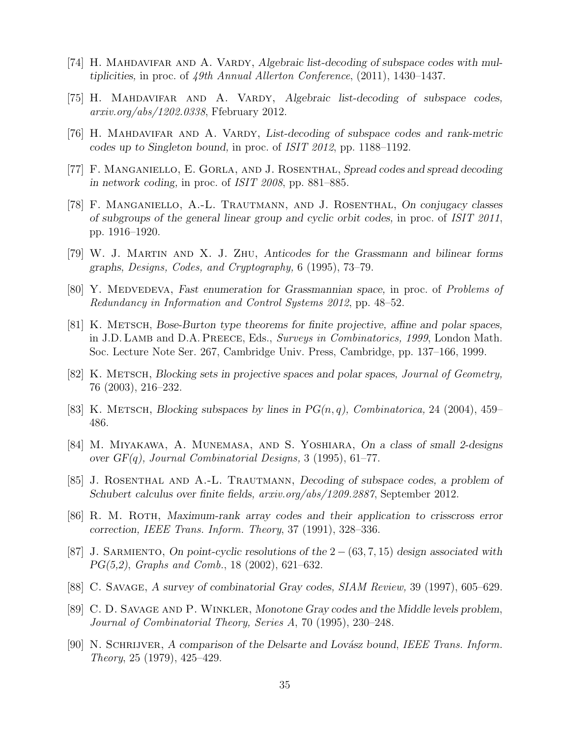[74] H. Mahdavifar and A. Vardy, *Algebraic list-decoding of subspace codes with multiplicities*, in proc. of *49th Annual Allerton Conference*, (2011), 1430–1437.

[75] H. Mahdavifar and A. Vardy, *Algebraic list-decoding of subspace codes*, *arxiv.org/abs/1202.0338*, Ffebruary 2012.

[76] H. Mahdavifar and A. Vardy, *List-decoding of subspace codes and rank-metric codes up to Singleton bound*, in proc. of *ISIT 2012*, pp. 1188–1192.

[77] F. Manganiello, E. Gorla, and J. Rosenthal, *Spread codes and spread decoding in network coding*, in proc. of *ISIT 2008*, pp. 881–885.

[78] F. Manganiello, A.-L. Trautmann, and J. Rosenthal, *On conjugacy classes of subgroups of the general linear group and cyclic orbit codes*, in proc. of *ISIT 2011*, pp. 1916–1920.

[79] W. J. Martin and X. J. Zhu, *Anticodes for the Grassmann and bilinear forms graphs*, *Designs, Codes, and Cryptography,* 6 (1995), 73–79.

[80] Y. Medvedeva, *Fast enumeration for Grassmannian space*, in proc. of *Problems of Redundancy in Information and Control Systems 2012*, pp. 48–52.

[81] K. Metsch, *Bose-Burton type theorems for finite projective, affine and polar spaces*, in J.D. Lamb and D.A. Preece, Eds., *Surveys in Combinatorics, 1999*, London Math. Soc. Lecture Note Ser. 267, Cambridge Univ. Press, Cambridge, pp. 137–166, 1999.

[82] K. Metsch, *Blocking sets in projective spaces and polar spaces*, *Journal of Geometry,* 76 (2003), 216–232.

[83] K. Metsch, *Blocking subspaces by lines in PG*$(n, q)$, *Combinatorica,* 24 (2004), 459–486.

[84] M. Miyakawa, A. Munemasa, and S. Yoshiara, *On a class of small 2-designs over GF(q)*, *Journal Combinatorial Designs,* 3 (1995), 61–77.

[85] J. Rosenthal and A.-L. Trautmann, *Decoding of subspace codes, a problem of Schubert calculus over finite fields*, *arxiv.org/abs/1209.2887*, September 2012.

[86] R. M. Roth, *Maximum-rank array codes and their application to crisscross error correction*, *IEEE Trans. Inform. Theory*, 37 (1991), 328–336.

[87] J. Sarmiento, *On point-cyclic resolutions of the* $2-(63, 7, 15)$ *design associated with PG(5,2)*, *Graphs and Comb.*, 18 (2002), 621–632.

[88] C. Savage, *A survey of combinatorial Gray codes*, *SIAM Review,* 39 (1997), 605–629.

[89] C. D. Savage and P. Winkler, *Monotone Gray codes and the Middle levels problem*, *Journal of Combinatorial Theory, Series A*, 70 (1995), 230–248.

[90] N. Schrijver, *A comparison of the Delsarte and Lovász bound*, *IEEE Trans. Inform. Theory*, 25 (1979), 425–429.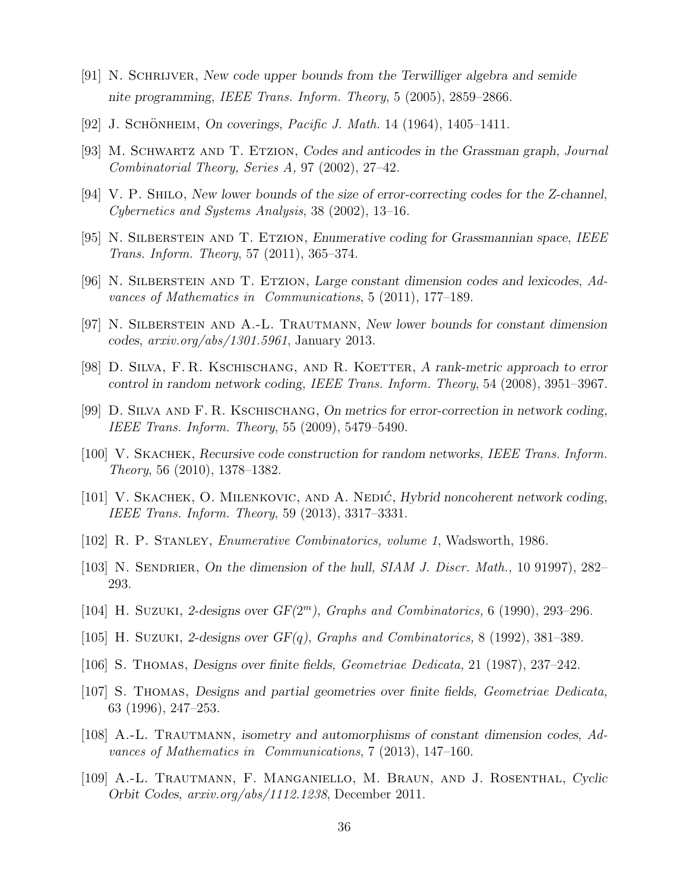[91] N. Schrijver, *New code upper bounds from the Terwilliger algebra and semide nite programming*, *IEEE Trans. Inform. Theory*, 5 (2005), 2859–2866.

[92] J. Schönheim, *On coverings*, *Pacific J. Math.* 14 (1964), 1405–1411.

[93] M. Schwartz and T. Etzion, *Codes and anticodes in the Grassman graph*, *Journal Combinatorial Theory, Series A*, 97 (2002), 27–42.

[94] V. P. Shilo, *New lower bounds of the size of error-correcting codes for the Z-channel*, *Cybernetics and Systems Analysis*, 38 (2002), 13–16.

[95] N. Silberstein and T. Etzion, *Enumerative coding for Grassmannian space*, *IEEE Trans. Inform. Theory*, 57 (2011), 365–374.

[96] N. Silberstein and T. Etzion, *Large constant dimension codes and lexicodes*, *Advances of Mathematics in Communications*, 5 (2011), 177–189.

[97] N. Silberstein and A.-L. Trautmann, *New lower bounds for constant dimension codes*, *arxiv.org/abs/1301.5961*, January 2013.

[98] D. Silva, F. R. Kschischang, and R. Koetter, *A rank-metric approach to error control in random network coding*, *IEEE Trans. Inform. Theory*, 54 (2008), 3951–3967.

[99] D. Silva and F. R. Kschischang, *On metrics for error-correction in network coding*, *IEEE Trans. Inform. Theory*, 55 (2009), 5479–5490.

[100] V. Skachek, *Recursive code construction for random networks*, *IEEE Trans. Inform. Theory*, 56 (2010), 1378–1382.

[101] V. Skachek, O. Milenkovic, and A. Nedić, *Hybrid noncoherent network coding*, *IEEE Trans. Inform. Theory*, 59 (2013), 3317–3331.

[102] R. P. Stanley, *Enumerative Combinatorics, volume 1*, Wadsworth, 1986.

[103] N. Sendrier, *On the dimension of the hull*, *SIAM J. Discr. Math.*, 10 91997), 282–293.

[104] H. Suzuki, *2-designs over GF($2^m$)*, *Graphs and Combinatorics*, 6 (1990), 293–296.

[105] H. Suzuki, *2-designs over GF($q$)*, *Graphs and Combinatorics*, 8 (1992), 381–389.

[106] S. Thomas, *Designs over finite fields*, *Geometriae Dedicata*, 21 (1987), 237–242.

[107] S. Thomas, *Designs and partial geometries over finite fields*, *Geometriae Dedicata*, 63 (1996), 247–253.

[108] A.-L. Trautmann, *isometry and automorphisms of constant dimension codes*, *Advances of Mathematics in Communications*, 7 (2013), 147–160.

[109] A.-L. Trautmann, F. Manganiello, M. Braun, and J. Rosenthal, *Cyclic Orbit Codes*, *arxiv.org/abs/1112.1238*, December 2011.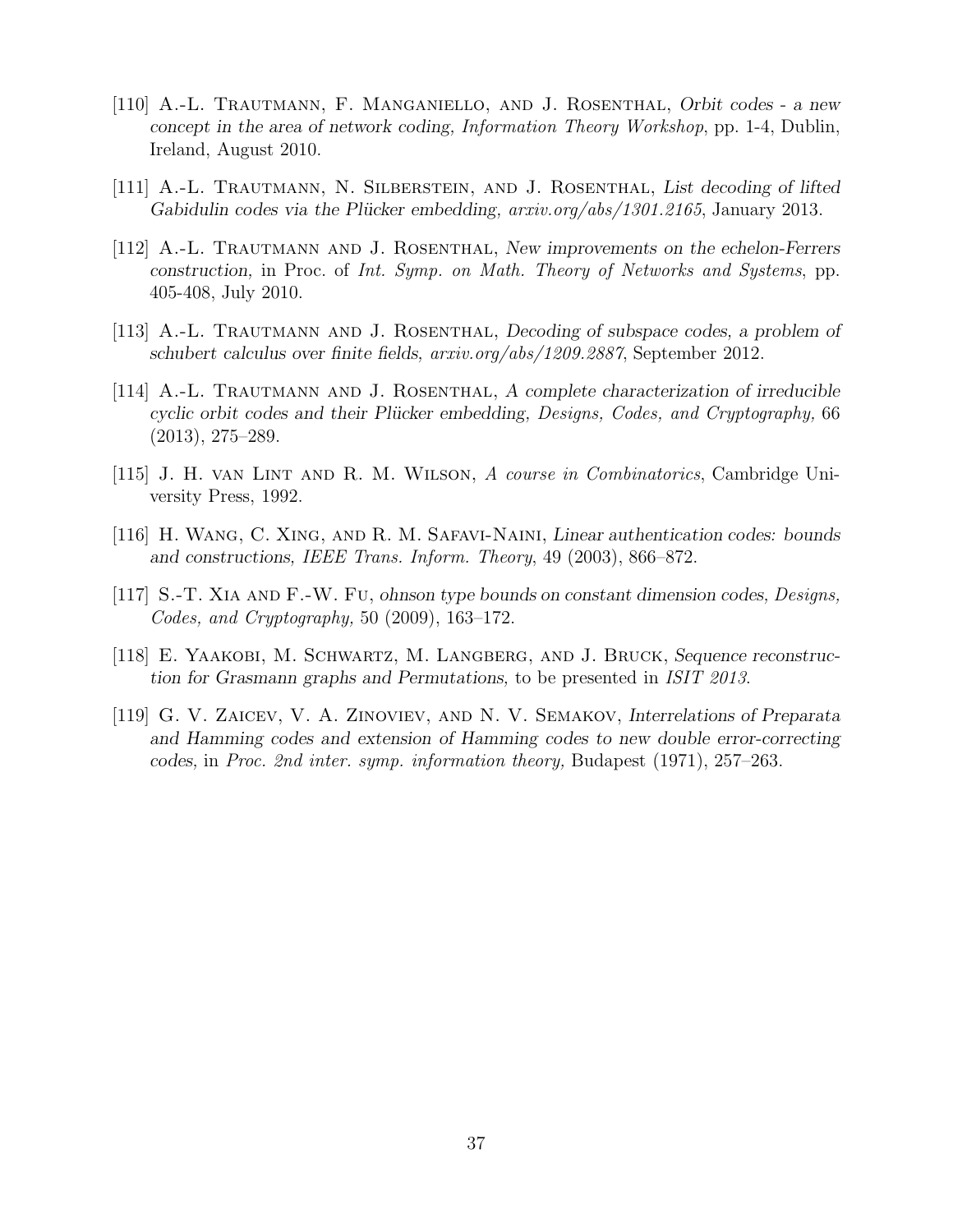[110] A.-L. Trautmann, F. Manganiello, and J. Rosenthal, *Orbit codes - a new concept in the area of network coding*, *Information Theory Workshop*, pp. 1-4, Dublin, Ireland, August 2010.

[111] A.-L. Trautmann, N. Silberstein, and J. Rosenthal, *List decoding of lifted Gabidulin codes via the Plücker embedding*, *arxiv.org/abs/1301.2165*, January 2013.

[112] A.-L. Trautmann and J. Rosenthal, *New improvements on the echelon-Ferrers construction*, in Proc. of *Int. Symp. on Math. Theory of Networks and Systems*, pp. 405-408, July 2010.

[113] A.-L. Trautmann and J. Rosenthal, *Decoding of subspace codes, a problem of schubert calculus over finite fields*, *arxiv.org/abs/1209.2887*, September 2012.

[114] A.-L. Trautmann and J. Rosenthal, *A complete characterization of irreducible cyclic orbit codes and their Plücker embedding*, *Designs, Codes, and Cryptography,* 66 (2013), 275–289.

[115] J. H. van Lint and R. M. Wilson, *A course in Combinatorics*, Cambridge University Press, 1992.

[116] H. Wang, C. Xing, and R. M. Safavi-Naini, *Linear authentication codes: bounds and constructions*, *IEEE Trans. Inform. Theory*, 49 (2003), 866–872.

[117] S.-T. Xia and F.-W. Fu, *ohnson type bounds on constant dimension codes*, *Designs, Codes, and Cryptography,* 50 (2009), 163–172.

[118] E. Yaakobi, M. Schwartz, M. Langberg, and J. Bruck, *Sequence reconstruction for Grasmann graphs and Permutations,* to be presented in *ISIT 2013*.

[119] G. V. Zaicev, V. A. Zinoviev, and N. V. Semakov, *Interrelations of Preparata and Hamming codes and extension of Hamming codes to new double error-correcting codes,* in *Proc. 2nd inter. symp. information theory,* Budapest (1971), 257–263.